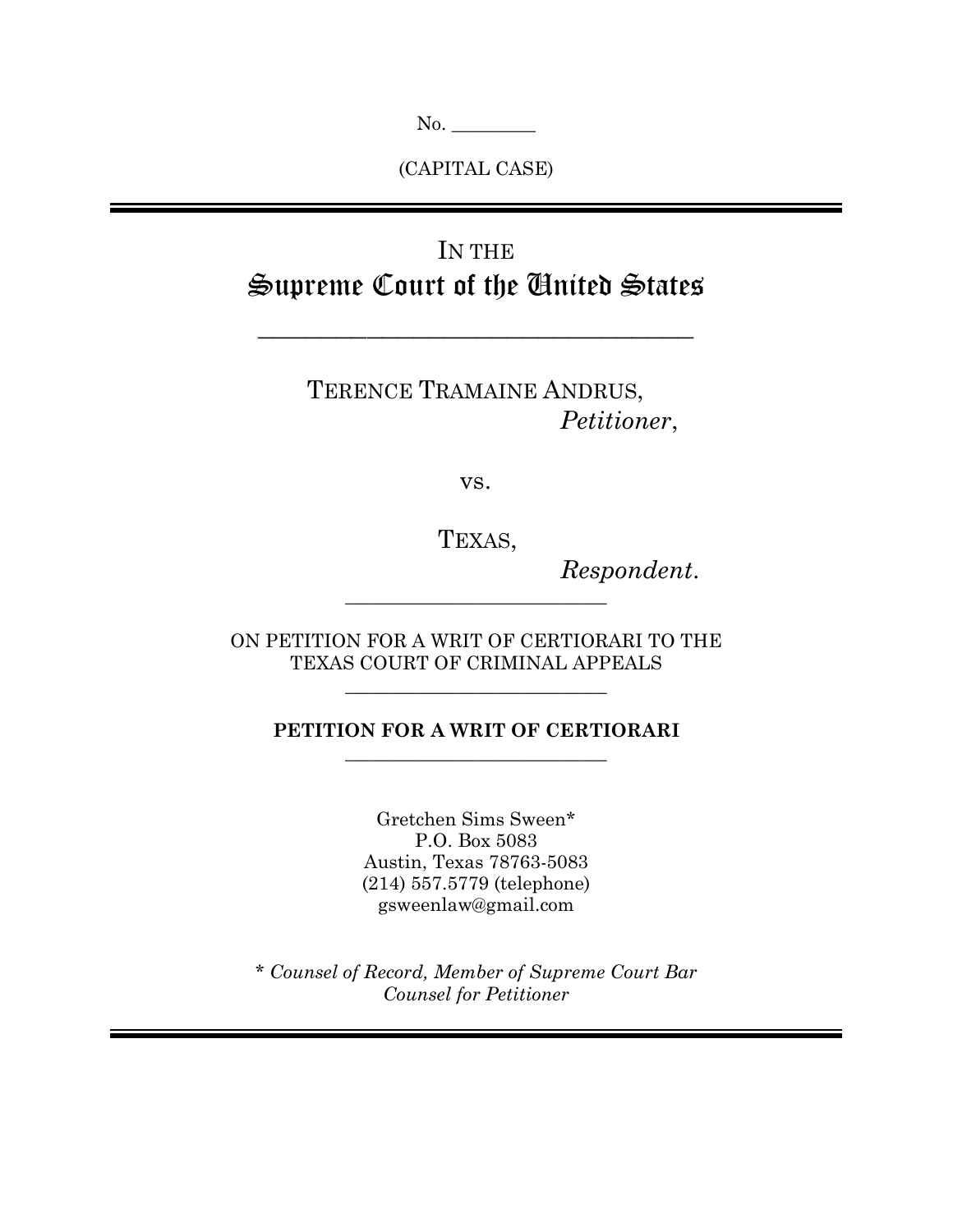No. _________

(CAPITAL CASE)

IN THE

# Supreme Court of the United States

TERENCE TRAMAINE ANDRUS,
*Petitioner*,

vs.

TEXAS,
*Respondent*.

ON PETITION FOR A WRIT OF CERTIORARI TO THE TEXAS COURT OF CRIMINAL APPEALS

**PETITION FOR A WRIT OF CERTIORARI**

Gretchen Sims Sween*
P.O. Box 5083
Austin, Texas 78763-5083
(214) 557.5779 (telephone)
gsweenlaw@gmail.com

*\* Counsel of Record, Member of Supreme Court Bar*
*Counsel for Petitioner*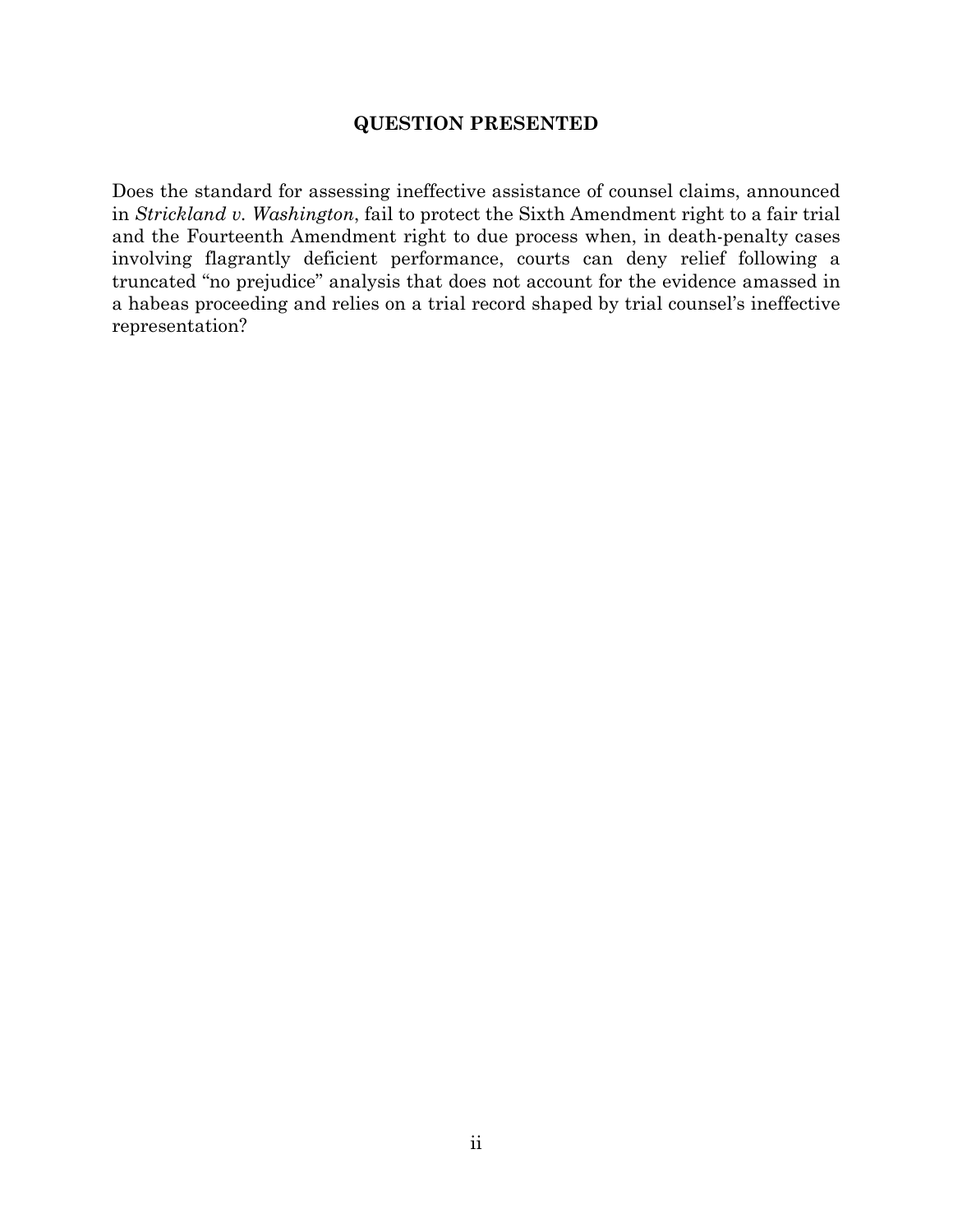# QUESTION PRESENTED

Does the standard for assessing ineffective assistance of counsel claims, announced in *Strickland v. Washington*, fail to protect the Sixth Amendment right to a fair trial and the Fourteenth Amendment right to due process when, in death-penalty cases involving flagrantly deficient performance, courts can deny relief following a truncated "no prejudice" analysis that does not account for the evidence amassed in a habeas proceeding and relies on a trial record shaped by trial counsel's ineffective representation?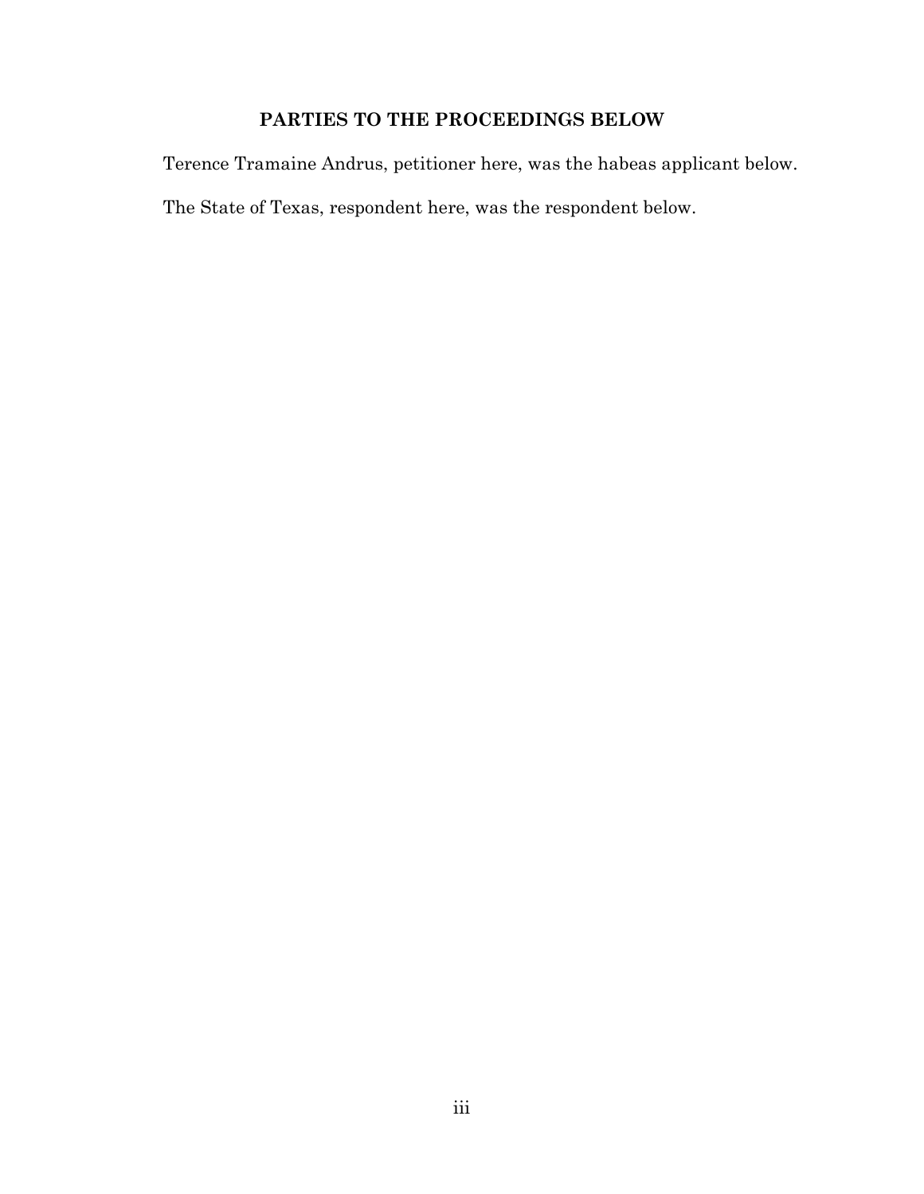## PARTIES TO THE PROCEEDINGS BELOW

Terence Tramaine Andrus, petitioner here, was the habeas applicant below.

The State of Texas, respondent here, was the respondent below.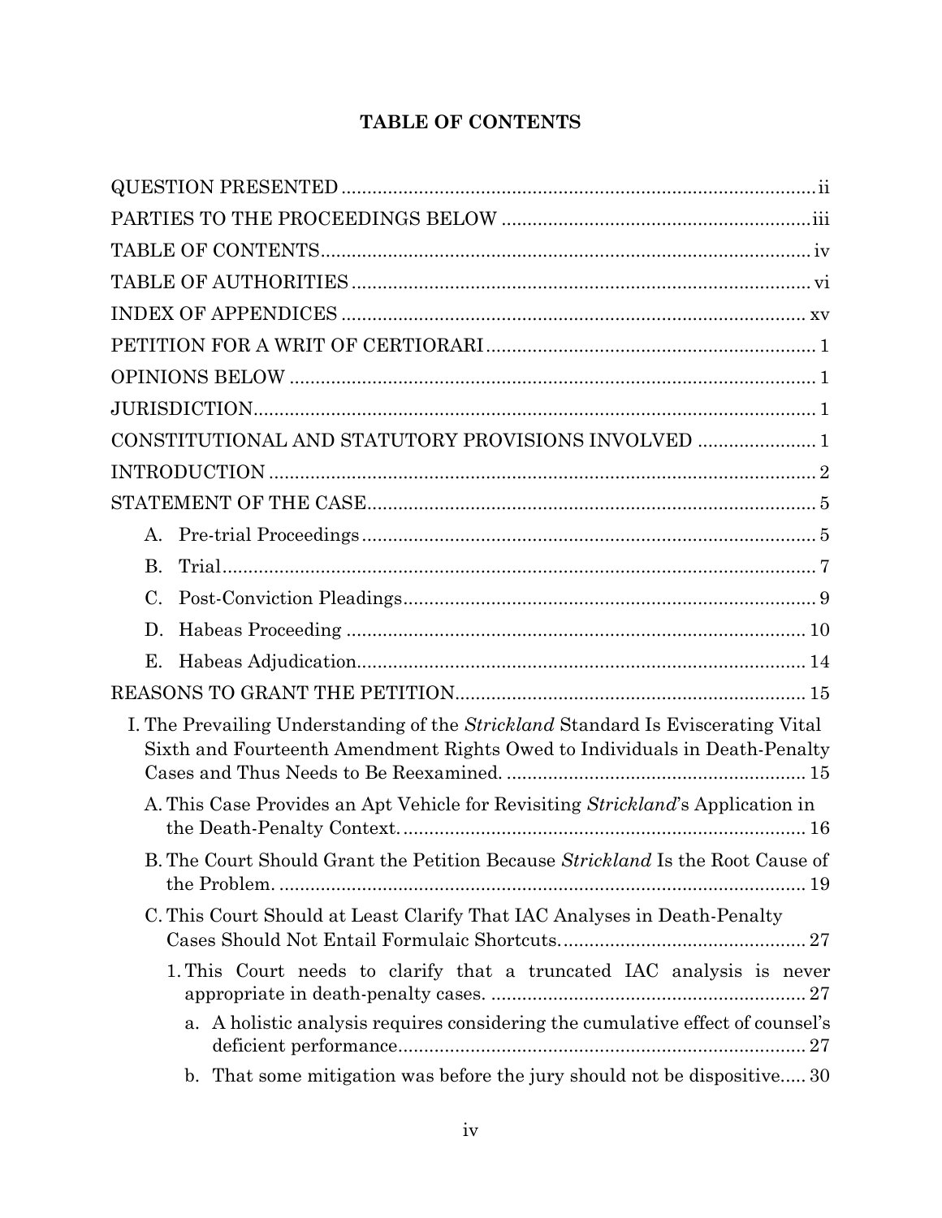# TABLE OF CONTENTS

QUESTION PRESENTED ........................................................................................... ii

PARTIES TO THE PROCEEDINGS BELOW ........................................................... iii

TABLE OF CONTENTS ............................................................................................. iv

TABLE OF AUTHORITIES ........................................................................................ vi

INDEX OF APPENDICES .......................................................................................... xv

PETITION FOR A WRIT OF CERTIORARI ............................................................... 1

OPINIONS BELOW ..................................................................................................... 1

JURISDICTION ........................................................................................................... 1

CONSTITUTIONAL AND STATUTORY PROVISIONS INVOLVED ....................... 1

INTRODUCTION ......................................................................................................... 2

STATEMENT OF THE CASE ...................................................................................... 5

- A. Pre-trial Proceedings ....................................................................................... 5
- B. Trial .................................................................................................................. 7
- C. Post-Conviction Pleadings ................................................................................ 9
- D. Habeas Proceeding ......................................................................................... 10
- E. Habeas Adjudication ....................................................................................... 14

REASONS TO GRANT THE PETITION ................................................................... 15

- I. The Prevailing Understanding of the *Strickland* Standard Is Eviscerating Vital Sixth and Fourteenth Amendment Rights Owed to Individuals in Death-Penalty Cases and Thus Needs to Be Reexamined. ........................................................ 15
  - A. This Case Provides an Apt Vehicle for Revisiting *Strickland*'s Application in the Death-Penalty Context. ............................................................................. 16
  - B. The Court Should Grant the Petition Because *Strickland* Is the Root Cause of the Problem. ..................................................................................................... 19
  - C. This Court Should at Least Clarify That IAC Analyses in Death-Penalty Cases Should Not Entail Formulaic Shortcuts. ............................................... 27
    - 1. This Court needs to clarify that a truncated IAC analysis is never appropriate in death-penalty cases. ............................................................ 27
      - a. A holistic analysis requires considering the cumulative effect of counsel's deficient performance ............................................................................. 27
      - b. That some mitigation was before the jury should not be dispositive..... 30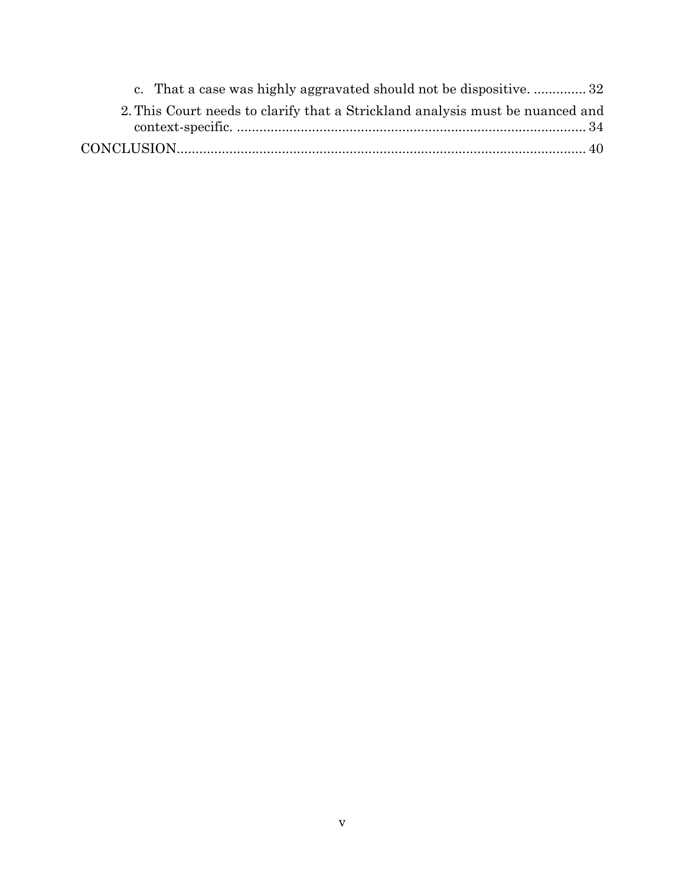c. That a case was highly aggravated should not be dispositive. .............. 32

2. This Court needs to clarify that a Strickland analysis must be nuanced and context-specific. ............................................................................................ 34

CONCLUSION.......................................................................................................... 40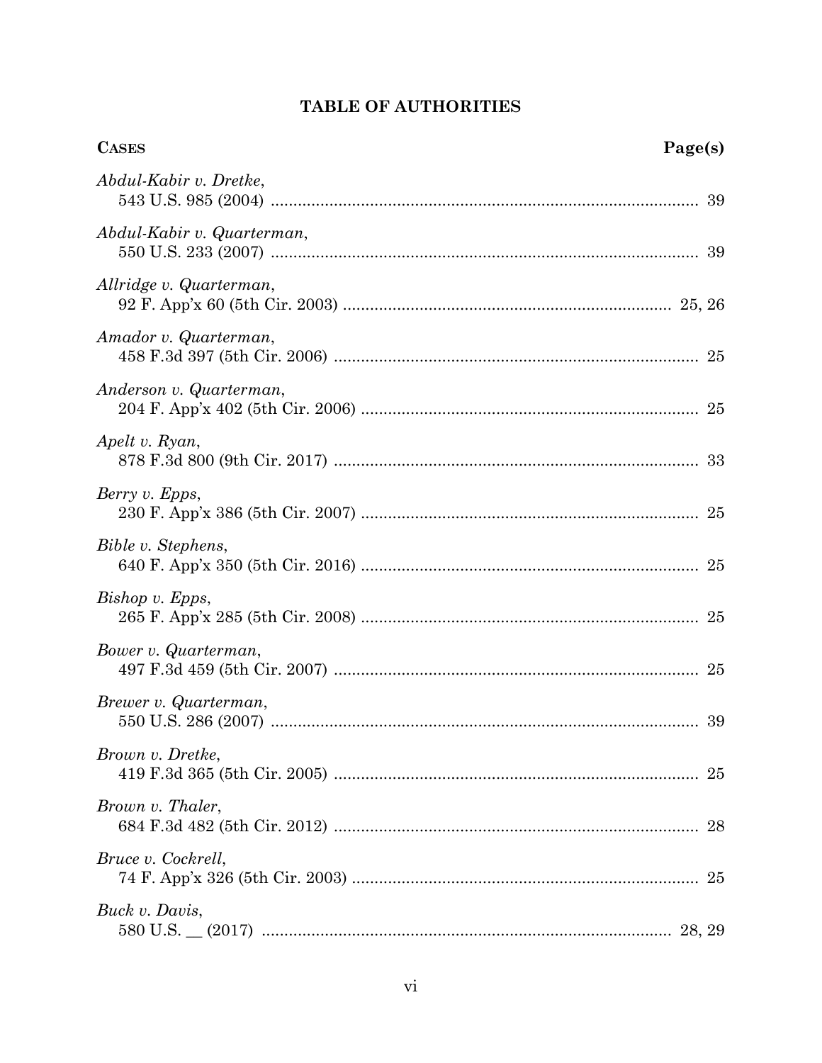# TABLE OF AUTHORITIES

| CASES | Page(s) |
|---|---|
| *Abdul-Kabir v. Dretke*, 543 U.S. 985 (2004) | 39 |
| *Abdul-Kabir v. Quarterman*, 550 U.S. 233 (2007) | 39 |
| *Allridge v. Quarterman*, 92 F. App'x 60 (5th Cir. 2003) | 25, 26 |
| *Amador v. Quarterman*, 458 F.3d 397 (5th Cir. 2006) | 25 |
| *Anderson v. Quarterman*, 204 F. App'x 402 (5th Cir. 2006) | 25 |
| *Apelt v. Ryan*, 878 F.3d 800 (9th Cir. 2017) | 33 |
| *Berry v. Epps*, 230 F. App'x 386 (5th Cir. 2007) | 25 |
| *Bible v. Stephens*, 640 F. App'x 350 (5th Cir. 2016) | 25 |
| *Bishop v. Epps*, 265 F. App'x 285 (5th Cir. 2008) | 25 |
| *Bower v. Quarterman*, 497 F.3d 459 (5th Cir. 2007) | 25 |
| *Brewer v. Quarterman*, 550 U.S. 286 (2007) | 39 |
| *Brown v. Dretke*, 419 F.3d 365 (5th Cir. 2005) | 25 |
| *Brown v. Thaler*, 684 F.3d 482 (5th Cir. 2012) | 28 |
| *Bruce v. Cockrell*, 74 F. App'x 326 (5th Cir. 2003) | 25 |
| *Buck v. Davis*, 580 U.S. __ (2017) | 28, 29 |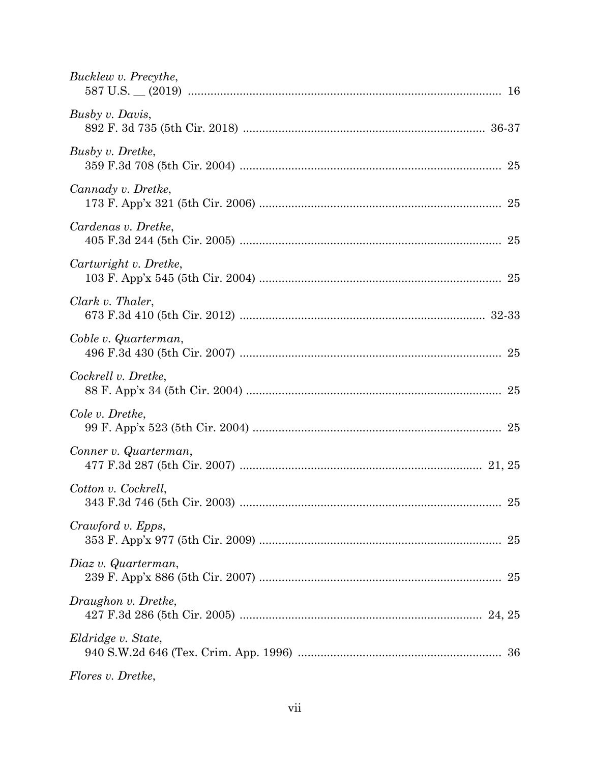*Bucklew v. Precythe*,
587 U.S. __ (2019) ........................................................................................ 16

*Busby v. Davis*,
892 F. 3d 735 (5th Cir. 2018) ........................................................................ 36-37

*Busby v. Dretke*,
359 F.3d 708 (5th Cir. 2004) .......................................................................... 25

*Cannady v. Dretke*,
173 F. App'x 321 (5th Cir. 2006) .................................................................... 25

*Cardenas v. Dretke*,
405 F.3d 244 (5th Cir. 2005) .......................................................................... 25

*Cartwright v. Dretke*,
103 F. App'x 545 (5th Cir. 2004) .................................................................... 25

*Clark v. Thaler*,
673 F.3d 410 (5th Cir. 2012) .......................................................................... 32-33

*Coble v. Quarterman*,
496 F.3d 430 (5th Cir. 2007) .......................................................................... 25

*Cockrell v. Dretke*,
88 F. App'x 34 (5th Cir. 2004) ........................................................................ 25

*Cole v. Dretke*,
99 F. App'x 523 (5th Cir. 2004) ...................................................................... 25

*Conner v. Quarterman*,
477 F.3d 287 (5th Cir. 2007) .......................................................................... 21, 25

*Cotton v. Cockrell*,
343 F.3d 746 (5th Cir. 2003) .......................................................................... 25

*Crawford v. Epps*,
353 F. App'x 977 (5th Cir. 2009) .................................................................... 25

*Diaz v. Quarterman*,
239 F. App'x 886 (5th Cir. 2007) .................................................................... 25

*Draughon v. Dretke*,
427 F.3d 286 (5th Cir. 2005) .......................................................................... 24, 25

*Eldridge v. State*,
940 S.W.2d 646 (Tex. Crim. App. 1996) ......................................................... 36

*Flores v. Dretke*,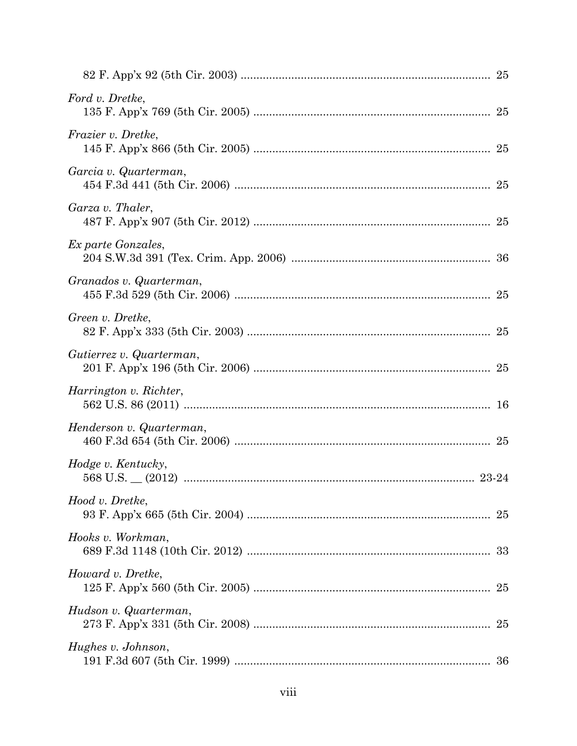82 F. App'x 92 (5th Cir. 2003) .............................................................................. 25

*Ford v. Dretke*,
135 F. App'x 769 (5th Cir. 2005) .......................................................................... 25

*Frazier v. Dretke*,
145 F. App'x 866 (5th Cir. 2005) .......................................................................... 25

*Garcia v. Quarterman*,
454 F.3d 441 (5th Cir. 2006) ................................................................................ 25

*Garza v. Thaler*,
487 F. App'x 907 (5th Cir. 2012) .......................................................................... 25

*Ex parte Gonzales*,
204 S.W.3d 391 (Tex. Crim. App. 2006) .............................................................. 36

*Granados v. Quarterman*,
455 F.3d 529 (5th Cir. 2006) ................................................................................ 25

*Green v. Dretke*,
82 F. App'x 333 (5th Cir. 2003) ............................................................................ 25

*Gutierrez v. Quarterman*,
201 F. App'x 196 (5th Cir. 2006) .......................................................................... 25

*Harrington v. Richter*,
562 U.S. 86 (2011) ................................................................................................ 16

*Henderson v. Quarterman*,
460 F.3d 654 (5th Cir. 2006) ................................................................................ 25

*Hodge v. Kentucky*,
568 U.S. __ (2012) ............................................................................................ 23-24

*Hood v. Dretke*,
93 F. App'x 665 (5th Cir. 2004) ............................................................................ 25

*Hooks v. Workman*,
689 F.3d 1148 (10th Cir. 2012) ............................................................................ 33

*Howard v. Dretke*,
125 F. App'x 560 (5th Cir. 2005) .......................................................................... 25

*Hudson v. Quarterman*,
273 F. App'x 331 (5th Cir. 2008) .......................................................................... 25

*Hughes v. Johnson*,
191 F.3d 607 (5th Cir. 1999) ................................................................................ 36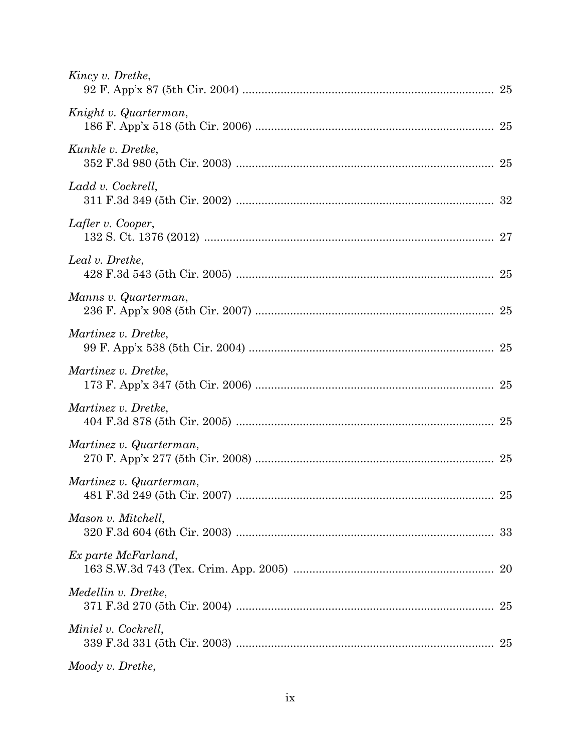*Kincy v. Dretke*,
92 F. App'x 87 (5th Cir. 2004) ............................................................................ 25

*Knight v. Quarterman*,
186 F. App'x 518 (5th Cir. 2006) ........................................................................ 25

*Kunkle v. Dretke*,
352 F.3d 980 (5th Cir. 2003) .............................................................................. 25

*Ladd v. Cockrell*,
311 F.3d 349 (5th Cir. 2002) .............................................................................. 32

*Lafler v. Cooper*,
132 S. Ct. 1376 (2012) ........................................................................................ 27

*Leal v. Dretke*,
428 F.3d 543 (5th Cir. 2005) .............................................................................. 25

*Manns v. Quarterman*,
236 F. App'x 908 (5th Cir. 2007) ........................................................................ 25

*Martinez v. Dretke*,
99 F. App'x 538 (5th Cir. 2004) .......................................................................... 25

*Martinez v. Dretke*,
173 F. App'x 347 (5th Cir. 2006) ........................................................................ 25

*Martinez v. Dretke*,
404 F.3d 878 (5th Cir. 2005) .............................................................................. 25

*Martinez v. Quarterman*,
270 F. App'x 277 (5th Cir. 2008) ........................................................................ 25

*Martinez v. Quarterman*,
481 F.3d 249 (5th Cir. 2007) .............................................................................. 25

*Mason v. Mitchell*,
320 F.3d 604 (6th Cir. 2003) .............................................................................. 33

*Ex parte McFarland*,
163 S.W.3d 743 (Tex. Crim. App. 2005) ............................................................ 20

*Medellin v. Dretke*,
371 F.3d 270 (5th Cir. 2004) .............................................................................. 25

*Miniel v. Cockrell*,
339 F.3d 331 (5th Cir. 2003) .............................................................................. 25

*Moody v. Dretke*,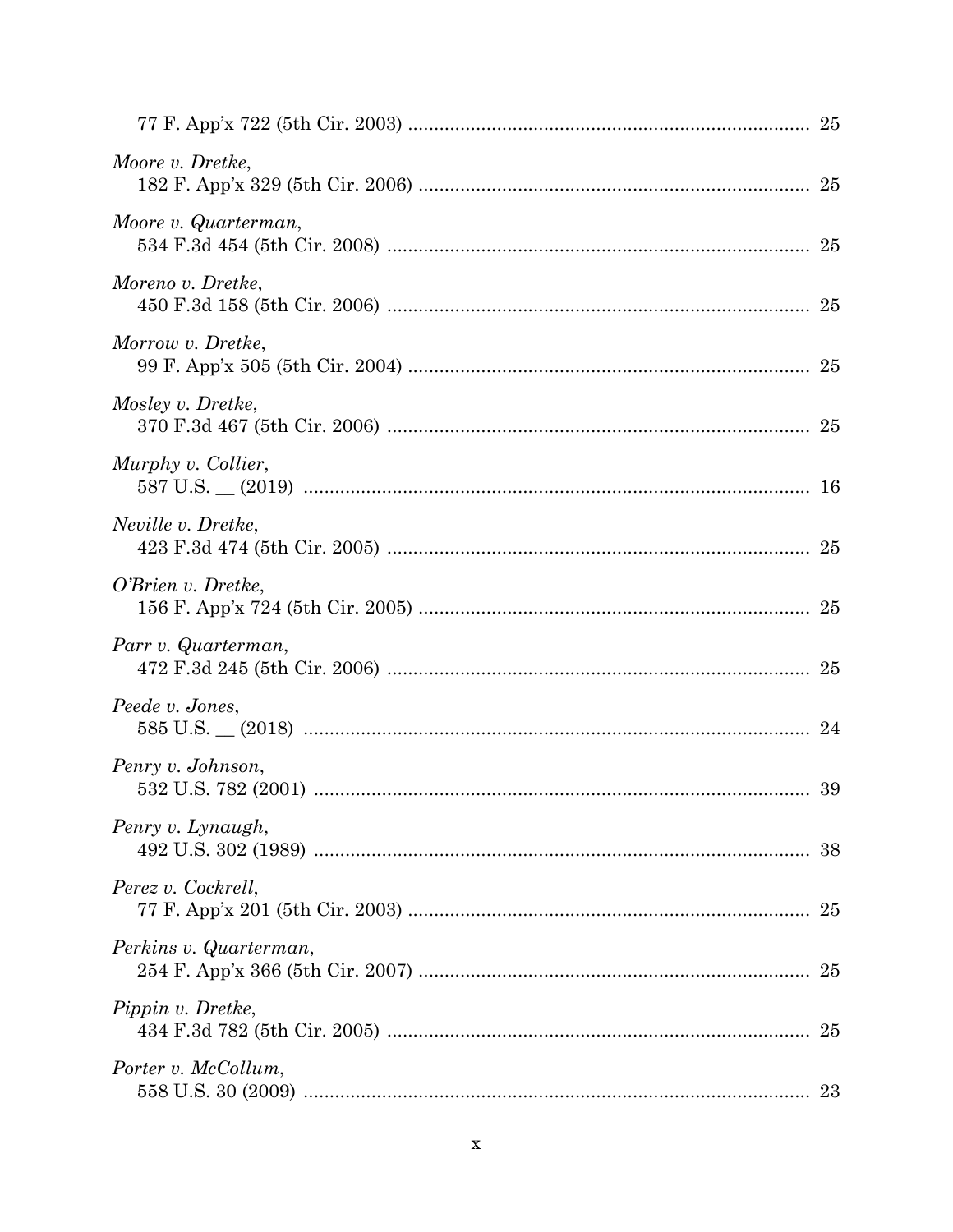77 F. App'x 722 (5th Cir. 2003) ........................................................................... 25

*Moore v. Dretke*,
182 F. App'x 329 (5th Cir. 2006) ......................................................................... 25

*Moore v. Quarterman*,
534 F.3d 454 (5th Cir. 2008) ............................................................................... 25

*Moreno v. Dretke*,
450 F.3d 158 (5th Cir. 2006) ............................................................................... 25

*Morrow v. Dretke*,
99 F. App'x 505 (5th Cir. 2004) ........................................................................... 25

*Mosley v. Dretke*,
370 F.3d 467 (5th Cir. 2006) ............................................................................... 25

*Murphy v. Collier*,
587 U.S. __ (2019) ............................................................................................... 16

*Neville v. Dretke*,
423 F.3d 474 (5th Cir. 2005) ............................................................................... 25

*O'Brien v. Dretke*,
156 F. App'x 724 (5th Cir. 2005) ......................................................................... 25

*Parr v. Quarterman*,
472 F.3d 245 (5th Cir. 2006) ............................................................................... 25

*Peede v. Jones*,
585 U.S. __ (2018) ............................................................................................... 24

*Penry v. Johnson*,
532 U.S. 782 (2001) ............................................................................................. 39

*Penry v. Lynaugh*,
492 U.S. 302 (1989) ............................................................................................. 38

*Perez v. Cockrell*,
77 F. App'x 201 (5th Cir. 2003) ........................................................................... 25

*Perkins v. Quarterman*,
254 F. App'x 366 (5th Cir. 2007) ......................................................................... 25

*Pippin v. Dretke*,
434 F.3d 782 (5th Cir. 2005) ............................................................................... 25

*Porter v. McCollum*,
558 U.S. 30 (2009) ............................................................................................... 23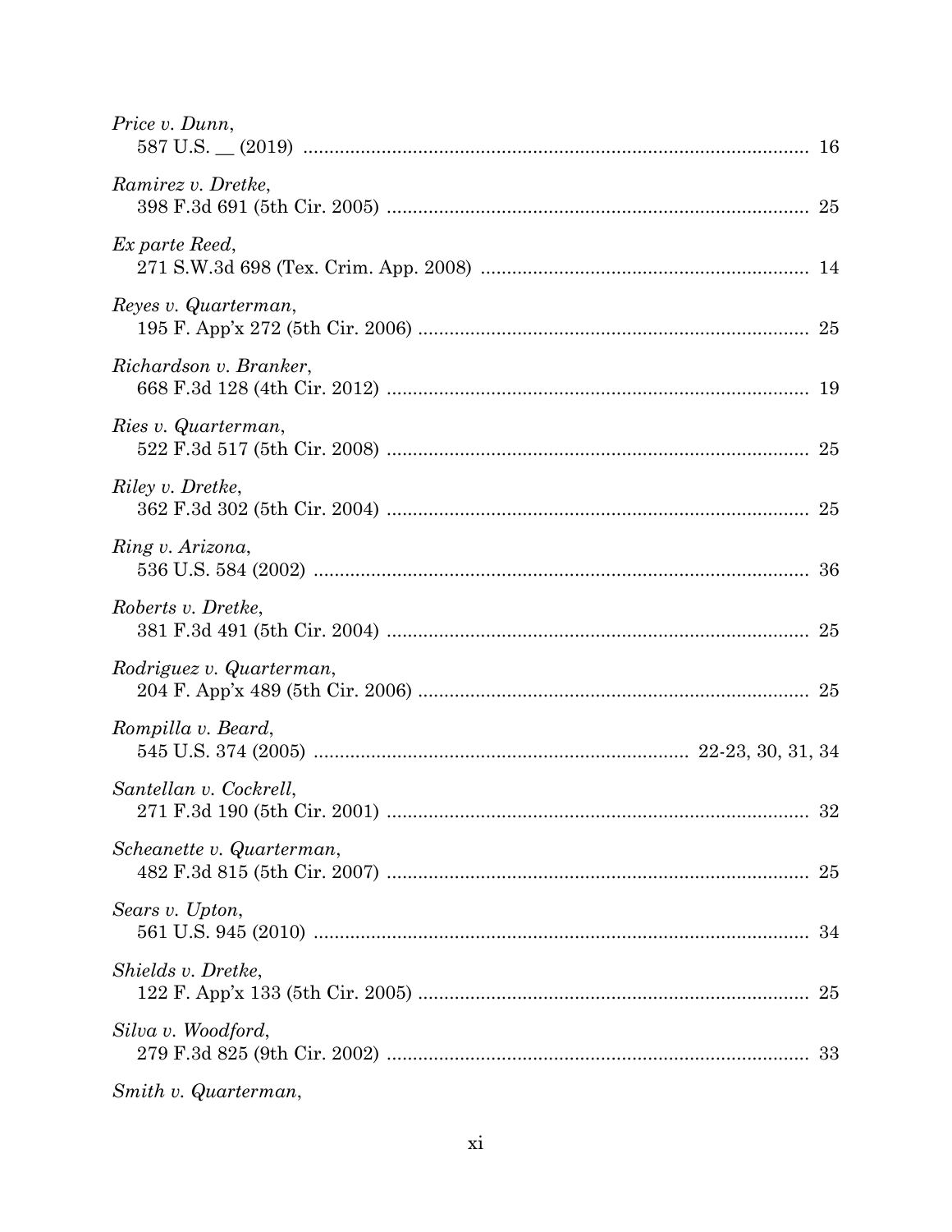*Price v. Dunn*,
587 U.S. __ (2019) ........................................................................................ 16

*Ramirez v. Dretke*,
398 F.3d 691 (5th Cir. 2005) ........................................................................ 25

*Ex parte Reed*,
271 S.W.3d 698 (Tex. Crim. App. 2008) ...................................................... 14

*Reyes v. Quarterman*,
195 F. App'x 272 (5th Cir. 2006) .................................................................. 25

*Richardson v. Branker*,
668 F.3d 128 (4th Cir. 2012) ........................................................................ 19

*Ries v. Quarterman*,
522 F.3d 517 (5th Cir. 2008) ........................................................................ 25

*Riley v. Dretke*,
362 F.3d 302 (5th Cir. 2004) ........................................................................ 25

*Ring v. Arizona*,
536 U.S. 584 (2002) ...................................................................................... 36

*Roberts v. Dretke*,
381 F.3d 491 (5th Cir. 2004) ........................................................................ 25

*Rodriguez v. Quarterman*,
204 F. App'x 489 (5th Cir. 2006) .................................................................. 25

*Rompilla v. Beard*,
545 U.S. 374 (2005) ............................................................... 22-23, 30, 31, 34

*Santellan v. Cockrell*,
271 F.3d 190 (5th Cir. 2001) ........................................................................ 32

*Scheanette v. Quarterman*,
482 F.3d 815 (5th Cir. 2007) ........................................................................ 25

*Sears v. Upton*,
561 U.S. 945 (2010) ...................................................................................... 34

*Shields v. Dretke*,
122 F. App'x 133 (5th Cir. 2005) .................................................................. 25

*Silva v. Woodford*,
279 F.3d 825 (9th Cir. 2002) ........................................................................ 33

*Smith v. Quarterman*,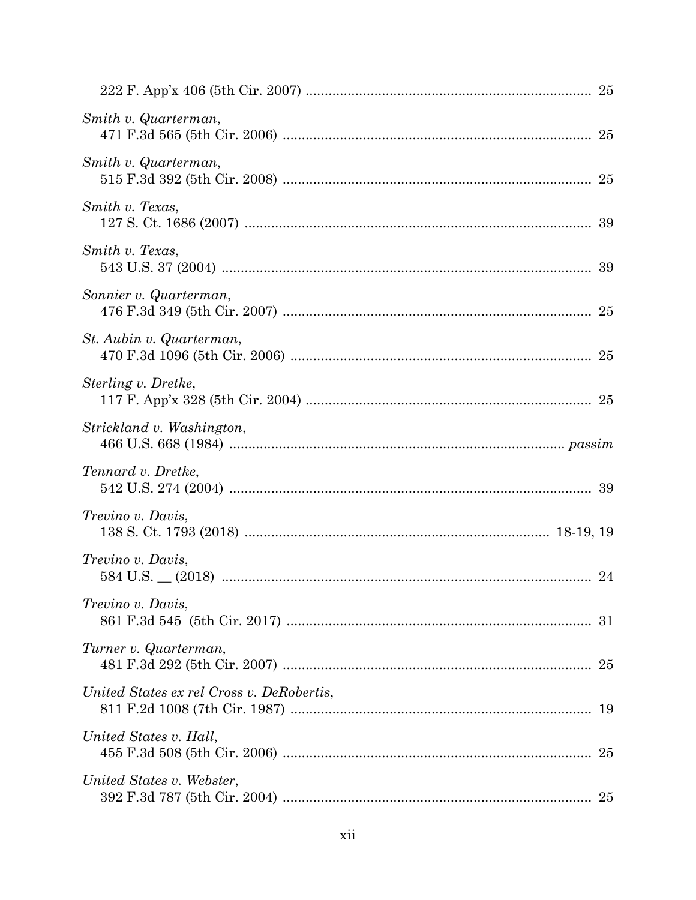222 F. App'x 406 (5th Cir. 2007) ........................................................................ 25

*Smith v. Quarterman*,
471 F.3d 565 (5th Cir. 2006) ............................................................................... 25

*Smith v. Quarterman*,
515 F.3d 392 (5th Cir. 2008) ............................................................................... 25

*Smith v. Texas*,
127 S. Ct. 1686 (2007) ......................................................................................... 39

*Smith v. Texas*,
543 U.S. 37 (2004) ............................................................................................... 39

*Sonnier v. Quarterman*,
476 F.3d 349 (5th Cir. 2007) ............................................................................... 25

*St. Aubin v. Quarterman*,
470 F.3d 1096 (5th Cir. 2006) ............................................................................. 25

*Sterling v. Dretke*,
117 F. App'x 328 (5th Cir. 2004) ......................................................................... 25

*Strickland v. Washington*,
466 U.S. 668 (1984) ....................................................................................... *passim*

*Tennard v. Dretke*,
542 U.S. 274 (2004) ............................................................................................. 39

*Trevino v. Davis*,
138 S. Ct. 1793 (2018) ............................................................................. 18-19, 19

*Trevino v. Davis*,
584 U.S. __ (2018) ............................................................................................... 24

*Trevino v. Davis*,
861 F.3d 545 (5th Cir. 2017) ............................................................................... 31

*Turner v. Quarterman*,
481 F.3d 292 (5th Cir. 2007) ............................................................................... 25

*United States ex rel Cross v. DeRobertis*,
811 F.2d 1008 (7th Cir. 1987) ............................................................................. 19

*United States v. Hall*,
455 F.3d 508 (5th Cir. 2006) ............................................................................... 25

*United States v. Webster*,
392 F.3d 787 (5th Cir. 2004) ............................................................................... 25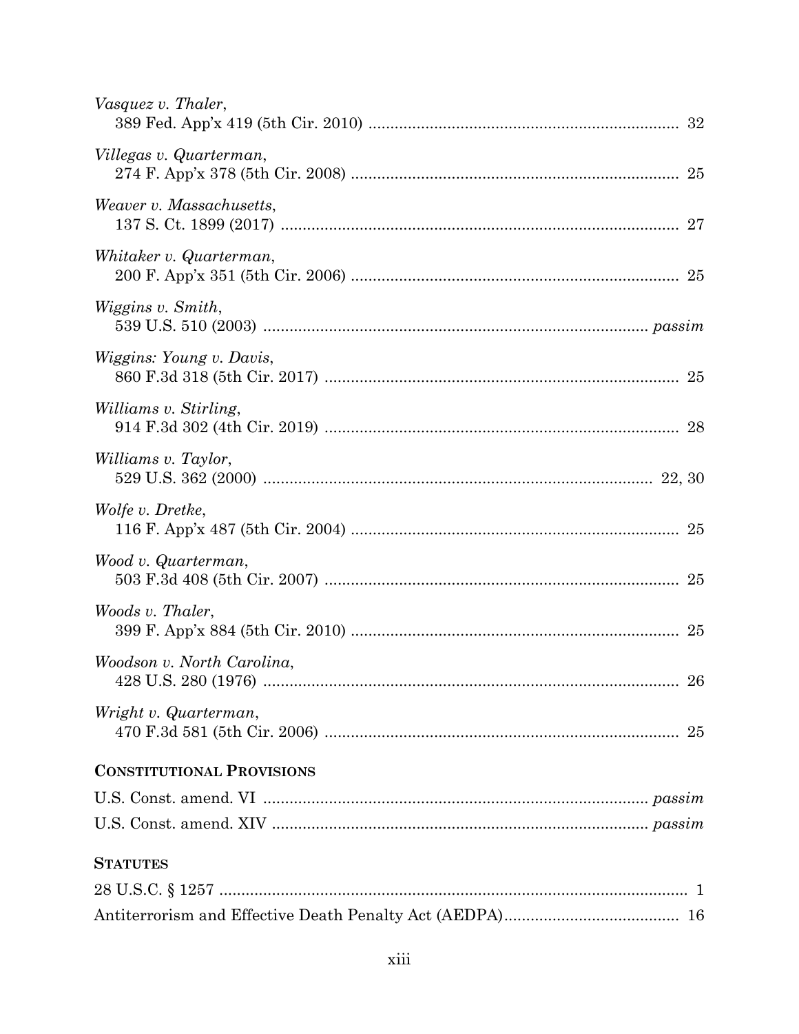*Vasquez v. Thaler*,
389 Fed. App'x 419 (5th Cir. 2010) ........................................................................ 32

*Villegas v. Quarterman*,
274 F. App'x 378 (5th Cir. 2008) ........................................................................ 25

*Weaver v. Massachusetts*,
137 S. Ct. 1899 (2017) ........................................................................................ 27

*Whitaker v. Quarterman*,
200 F. App'x 351 (5th Cir. 2006) ........................................................................ 25

*Wiggins v. Smith*,
539 U.S. 510 (2003) ..................................................................................... *passim*

*Wiggins: Young v. Davis*,
860 F.3d 318 (5th Cir. 2017) .............................................................................. 25

*Williams v. Stirling*,
914 F.3d 302 (4th Cir. 2019) .............................................................................. 28

*Williams v. Taylor*,
529 U.S. 362 (2000) ...................................................................................... 22, 30

*Wolfe v. Dretke*,
116 F. App'x 487 (5th Cir. 2004) ........................................................................ 25

*Wood v. Quarterman*,
503 F.3d 408 (5th Cir. 2007) .............................................................................. 25

*Woods v. Thaler*,
399 F. App'x 884 (5th Cir. 2010) ........................................................................ 25

*Woodson v. North Carolina*,
428 U.S. 280 (1976) ............................................................................................ 26

*Wright v. Quarterman*,
470 F.3d 581 (5th Cir. 2006) .............................................................................. 25

**CONSTITUTIONAL PROVISIONS**

U.S. Const. amend. VI ..................................................................................... *passim*

U.S. Const. amend. XIV ................................................................................... *passim*

**STATUTES**

28 U.S.C. § 1257 ......................................................................................................... 1

Antiterrorism and Effective Death Penalty Act (AEDPA)........................................ 16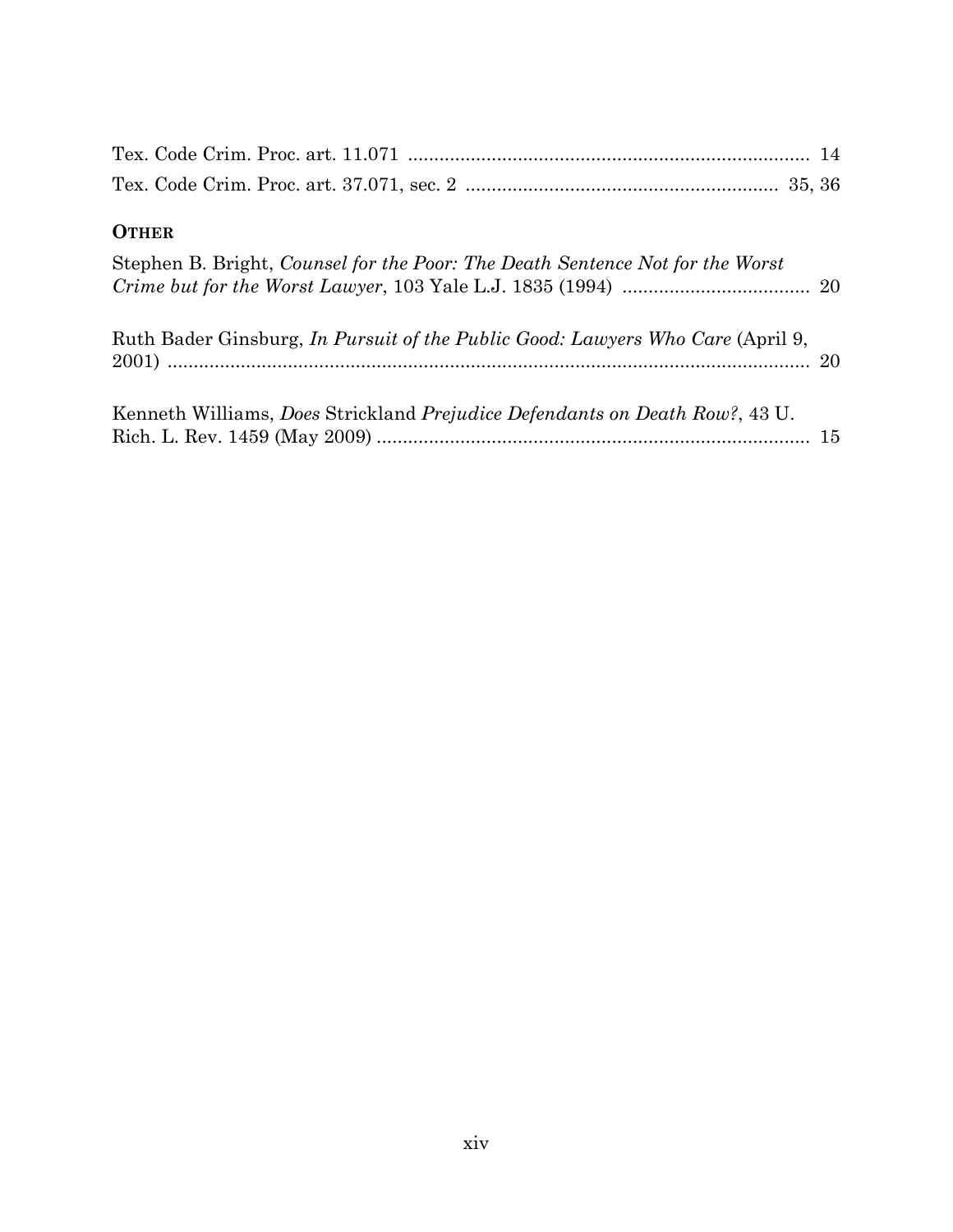Tex. Code Crim. Proc. art. 11.071 ............................................................................. 14

Tex. Code Crim. Proc. art. 37.071, sec. 2 ........................................................... 35, 36

**OTHER**

Stephen B. Bright, *Counsel for the Poor: The Death Sentence Not for the Worst Crime but for the Worst Lawyer*, 103 Yale L.J. 1835 (1994) .................................... 20

Ruth Bader Ginsburg, *In Pursuit of the Public Good: Lawyers Who Care* (April 9, 2001) ............................................................................................................ 20

Kenneth Williams, *Does* Strickland *Prejudice Defendants on Death Row?*, 43 U. Rich. L. Rev. 1459 (May 2009) .................................................................................. 15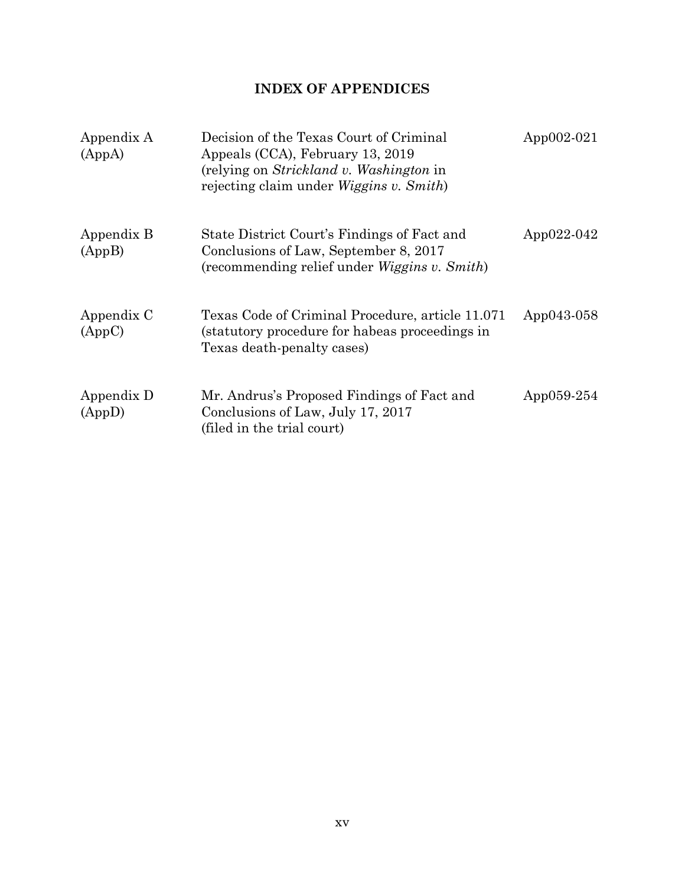## INDEX OF APPENDICES

| | | |
|---|---|---|
| Appendix A (AppA) | Decision of the Texas Court of Criminal Appeals (CCA), February 13, 2019 (relying on *Strickland v. Washington* in rejecting claim under *Wiggins v. Smith*) | App002-021 |
| Appendix B (AppB) | State District Court's Findings of Fact and Conclusions of Law, September 8, 2017 (recommending relief under *Wiggins v. Smith*) | App022-042 |
| Appendix C (AppC) | Texas Code of Criminal Procedure, article 11.071 (statutory procedure for habeas proceedings in Texas death-penalty cases) | App043-058 |
| Appendix D (AppD) | Mr. Andrus's Proposed Findings of Fact and Conclusions of Law, July 17, 2017 (filed in the trial court) | App059-254 |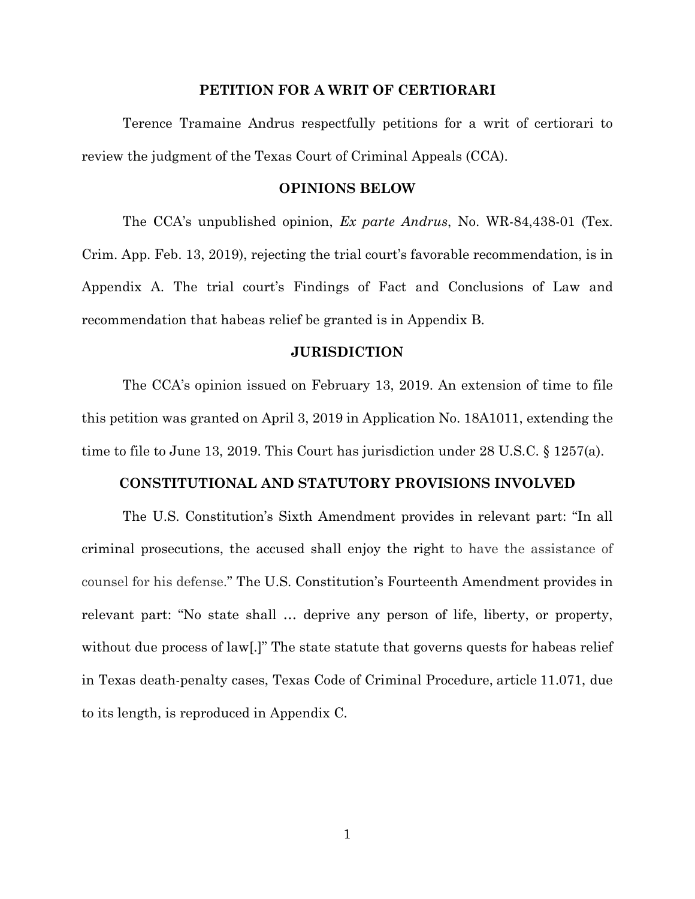## PETITION FOR A WRIT OF CERTIORARI

Terence Tramaine Andrus respectfully petitions for a writ of certiorari to review the judgment of the Texas Court of Criminal Appeals (CCA).

## OPINIONS BELOW

The CCA's unpublished opinion, *Ex parte Andrus*, No. WR-84,438-01 (Tex. Crim. App. Feb. 13, 2019), rejecting the trial court's favorable recommendation, is in Appendix A. The trial court's Findings of Fact and Conclusions of Law and recommendation that habeas relief be granted is in Appendix B.

## JURISDICTION

The CCA's opinion issued on February 13, 2019. An extension of time to file this petition was granted on April 3, 2019 in Application No. 18A1011, extending the time to file to June 13, 2019. This Court has jurisdiction under 28 U.S.C. § 1257(a).

## CONSTITUTIONAL AND STATUTORY PROVISIONS INVOLVED

The U.S. Constitution's Sixth Amendment provides in relevant part: "In all criminal prosecutions, the accused shall enjoy the right to have the assistance of counsel for his defense." The U.S. Constitution's Fourteenth Amendment provides in relevant part: "No state shall … deprive any person of life, liberty, or property, without due process of law[.]" The state statute that governs quests for habeas relief in Texas death-penalty cases, Texas Code of Criminal Procedure, article 11.071, due to its length, is reproduced in Appendix C.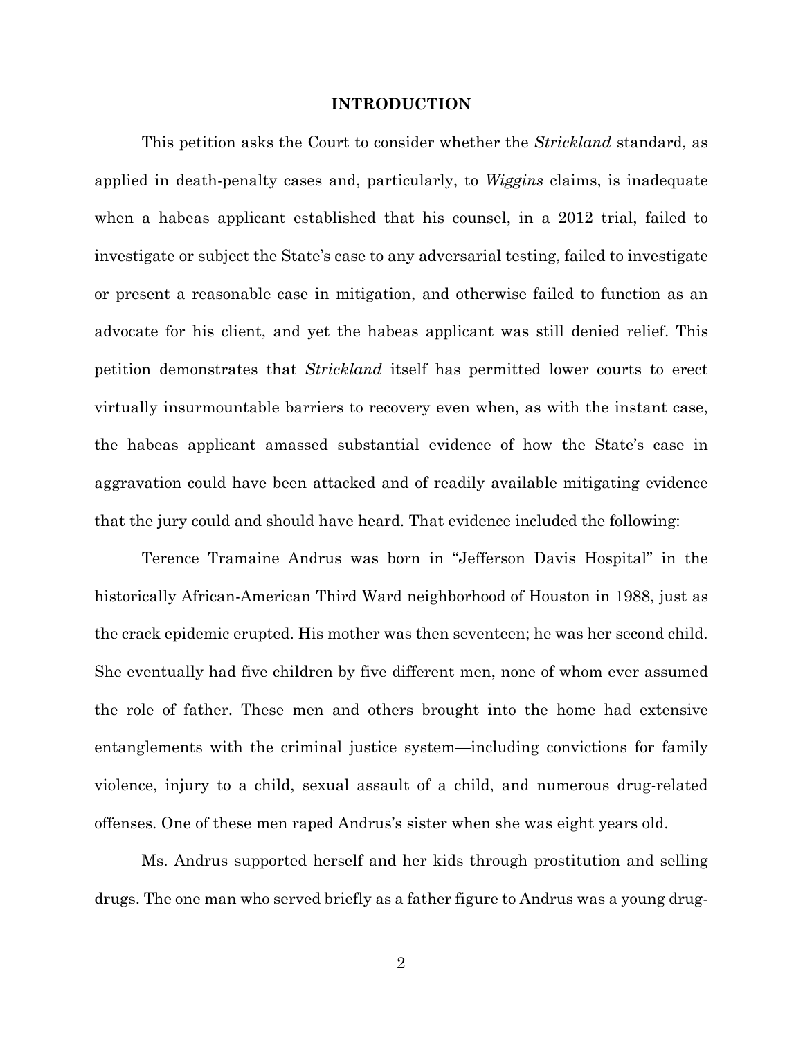## INTRODUCTION

This petition asks the Court to consider whether the *Strickland* standard, as applied in death-penalty cases and, particularly, to *Wiggins* claims, is inadequate when a habeas applicant established that his counsel, in a 2012 trial, failed to investigate or subject the State's case to any adversarial testing, failed to investigate or present a reasonable case in mitigation, and otherwise failed to function as an advocate for his client, and yet the habeas applicant was still denied relief. This petition demonstrates that *Strickland* itself has permitted lower courts to erect virtually insurmountable barriers to recovery even when, as with the instant case, the habeas applicant amassed substantial evidence of how the State's case in aggravation could have been attacked and of readily available mitigating evidence that the jury could and should have heard. That evidence included the following:

Terence Tramaine Andrus was born in "Jefferson Davis Hospital" in the historically African-American Third Ward neighborhood of Houston in 1988, just as the crack epidemic erupted. His mother was then seventeen; he was her second child. She eventually had five children by five different men, none of whom ever assumed the role of father. These men and others brought into the home had extensive entanglements with the criminal justice system—including convictions for family violence, injury to a child, sexual assault of a child, and numerous drug-related offenses. One of these men raped Andrus's sister when she was eight years old.

Ms. Andrus supported herself and her kids through prostitution and selling drugs. The one man who served briefly as a father figure to Andrus was a young drug-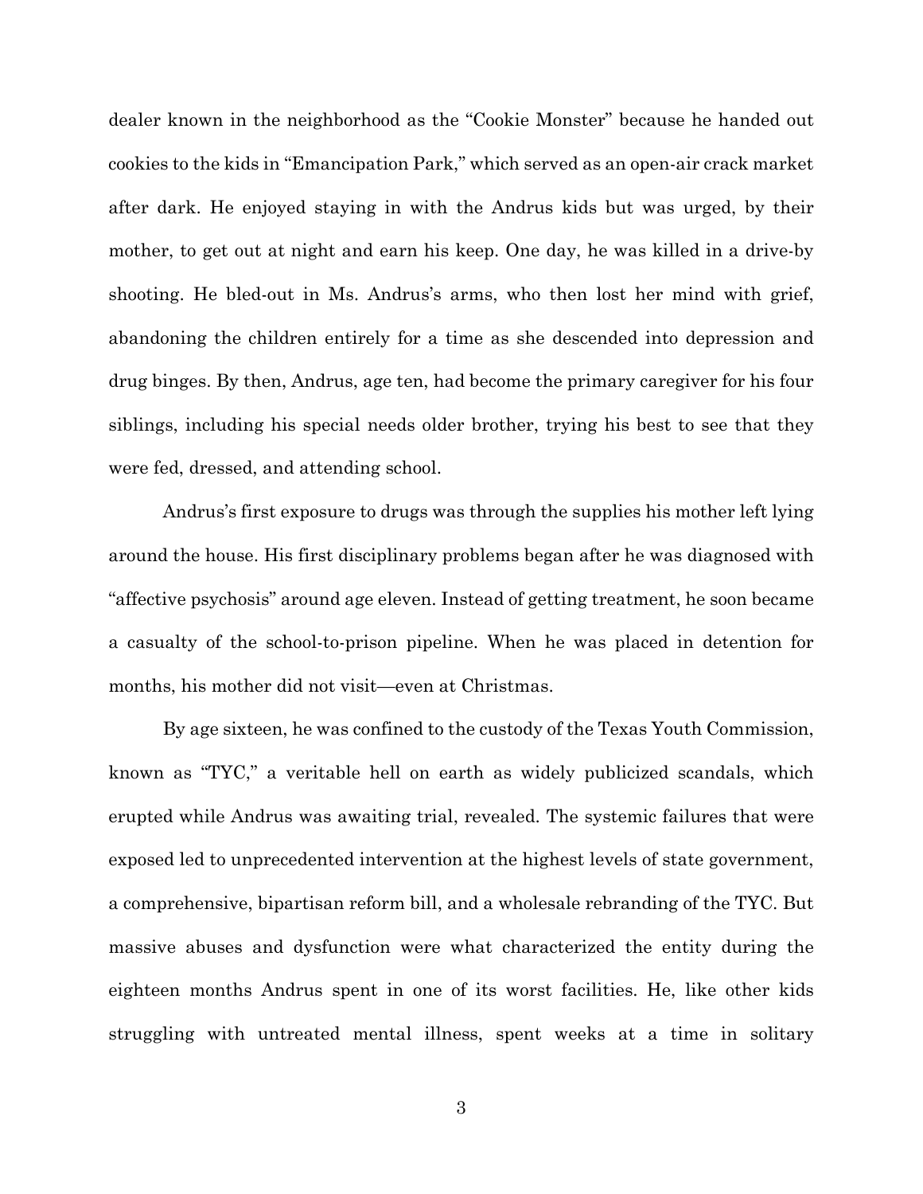dealer known in the neighborhood as the "Cookie Monster" because he handed out cookies to the kids in "Emancipation Park," which served as an open-air crack market after dark. He enjoyed staying in with the Andrus kids but was urged, by their mother, to get out at night and earn his keep. One day, he was killed in a drive-by shooting. He bled-out in Ms. Andrus's arms, who then lost her mind with grief, abandoning the children entirely for a time as she descended into depression and drug binges. By then, Andrus, age ten, had become the primary caregiver for his four siblings, including his special needs older brother, trying his best to see that they were fed, dressed, and attending school.

Andrus's first exposure to drugs was through the supplies his mother left lying around the house. His first disciplinary problems began after he was diagnosed with "affective psychosis" around age eleven. Instead of getting treatment, he soon became a casualty of the school-to-prison pipeline. When he was placed in detention for months, his mother did not visit—even at Christmas.

By age sixteen, he was confined to the custody of the Texas Youth Commission, known as "TYC," a veritable hell on earth as widely publicized scandals, which erupted while Andrus was awaiting trial, revealed. The systemic failures that were exposed led to unprecedented intervention at the highest levels of state government, a comprehensive, bipartisan reform bill, and a wholesale rebranding of the TYC. But massive abuses and dysfunction were what characterized the entity during the eighteen months Andrus spent in one of its worst facilities. He, like other kids struggling with untreated mental illness, spent weeks at a time in solitary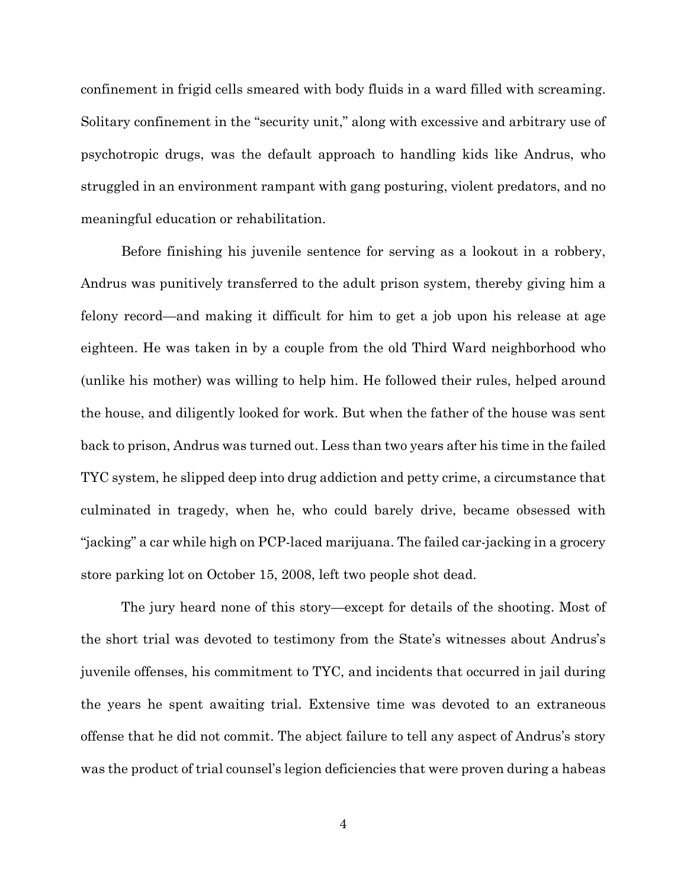confinement in frigid cells smeared with body fluids in a ward filled with screaming. Solitary confinement in the "security unit," along with excessive and arbitrary use of psychotropic drugs, was the default approach to handling kids like Andrus, who struggled in an environment rampant with gang posturing, violent predators, and no meaningful education or rehabilitation.

Before finishing his juvenile sentence for serving as a lookout in a robbery, Andrus was punitively transferred to the adult prison system, thereby giving him a felony record—and making it difficult for him to get a job upon his release at age eighteen. He was taken in by a couple from the old Third Ward neighborhood who (unlike his mother) was willing to help him. He followed their rules, helped around the house, and diligently looked for work. But when the father of the house was sent back to prison, Andrus was turned out. Less than two years after his time in the failed TYC system, he slipped deep into drug addiction and petty crime, a circumstance that culminated in tragedy, when he, who could barely drive, became obsessed with "jacking" a car while high on PCP-laced marijuana. The failed car-jacking in a grocery store parking lot on October 15, 2008, left two people shot dead.

The jury heard none of this story—except for details of the shooting. Most of the short trial was devoted to testimony from the State's witnesses about Andrus's juvenile offenses, his commitment to TYC, and incidents that occurred in jail during the years he spent awaiting trial. Extensive time was devoted to an extraneous offense that he did not commit. The abject failure to tell any aspect of Andrus's story was the product of trial counsel's legion deficiencies that were proven during a habeas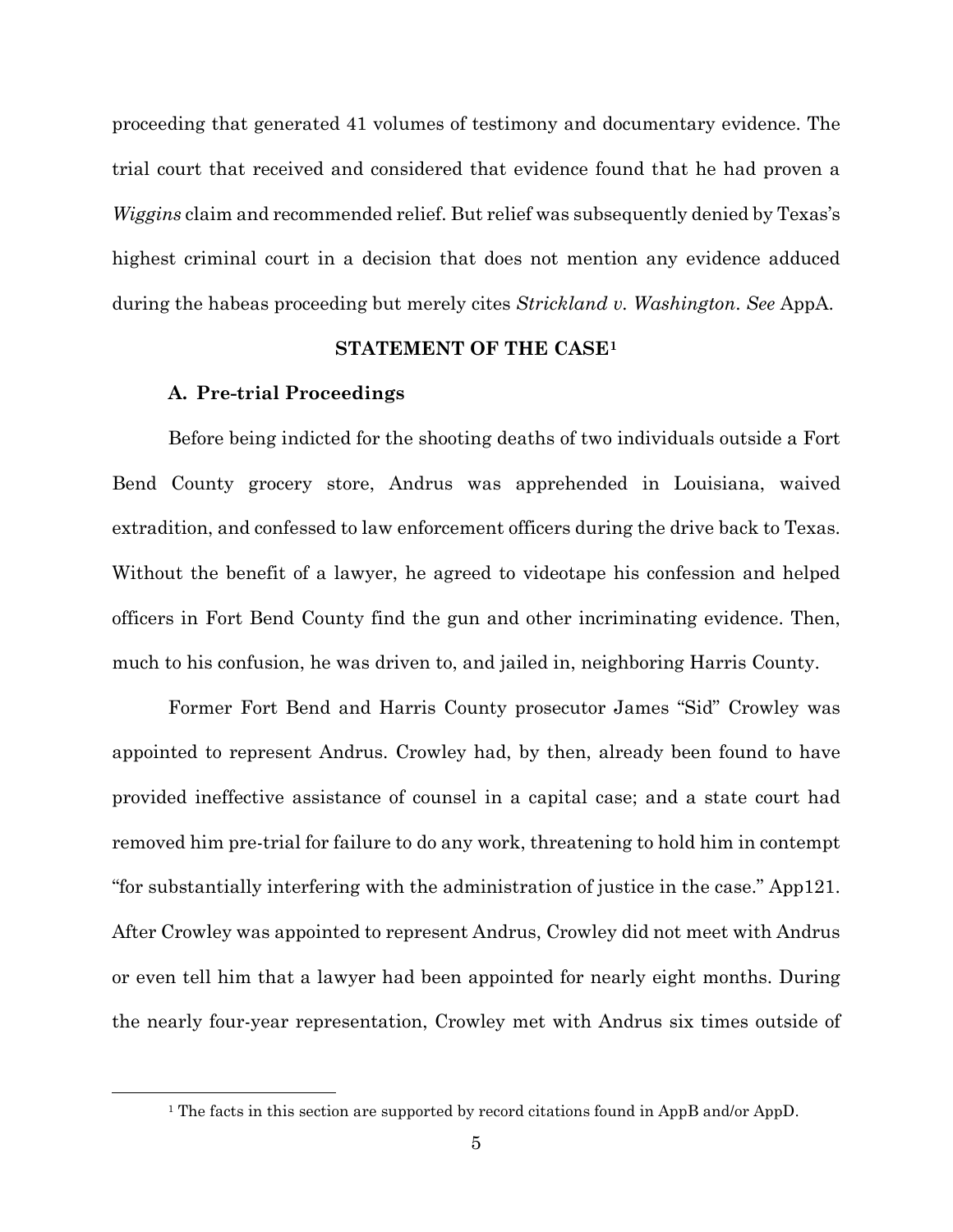proceeding that generated 41 volumes of testimony and documentary evidence. The trial court that received and considered that evidence found that he had proven a *Wiggins* claim and recommended relief. But relief was subsequently denied by Texas's highest criminal court in a decision that does not mention any evidence adduced during the habeas proceeding but merely cites *Strickland v. Washington*. *See* AppA.

## STATEMENT OF THE CASE[1]

### A. Pre-trial Proceedings

Before being indicted for the shooting deaths of two individuals outside a Fort Bend County grocery store, Andrus was apprehended in Louisiana, waived extradition, and confessed to law enforcement officers during the drive back to Texas. Without the benefit of a lawyer, he agreed to videotape his confession and helped officers in Fort Bend County find the gun and other incriminating evidence. Then, much to his confusion, he was driven to, and jailed in, neighboring Harris County.

Former Fort Bend and Harris County prosecutor James "Sid" Crowley was appointed to represent Andrus. Crowley had, by then, already been found to have provided ineffective assistance of counsel in a capital case; and a state court had removed him pre-trial for failure to do any work, threatening to hold him in contempt "for substantially interfering with the administration of justice in the case." App121. After Crowley was appointed to represent Andrus, Crowley did not meet with Andrus or even tell him that a lawyer had been appointed for nearly eight months. During the nearly four-year representation, Crowley met with Andrus six times outside of

[1] The facts in this section are supported by record citations found in AppB and/or AppD.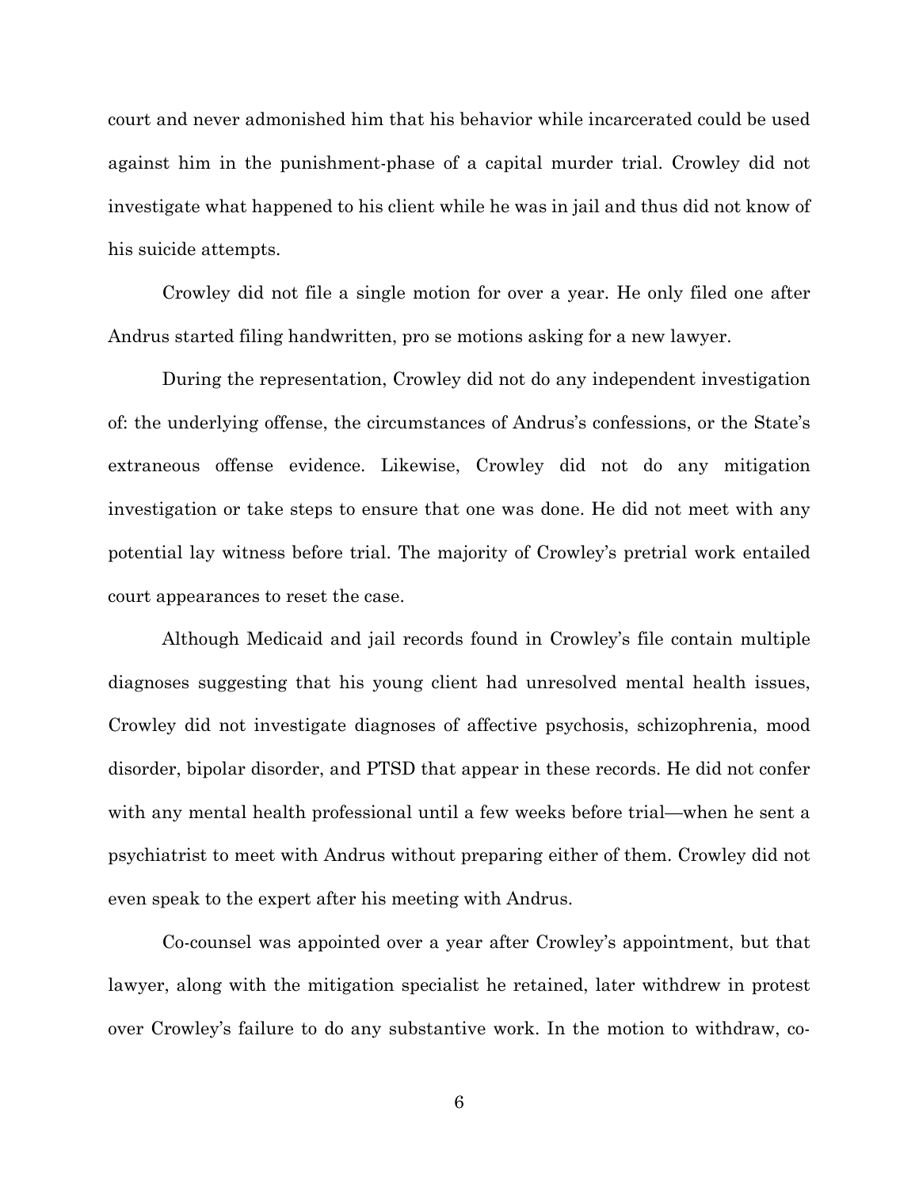court and never admonished him that his behavior while incarcerated could be used against him in the punishment-phase of a capital murder trial. Crowley did not investigate what happened to his client while he was in jail and thus did not know of his suicide attempts.

Crowley did not file a single motion for over a year. He only filed one after Andrus started filing handwritten, pro se motions asking for a new lawyer.

During the representation, Crowley did not do any independent investigation of: the underlying offense, the circumstances of Andrus's confessions, or the State's extraneous offense evidence. Likewise, Crowley did not do any mitigation investigation or take steps to ensure that one was done. He did not meet with any potential lay witness before trial. The majority of Crowley's pretrial work entailed court appearances to reset the case.

Although Medicaid and jail records found in Crowley's file contain multiple diagnoses suggesting that his young client had unresolved mental health issues, Crowley did not investigate diagnoses of affective psychosis, schizophrenia, mood disorder, bipolar disorder, and PTSD that appear in these records. He did not confer with any mental health professional until a few weeks before trial—when he sent a psychiatrist to meet with Andrus without preparing either of them. Crowley did not even speak to the expert after his meeting with Andrus.

Co-counsel was appointed over a year after Crowley's appointment, but that lawyer, along with the mitigation specialist he retained, later withdrew in protest over Crowley's failure to do any substantive work. In the motion to withdraw, co-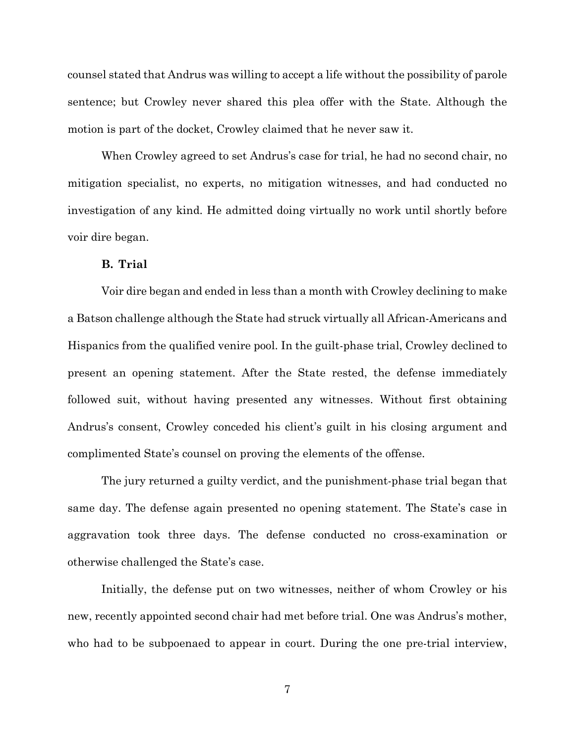counsel stated that Andrus was willing to accept a life without the possibility of parole sentence; but Crowley never shared this plea offer with the State. Although the motion is part of the docket, Crowley claimed that he never saw it.

When Crowley agreed to set Andrus's case for trial, he had no second chair, no mitigation specialist, no experts, no mitigation witnesses, and had conducted no investigation of any kind. He admitted doing virtually no work until shortly before voir dire began.

**B. Trial**

Voir dire began and ended in less than a month with Crowley declining to make a Batson challenge although the State had struck virtually all African-Americans and Hispanics from the qualified venire pool. In the guilt-phase trial, Crowley declined to present an opening statement. After the State rested, the defense immediately followed suit, without having presented any witnesses. Without first obtaining Andrus's consent, Crowley conceded his client's guilt in his closing argument and complimented State's counsel on proving the elements of the offense.

The jury returned a guilty verdict, and the punishment-phase trial began that same day. The defense again presented no opening statement. The State's case in aggravation took three days. The defense conducted no cross-examination or otherwise challenged the State's case.

Initially, the defense put on two witnesses, neither of whom Crowley or his new, recently appointed second chair had met before trial. One was Andrus's mother, who had to be subpoenaed to appear in court. During the one pre-trial interview,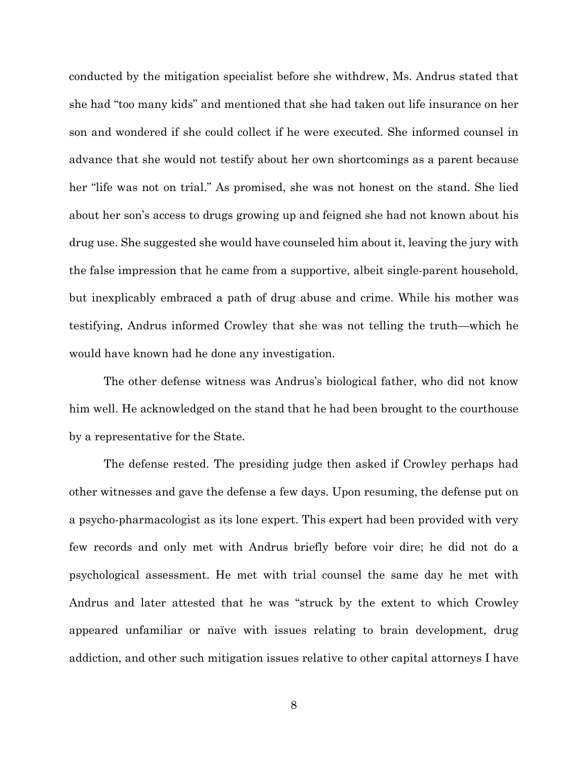conducted by the mitigation specialist before she withdrew, Ms. Andrus stated that she had "too many kids" and mentioned that she had taken out life insurance on her son and wondered if she could collect if he were executed. She informed counsel in advance that she would not testify about her own shortcomings as a parent because her "life was not on trial." As promised, she was not honest on the stand. She lied about her son's access to drugs growing up and feigned she had not known about his drug use. She suggested she would have counseled him about it, leaving the jury with the false impression that he came from a supportive, albeit single-parent household, but inexplicably embraced a path of drug abuse and crime. While his mother was testifying, Andrus informed Crowley that she was not telling the truth—which he would have known had he done any investigation.

The other defense witness was Andrus's biological father, who did not know him well. He acknowledged on the stand that he had been brought to the courthouse by a representative for the State.

The defense rested. The presiding judge then asked if Crowley perhaps had other witnesses and gave the defense a few days. Upon resuming, the defense put on a psycho-pharmacologist as its lone expert. This expert had been provided with very few records and only met with Andrus briefly before voir dire; he did not do a psychological assessment. He met with trial counsel the same day he met with Andrus and later attested that he was "struck by the extent to which Crowley appeared unfamiliar or naïve with issues relating to brain development, drug addiction, and other such mitigation issues relative to other capital attorneys I have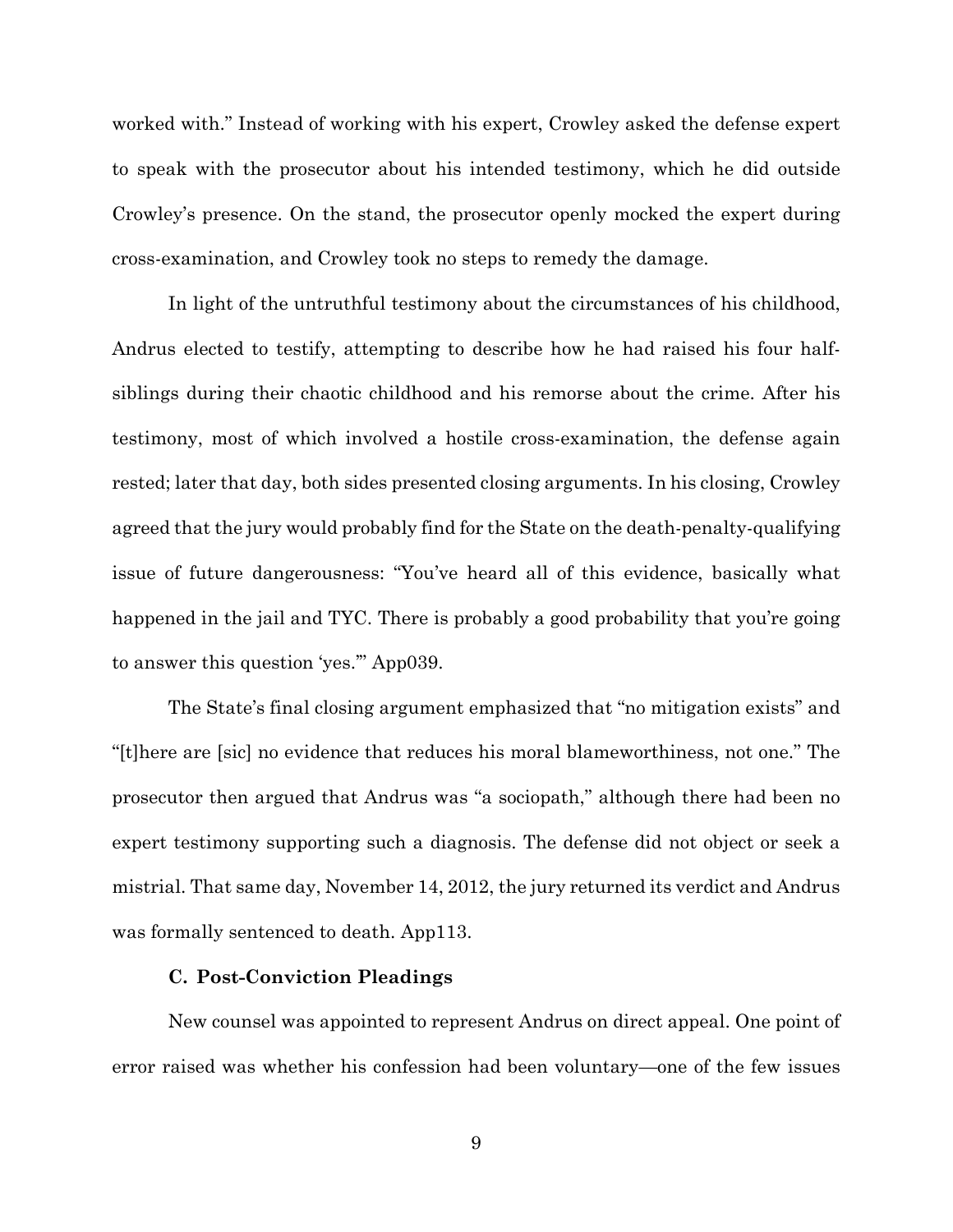worked with." Instead of working with his expert, Crowley asked the defense expert to speak with the prosecutor about his intended testimony, which he did outside Crowley's presence. On the stand, the prosecutor openly mocked the expert during cross-examination, and Crowley took no steps to remedy the damage.

In light of the untruthful testimony about the circumstances of his childhood, Andrus elected to testify, attempting to describe how he had raised his four half-siblings during their chaotic childhood and his remorse about the crime. After his testimony, most of which involved a hostile cross-examination, the defense again rested; later that day, both sides presented closing arguments. In his closing, Crowley agreed that the jury would probably find for the State on the death-penalty-qualifying issue of future dangerousness: "You've heard all of this evidence, basically what happened in the jail and TYC. There is probably a good probability that you're going to answer this question 'yes.'" App039.

The State's final closing argument emphasized that "no mitigation exists" and "[t]here are [sic] no evidence that reduces his moral blameworthiness, not one." The prosecutor then argued that Andrus was "a sociopath," although there had been no expert testimony supporting such a diagnosis. The defense did not object or seek a mistrial. That same day, November 14, 2012, the jury returned its verdict and Andrus was formally sentenced to death. App113.

### C. Post-Conviction Pleadings

New counsel was appointed to represent Andrus on direct appeal. One point of error raised was whether his confession had been voluntary—one of the few issues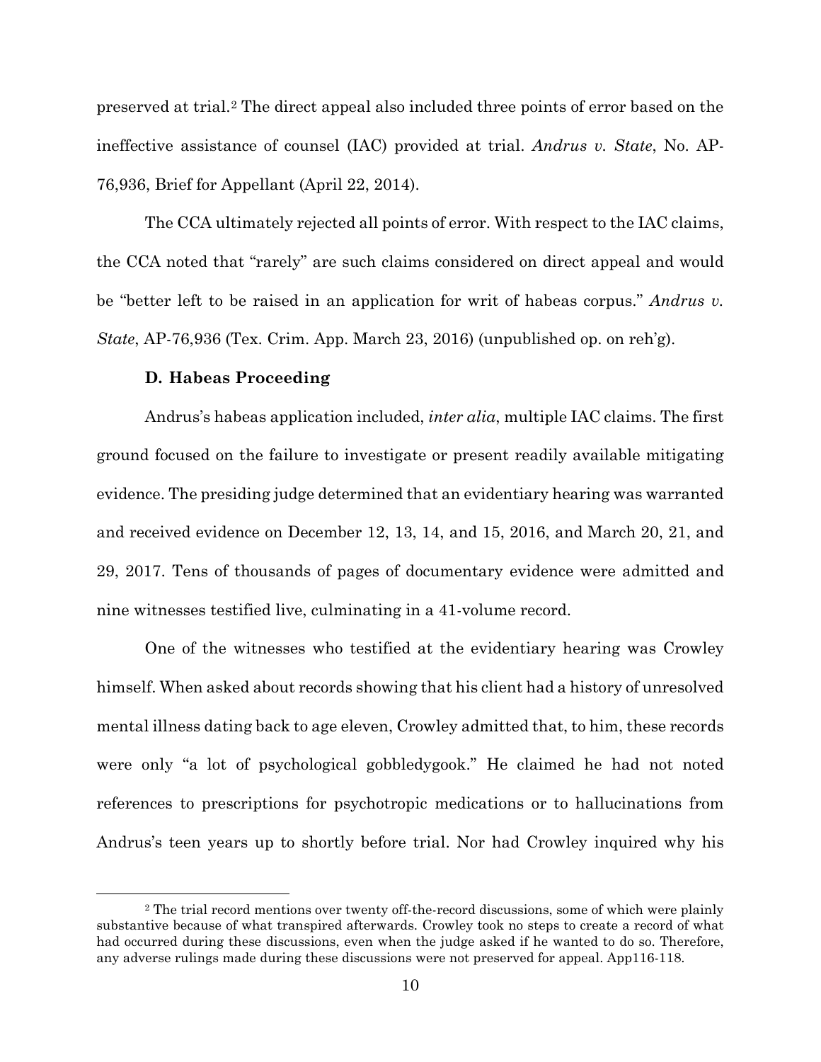preserved at trial.[2] The direct appeal also included three points of error based on the ineffective assistance of counsel (IAC) provided at trial. *Andrus v. State*, No. AP-76,936, Brief for Appellant (April 22, 2014).

The CCA ultimately rejected all points of error. With respect to the IAC claims, the CCA noted that "rarely" are such claims considered on direct appeal and would be "better left to be raised in an application for writ of habeas corpus." *Andrus v. State*, AP-76,936 (Tex. Crim. App. March 23, 2016) (unpublished op. on reh'g).

### D. Habeas Proceeding

Andrus's habeas application included, *inter alia*, multiple IAC claims. The first ground focused on the failure to investigate or present readily available mitigating evidence. The presiding judge determined that an evidentiary hearing was warranted and received evidence on December 12, 13, 14, and 15, 2016, and March 20, 21, and 29, 2017. Tens of thousands of pages of documentary evidence were admitted and nine witnesses testified live, culminating in a 41-volume record.

One of the witnesses who testified at the evidentiary hearing was Crowley himself. When asked about records showing that his client had a history of unresolved mental illness dating back to age eleven, Crowley admitted that, to him, these records were only "a lot of psychological gobbledygook." He claimed he had not noted references to prescriptions for psychotropic medications or to hallucinations from Andrus's teen years up to shortly before trial. Nor had Crowley inquired why his

---

[2] The trial record mentions over twenty off-the-record discussions, some of which were plainly substantive because of what transpired afterwards. Crowley took no steps to create a record of what had occurred during these discussions, even when the judge asked if he wanted to do so. Therefore, any adverse rulings made during these discussions were not preserved for appeal. App116-118.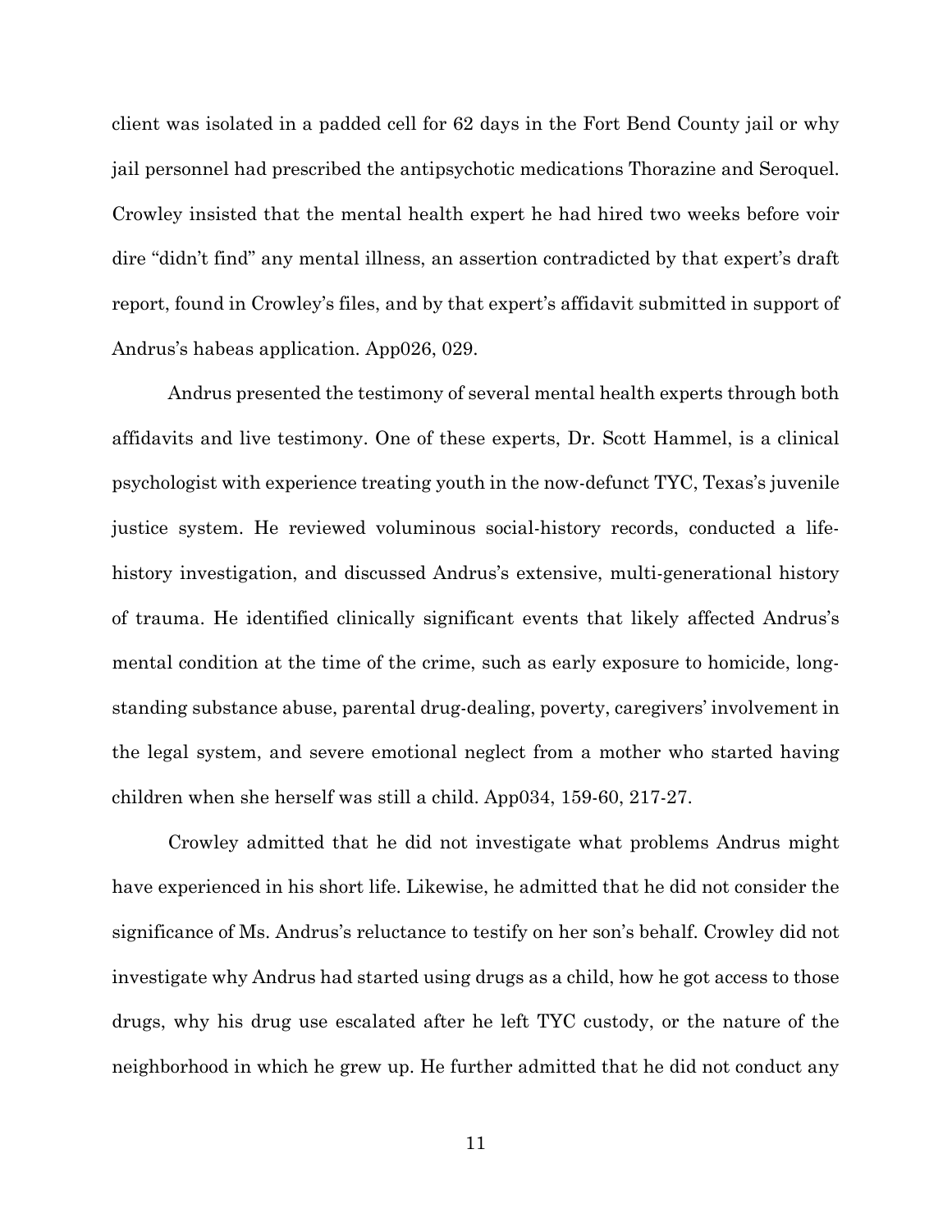client was isolated in a padded cell for 62 days in the Fort Bend County jail or why jail personnel had prescribed the antipsychotic medications Thorazine and Seroquel. Crowley insisted that the mental health expert he had hired two weeks before voir dire "didn't find" any mental illness, an assertion contradicted by that expert's draft report, found in Crowley's files, and by that expert's affidavit submitted in support of Andrus's habeas application. App026, 029.

Andrus presented the testimony of several mental health experts through both affidavits and live testimony. One of these experts, Dr. Scott Hammel, is a clinical psychologist with experience treating youth in the now-defunct TYC, Texas's juvenile justice system. He reviewed voluminous social-history records, conducted a life-history investigation, and discussed Andrus's extensive, multi-generational history of trauma. He identified clinically significant events that likely affected Andrus's mental condition at the time of the crime, such as early exposure to homicide, long-standing substance abuse, parental drug-dealing, poverty, caregivers' involvement in the legal system, and severe emotional neglect from a mother who started having children when she herself was still a child. App034, 159-60, 217-27.

Crowley admitted that he did not investigate what problems Andrus might have experienced in his short life. Likewise, he admitted that he did not consider the significance of Ms. Andrus's reluctance to testify on her son's behalf. Crowley did not investigate why Andrus had started using drugs as a child, how he got access to those drugs, why his drug use escalated after he left TYC custody, or the nature of the neighborhood in which he grew up. He further admitted that he did not conduct any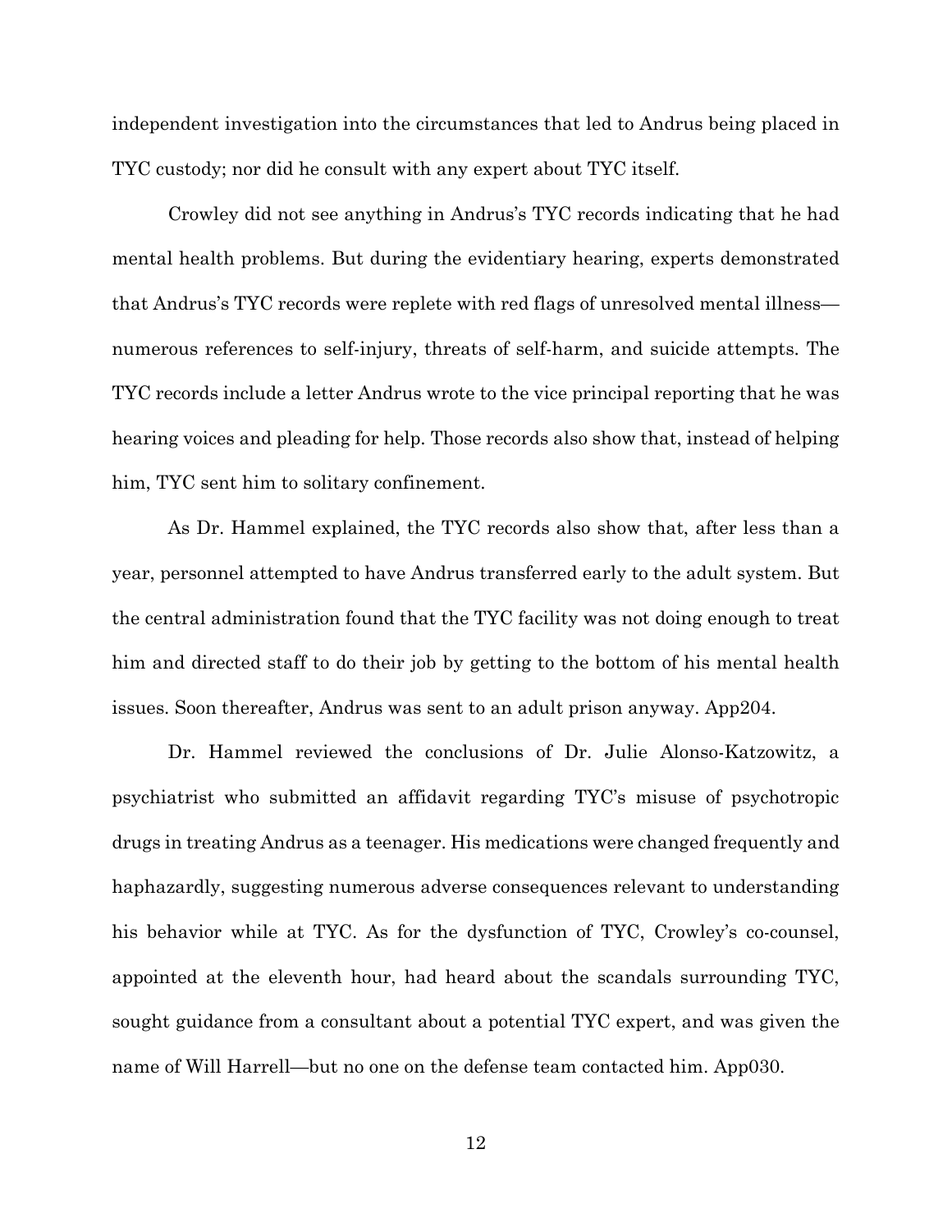independent investigation into the circumstances that led to Andrus being placed in TYC custody; nor did he consult with any expert about TYC itself.

Crowley did not see anything in Andrus's TYC records indicating that he had mental health problems. But during the evidentiary hearing, experts demonstrated that Andrus's TYC records were replete with red flags of unresolved mental illness—numerous references to self-injury, threats of self-harm, and suicide attempts. The TYC records include a letter Andrus wrote to the vice principal reporting that he was hearing voices and pleading for help. Those records also show that, instead of helping him, TYC sent him to solitary confinement.

As Dr. Hammel explained, the TYC records also show that, after less than a year, personnel attempted to have Andrus transferred early to the adult system. But the central administration found that the TYC facility was not doing enough to treat him and directed staff to do their job by getting to the bottom of his mental health issues. Soon thereafter, Andrus was sent to an adult prison anyway. App204.

Dr. Hammel reviewed the conclusions of Dr. Julie Alonso-Katzowitz, a psychiatrist who submitted an affidavit regarding TYC's misuse of psychotropic drugs in treating Andrus as a teenager. His medications were changed frequently and haphazardly, suggesting numerous adverse consequences relevant to understanding his behavior while at TYC. As for the dysfunction of TYC, Crowley's co-counsel, appointed at the eleventh hour, had heard about the scandals surrounding TYC, sought guidance from a consultant about a potential TYC expert, and was given the name of Will Harrell—but no one on the defense team contacted him. App030.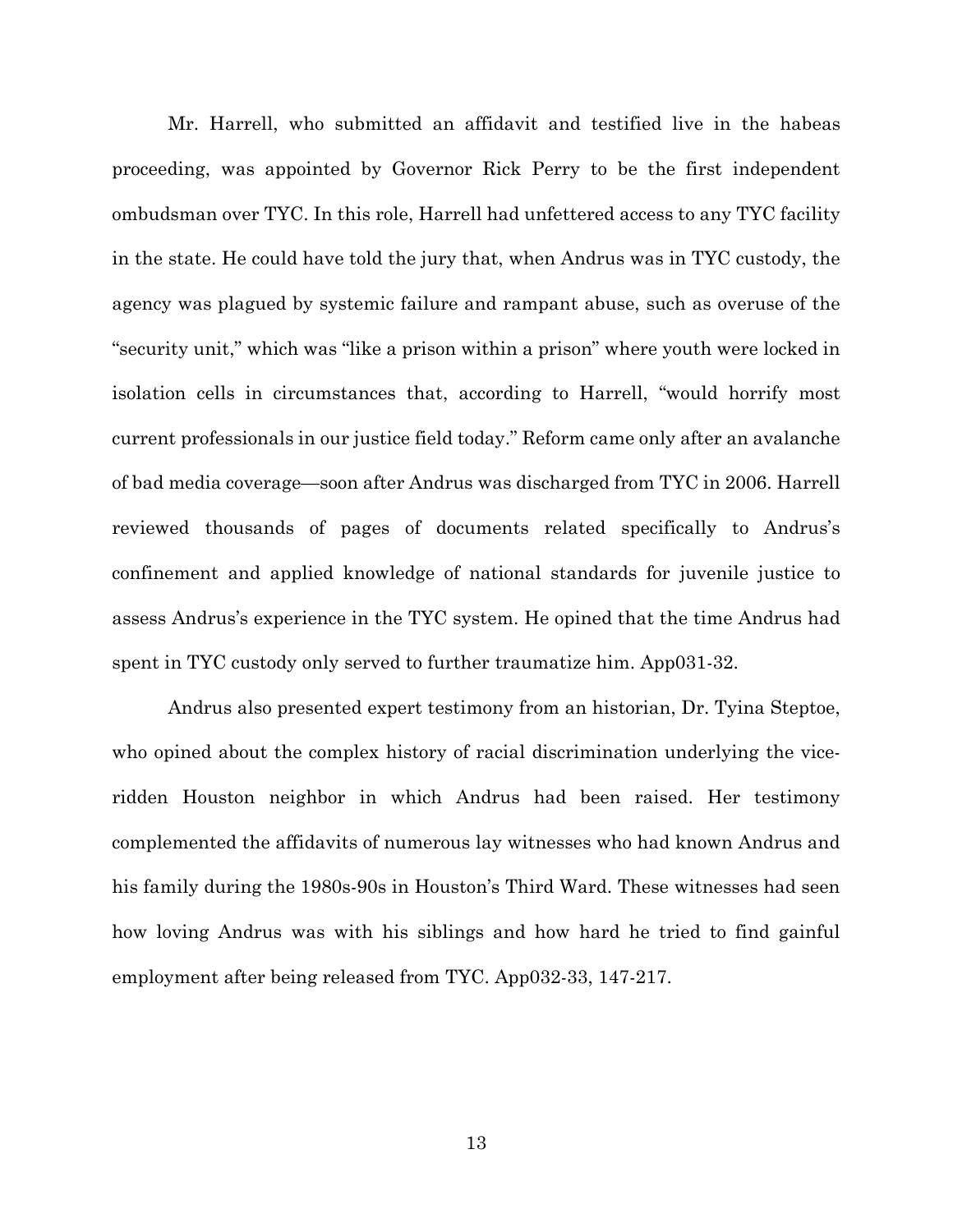Mr. Harrell, who submitted an affidavit and testified live in the habeas proceeding, was appointed by Governor Rick Perry to be the first independent ombudsman over TYC. In this role, Harrell had unfettered access to any TYC facility in the state. He could have told the jury that, when Andrus was in TYC custody, the agency was plagued by systemic failure and rampant abuse, such as overuse of the "security unit," which was "like a prison within a prison" where youth were locked in isolation cells in circumstances that, according to Harrell, "would horrify most current professionals in our justice field today." Reform came only after an avalanche of bad media coverage—soon after Andrus was discharged from TYC in 2006. Harrell reviewed thousands of pages of documents related specifically to Andrus's confinement and applied knowledge of national standards for juvenile justice to assess Andrus's experience in the TYC system. He opined that the time Andrus had spent in TYC custody only served to further traumatize him. App031-32.

Andrus also presented expert testimony from an historian, Dr. Tyina Steptoe, who opined about the complex history of racial discrimination underlying the vice-ridden Houston neighbor in which Andrus had been raised. Her testimony complemented the affidavits of numerous lay witnesses who had known Andrus and his family during the 1980s-90s in Houston's Third Ward. These witnesses had seen how loving Andrus was with his siblings and how hard he tried to find gainful employment after being released from TYC. App032-33, 147-217.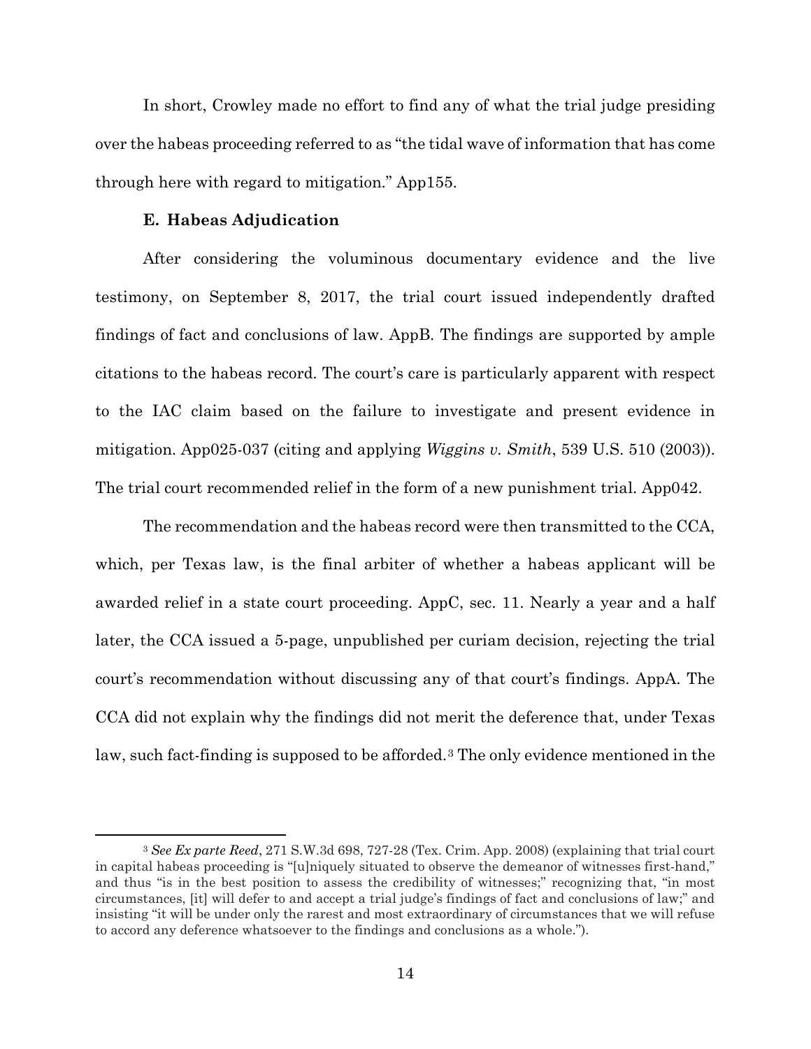In short, Crowley made no effort to find any of what the trial judge presiding over the habeas proceeding referred to as "the tidal wave of information that has come through here with regard to mitigation." App155.

### E. Habeas Adjudication

After considering the voluminous documentary evidence and the live testimony, on September 8, 2017, the trial court issued independently drafted findings of fact and conclusions of law. AppB. The findings are supported by ample citations to the habeas record. The court's care is particularly apparent with respect to the IAC claim based on the failure to investigate and present evidence in mitigation. App025-037 (citing and applying *Wiggins v. Smith*, 539 U.S. 510 (2003)). The trial court recommended relief in the form of a new punishment trial. App042.

The recommendation and the habeas record were then transmitted to the CCA, which, per Texas law, is the final arbiter of whether a habeas applicant will be awarded relief in a state court proceeding. AppC, sec. 11. Nearly a year and a half later, the CCA issued a 5-page, unpublished per curiam decision, rejecting the trial court's recommendation without discussing any of that court's findings. AppA. The CCA did not explain why the findings did not merit the deference that, under Texas law, such fact-finding is supposed to be afforded.[3] The only evidence mentioned in the

---

[3] *See Ex parte Reed*, 271 S.W.3d 698, 727-28 (Tex. Crim. App. 2008) (explaining that trial court in capital habeas proceeding is "[u]niquely situated to observe the demeanor of witnesses first-hand," and thus "is in the best position to assess the credibility of witnesses;" recognizing that, "in most circumstances, [it] will defer to and accept a trial judge's findings of fact and conclusions of law;" and insisting "it will be under only the rarest and most extraordinary of circumstances that we will refuse to accord any deference whatsoever to the findings and conclusions as a whole.").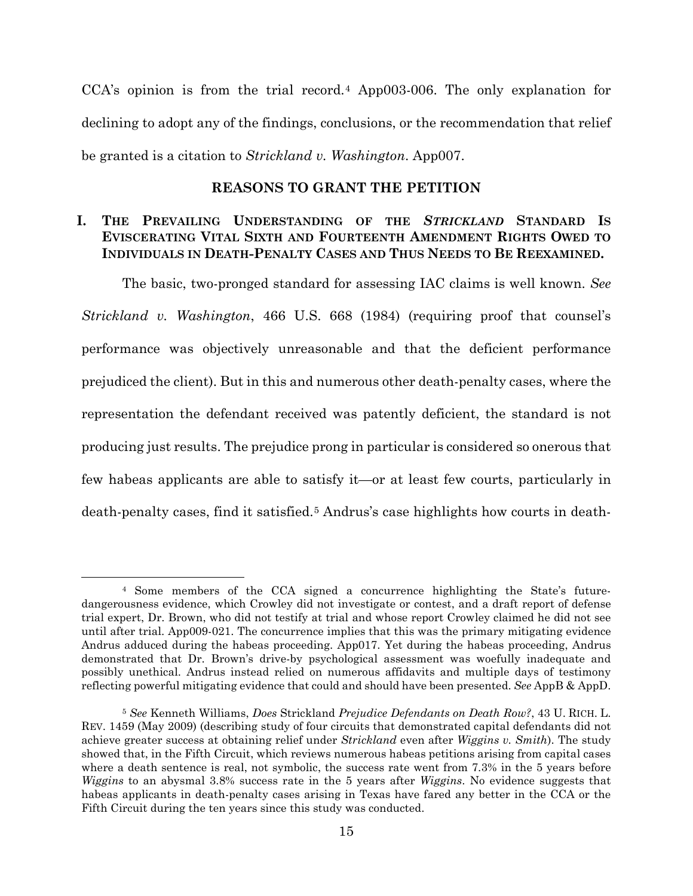CCA's opinion is from the trial record.[4] App003-006. The only explanation for declining to adopt any of the findings, conclusions, or the recommendation that relief be granted is a citation to *Strickland v. Washington*. App007.

## REASONS TO GRANT THE PETITION

### I. THE PREVAILING UNDERSTANDING OF THE *STRICKLAND* STANDARD IS EVISCERATING VITAL SIXTH AND FOURTEENTH AMENDMENT RIGHTS OWED TO INDIVIDUALS IN DEATH-PENALTY CASES AND THUS NEEDS TO BE REEXAMINED.

The basic, two-pronged standard for assessing IAC claims is well known. *See Strickland v. Washington*, 466 U.S. 668 (1984) (requiring proof that counsel's performance was objectively unreasonable and that the deficient performance prejudiced the client). But in this and numerous other death-penalty cases, where the representation the defendant received was patently deficient, the standard is not producing just results. The prejudice prong in particular is considered so onerous that few habeas applicants are able to satisfy it—or at least few courts, particularly in death-penalty cases, find it satisfied.[5] Andrus's case highlights how courts in death-

---

[4] Some members of the CCA signed a concurrence highlighting the State's future-dangerousness evidence, which Crowley did not investigate or contest, and a draft report of defense trial expert, Dr. Brown, who did not testify at trial and whose report Crowley claimed he did not see until after trial. App009-021. The concurrence implies that this was the primary mitigating evidence Andrus adduced during the habeas proceeding. App017. Yet during the habeas proceeding, Andrus demonstrated that Dr. Brown's drive-by psychological assessment was woefully inadequate and possibly unethical. Andrus instead relied on numerous affidavits and multiple days of testimony reflecting powerful mitigating evidence that could and should have been presented. *See* AppB & AppD.

[5] *See* Kenneth Williams, *Does* Strickland *Prejudice Defendants on Death Row?*, 43 U. RICH. L. REV. 1459 (May 2009) (describing study of four circuits that demonstrated capital defendants did not achieve greater success at obtaining relief under *Strickland* even after *Wiggins v. Smith*). The study showed that, in the Fifth Circuit, which reviews numerous habeas petitions arising from capital cases where a death sentence is real, not symbolic, the success rate went from 7.3% in the 5 years before *Wiggins* to an abysmal 3.8% success rate in the 5 years after *Wiggins*. No evidence suggests that habeas applicants in death-penalty cases arising in Texas have fared any better in the CCA or the Fifth Circuit during the ten years since this study was conducted.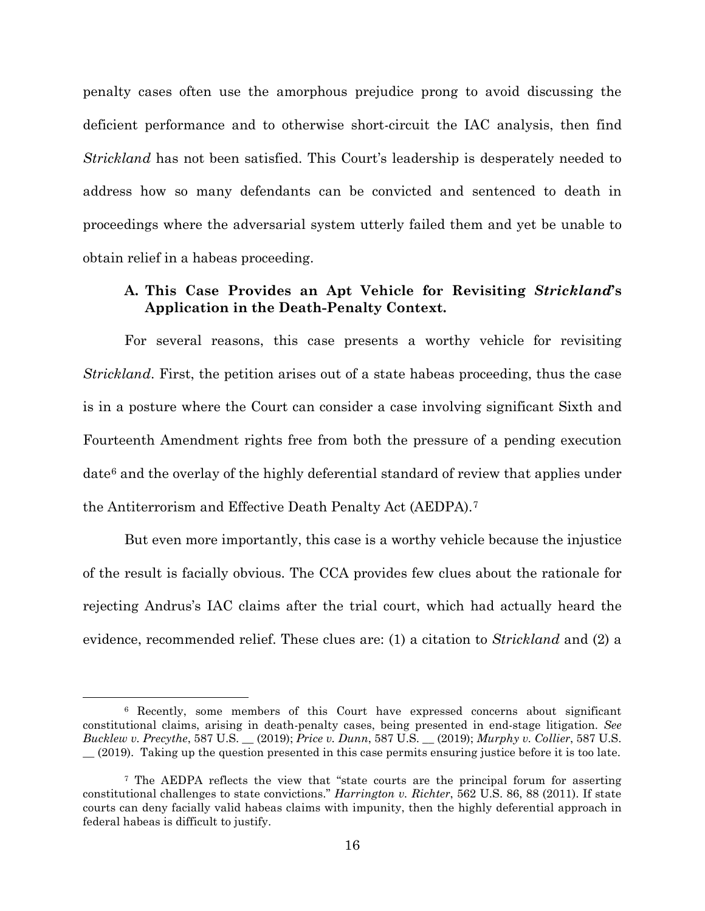penalty cases often use the amorphous prejudice prong to avoid discussing the deficient performance and to otherwise short-circuit the IAC analysis, then find *Strickland* has not been satisfied. This Court's leadership is desperately needed to address how so many defendants can be convicted and sentenced to death in proceedings where the adversarial system utterly failed them and yet be unable to obtain relief in a habeas proceeding.

### A. This Case Provides an Apt Vehicle for Revisiting *Strickland*'s Application in the Death-Penalty Context.

For several reasons, this case presents a worthy vehicle for revisiting *Strickland*. First, the petition arises out of a state habeas proceeding, thus the case is in a posture where the Court can consider a case involving significant Sixth and Fourteenth Amendment rights free from both the pressure of a pending execution date[6] and the overlay of the highly deferential standard of review that applies under the Antiterrorism and Effective Death Penalty Act (AEDPA).[7]

But even more importantly, this case is a worthy vehicle because the injustice of the result is facially obvious. The CCA provides few clues about the rationale for rejecting Andrus's IAC claims after the trial court, which had actually heard the evidence, recommended relief. These clues are: (1) a citation to *Strickland* and (2) a

---

[6] Recently, some members of this Court have expressed concerns about significant constitutional claims, arising in death-penalty cases, being presented in end-stage litigation. *See Bucklew v. Precythe*, 587 U.S. __ (2019); *Price v. Dunn*, 587 U.S. __ (2019); *Murphy v. Collier*, 587 U.S. __ (2019). Taking up the question presented in this case permits ensuring justice before it is too late.

[7] The AEDPA reflects the view that "state courts are the principal forum for asserting constitutional challenges to state convictions." *Harrington v. Richter*, 562 U.S. 86, 88 (2011). If state courts can deny facially valid habeas claims with impunity, then the highly deferential approach in federal habeas is difficult to justify.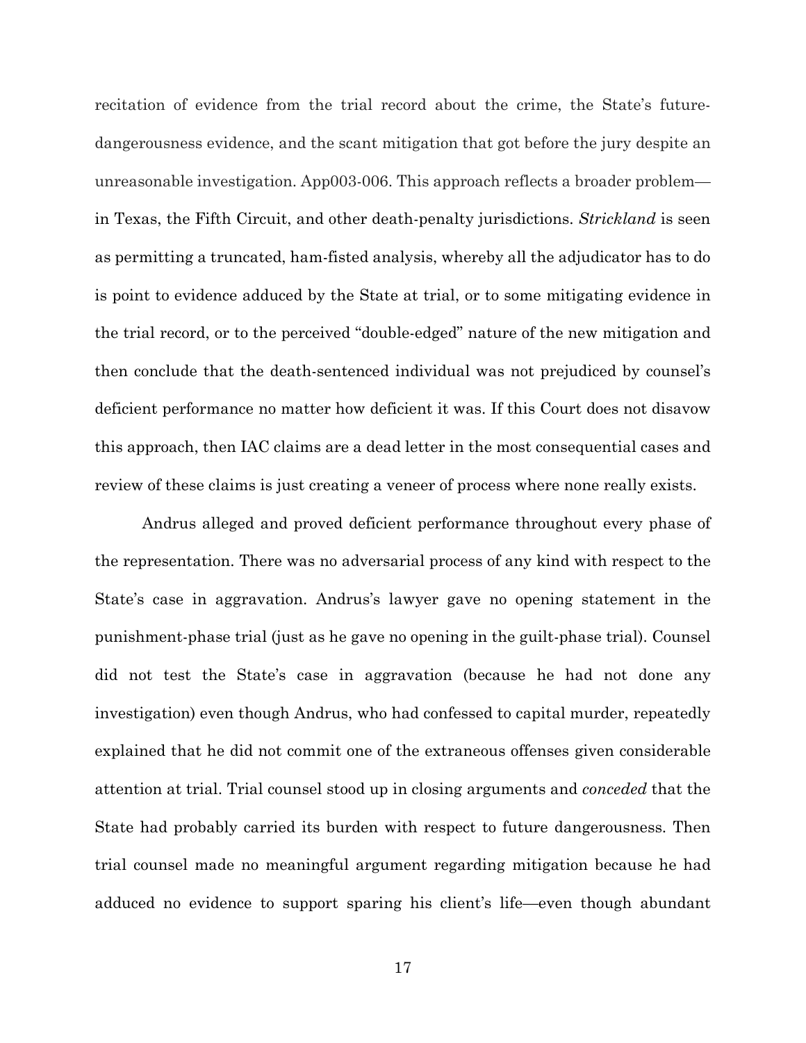recitation of evidence from the trial record about the crime, the State's future-dangerousness evidence, and the scant mitigation that got before the jury despite an unreasonable investigation. App003-006. This approach reflects a broader problem—in Texas, the Fifth Circuit, and other death-penalty jurisdictions. *Strickland* is seen as permitting a truncated, ham-fisted analysis, whereby all the adjudicator has to do is point to evidence adduced by the State at trial, or to some mitigating evidence in the trial record, or to the perceived "double-edged" nature of the new mitigation and then conclude that the death-sentenced individual was not prejudiced by counsel's deficient performance no matter how deficient it was. If this Court does not disavow this approach, then IAC claims are a dead letter in the most consequential cases and review of these claims is just creating a veneer of process where none really exists.

Andrus alleged and proved deficient performance throughout every phase of the representation. There was no adversarial process of any kind with respect to the State's case in aggravation. Andrus's lawyer gave no opening statement in the punishment-phase trial (just as he gave no opening in the guilt-phase trial). Counsel did not test the State's case in aggravation (because he had not done any investigation) even though Andrus, who had confessed to capital murder, repeatedly explained that he did not commit one of the extraneous offenses given considerable attention at trial. Trial counsel stood up in closing arguments and *conceded* that the State had probably carried its burden with respect to future dangerousness. Then trial counsel made no meaningful argument regarding mitigation because he had adduced no evidence to support sparing his client's life—even though abundant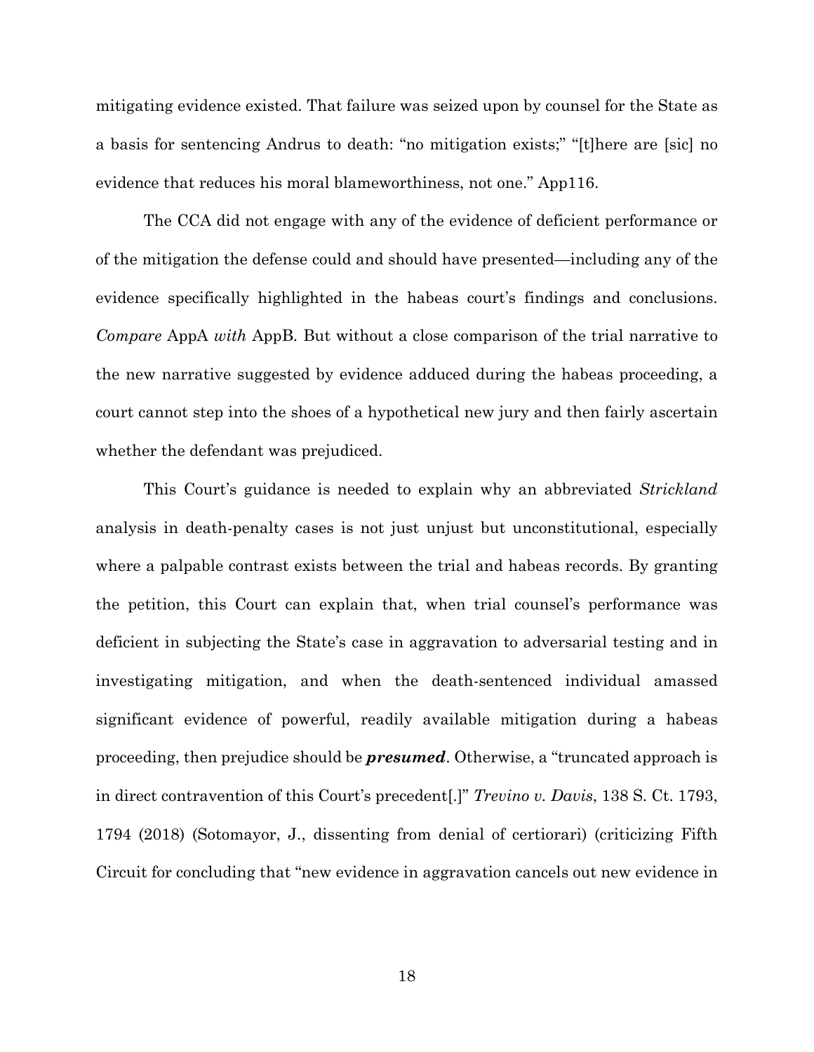mitigating evidence existed. That failure was seized upon by counsel for the State as a basis for sentencing Andrus to death: "no mitigation exists;" "[t]here are [sic] no evidence that reduces his moral blameworthiness, not one." App116.

The CCA did not engage with any of the evidence of deficient performance or of the mitigation the defense could and should have presented—including any of the evidence specifically highlighted in the habeas court's findings and conclusions. *Compare* AppA *with* AppB. But without a close comparison of the trial narrative to the new narrative suggested by evidence adduced during the habeas proceeding, a court cannot step into the shoes of a hypothetical new jury and then fairly ascertain whether the defendant was prejudiced.

This Court's guidance is needed to explain why an abbreviated *Strickland* analysis in death-penalty cases is not just unjust but unconstitutional, especially where a palpable contrast exists between the trial and habeas records. By granting the petition, this Court can explain that, when trial counsel's performance was deficient in subjecting the State's case in aggravation to adversarial testing and in investigating mitigation, and when the death-sentenced individual amassed significant evidence of powerful, readily available mitigation during a habeas proceeding, then prejudice should be ***presumed***. Otherwise, a "truncated approach is in direct contravention of this Court's precedent[.]" *Trevino v. Davis*, 138 S. Ct. 1793, 1794 (2018) (Sotomayor, J., dissenting from denial of certiorari) (criticizing Fifth Circuit for concluding that "new evidence in aggravation cancels out new evidence in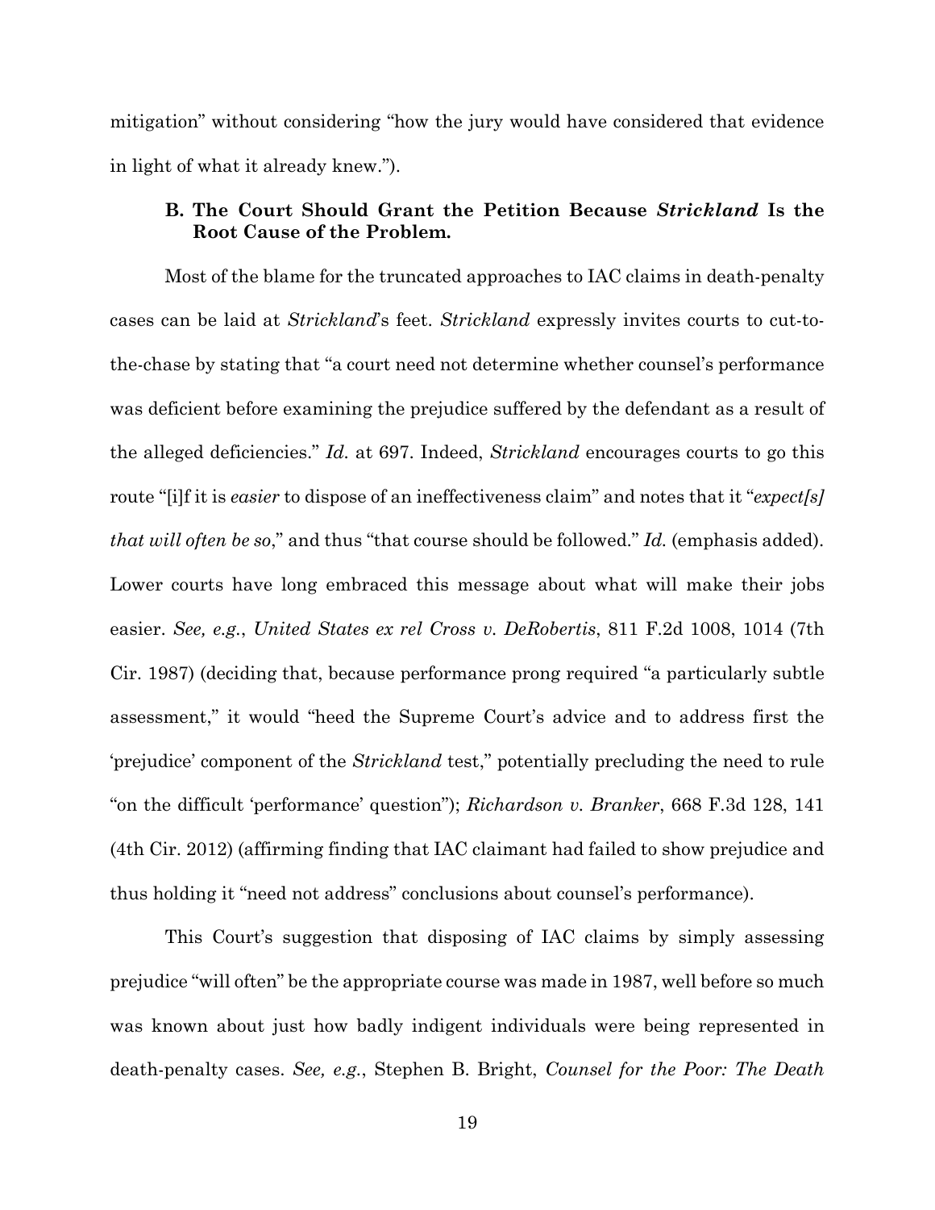mitigation" without considering "how the jury would have considered that evidence in light of what it already knew.").

### B. The Court Should Grant the Petition Because *Strickland* Is the Root Cause of the Problem.

Most of the blame for the truncated approaches to IAC claims in death-penalty cases can be laid at *Strickland*'s feet. *Strickland* expressly invites courts to cut-to-the-chase by stating that "a court need not determine whether counsel's performance was deficient before examining the prejudice suffered by the defendant as a result of the alleged deficiencies." *Id.* at 697. Indeed, *Strickland* encourages courts to go this route "[i]f it is *easier* to dispose of an ineffectiveness claim" and notes that it "*expect[s] that will often be so*," and thus "that course should be followed." *Id.* (emphasis added). Lower courts have long embraced this message about what will make their jobs easier. *See, e.g.*, *United States ex rel Cross v. DeRobertis*, 811 F.2d 1008, 1014 (7th Cir. 1987) (deciding that, because performance prong required "a particularly subtle assessment," it would "heed the Supreme Court's advice and to address first the 'prejudice' component of the *Strickland* test," potentially precluding the need to rule "on the difficult 'performance' question"); *Richardson v. Branker*, 668 F.3d 128, 141 (4th Cir. 2012) (affirming finding that IAC claimant had failed to show prejudice and thus holding it "need not address" conclusions about counsel's performance).

This Court's suggestion that disposing of IAC claims by simply assessing prejudice "will often" be the appropriate course was made in 1987, well before so much was known about just how badly indigent individuals were being represented in death-penalty cases. *See, e.g.*, Stephen B. Bright, *Counsel for the Poor: The Death*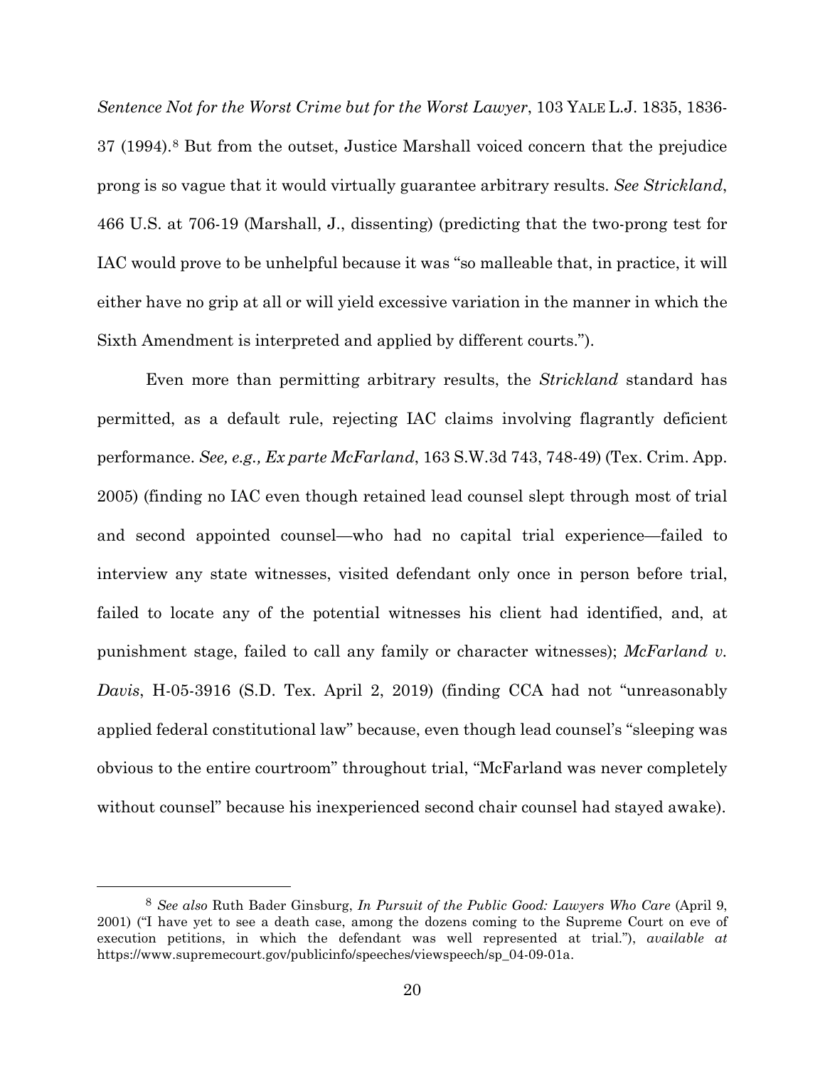*Sentence Not for the Worst Crime but for the Worst Lawyer*, 103 YALE L.J. 1835, 1836-37 (1994).[8] But from the outset, Justice Marshall voiced concern that the prejudice prong is so vague that it would virtually guarantee arbitrary results. *See Strickland*, 466 U.S. at 706-19 (Marshall, J., dissenting) (predicting that the two-prong test for IAC would prove to be unhelpful because it was "so malleable that, in practice, it will either have no grip at all or will yield excessive variation in the manner in which the Sixth Amendment is interpreted and applied by different courts.").

Even more than permitting arbitrary results, the *Strickland* standard has permitted, as a default rule, rejecting IAC claims involving flagrantly deficient performance. *See, e.g., Ex parte McFarland*, 163 S.W.3d 743, 748-49) (Tex. Crim. App. 2005) (finding no IAC even though retained lead counsel slept through most of trial and second appointed counsel—who had no capital trial experience—failed to interview any state witnesses, visited defendant only once in person before trial, failed to locate any of the potential witnesses his client had identified, and, at punishment stage, failed to call any family or character witnesses); *McFarland v. Davis*, H-05-3916 (S.D. Tex. April 2, 2019) (finding CCA had not "unreasonably applied federal constitutional law" because, even though lead counsel's "sleeping was obvious to the entire courtroom" throughout trial, "McFarland was never completely without counsel" because his inexperienced second chair counsel had stayed awake).

---

[8] *See also* Ruth Bader Ginsburg, *In Pursuit of the Public Good: Lawyers Who Care* (April 9, 2001) ("I have yet to see a death case, among the dozens coming to the Supreme Court on eve of execution petitions, in which the defendant was well represented at trial."), *available at* https://www.supremecourt.gov/publicinfo/speeches/viewspeech/sp_04-09-01a.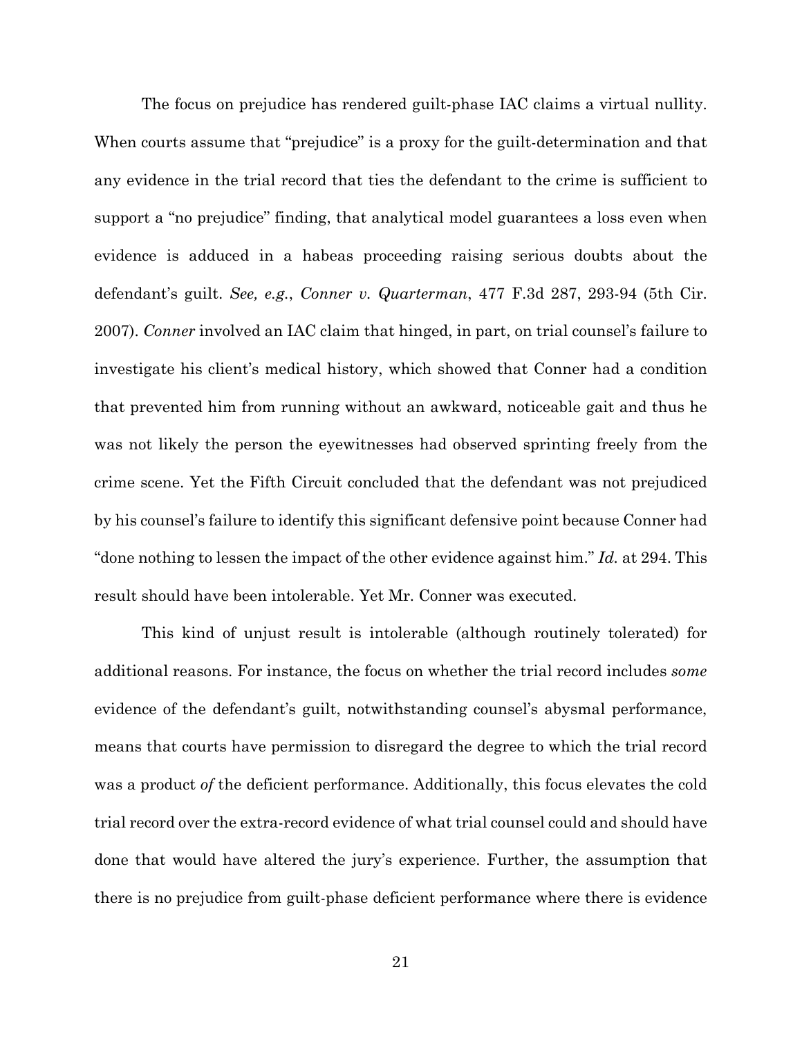The focus on prejudice has rendered guilt-phase IAC claims a virtual nullity. When courts assume that "prejudice" is a proxy for the guilt-determination and that any evidence in the trial record that ties the defendant to the crime is sufficient to support a "no prejudice" finding, that analytical model guarantees a loss even when evidence is adduced in a habeas proceeding raising serious doubts about the defendant's guilt. *See, e.g.*, *Conner v. Quarterman*, 477 F.3d 287, 293-94 (5th Cir. 2007). *Conner* involved an IAC claim that hinged, in part, on trial counsel's failure to investigate his client's medical history, which showed that Conner had a condition that prevented him from running without an awkward, noticeable gait and thus he was not likely the person the eyewitnesses had observed sprinting freely from the crime scene. Yet the Fifth Circuit concluded that the defendant was not prejudiced by his counsel's failure to identify this significant defensive point because Conner had "done nothing to lessen the impact of the other evidence against him." *Id.* at 294. This result should have been intolerable. Yet Mr. Conner was executed.

This kind of unjust result is intolerable (although routinely tolerated) for additional reasons. For instance, the focus on whether the trial record includes *some* evidence of the defendant's guilt, notwithstanding counsel's abysmal performance, means that courts have permission to disregard the degree to which the trial record was a product *of* the deficient performance. Additionally, this focus elevates the cold trial record over the extra-record evidence of what trial counsel could and should have done that would have altered the jury's experience. Further, the assumption that there is no prejudice from guilt-phase deficient performance where there is evidence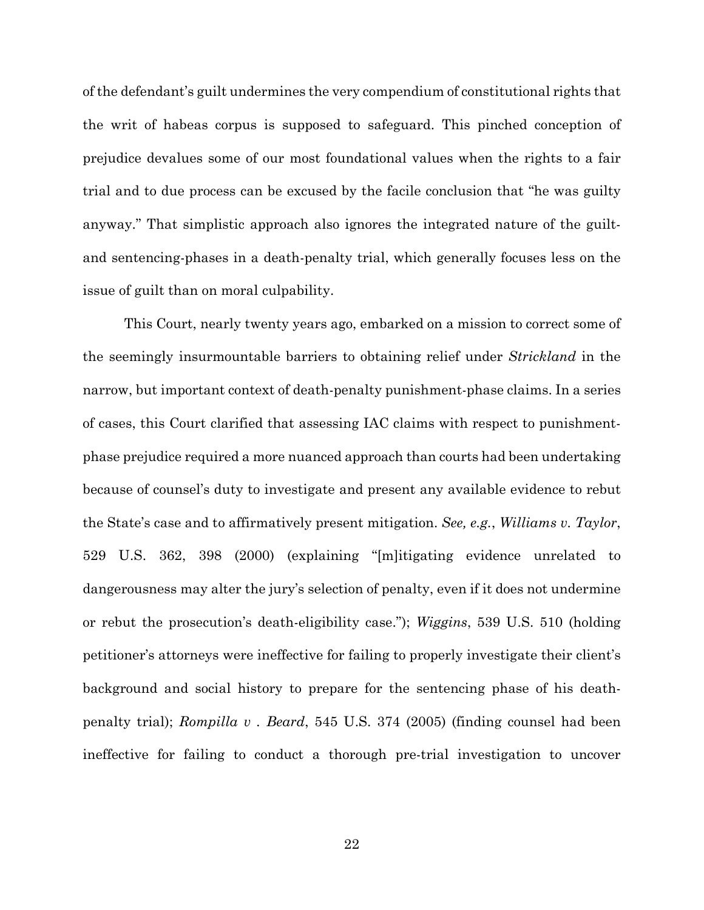of the defendant's guilt undermines the very compendium of constitutional rights that the writ of habeas corpus is supposed to safeguard. This pinched conception of prejudice devalues some of our most foundational values when the rights to a fair trial and to due process can be excused by the facile conclusion that "he was guilty anyway." That simplistic approach also ignores the integrated nature of the guilt- and sentencing-phases in a death-penalty trial, which generally focuses less on the issue of guilt than on moral culpability.

This Court, nearly twenty years ago, embarked on a mission to correct some of the seemingly insurmountable barriers to obtaining relief under *Strickland* in the narrow, but important context of death-penalty punishment-phase claims. In a series of cases, this Court clarified that assessing IAC claims with respect to punishment-phase prejudice required a more nuanced approach than courts had been undertaking because of counsel's duty to investigate and present any available evidence to rebut the State's case and to affirmatively present mitigation. *See, e.g.*, *Williams v. Taylor*, 529 U.S. 362, 398 (2000) (explaining "[m]itigating evidence unrelated to dangerousness may alter the jury's selection of penalty, even if it does not undermine or rebut the prosecution's death-eligibility case."); *Wiggins*, 539 U.S. 510 (holding petitioner's attorneys were ineffective for failing to properly investigate their client's background and social history to prepare for the sentencing phase of his death-penalty trial); *Rompilla v . Beard*, 545 U.S. 374 (2005) (finding counsel had been ineffective for failing to conduct a thorough pre-trial investigation to uncover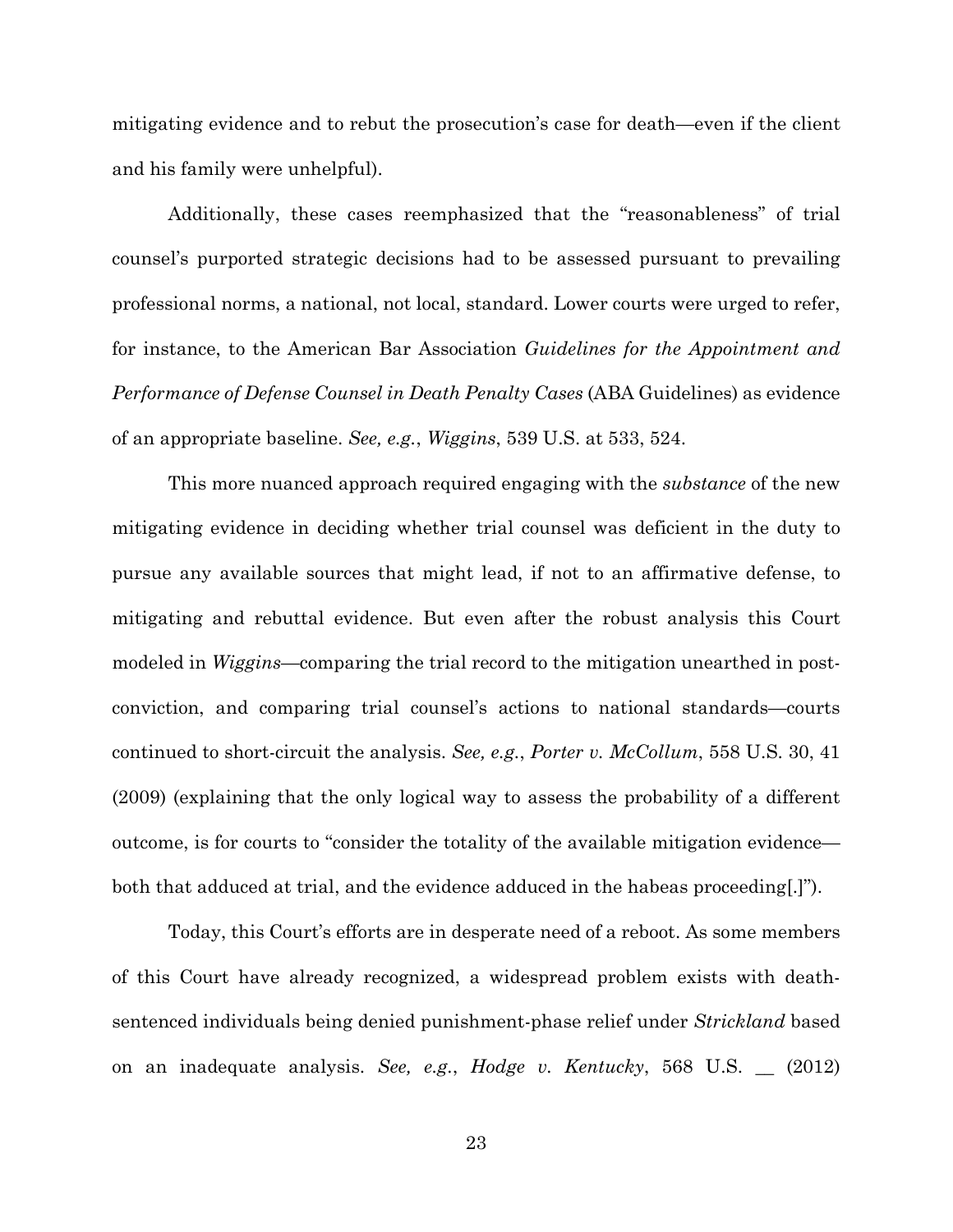mitigating evidence and to rebut the prosecution's case for death—even if the client and his family were unhelpful).

Additionally, these cases reemphasized that the "reasonableness" of trial counsel's purported strategic decisions had to be assessed pursuant to prevailing professional norms, a national, not local, standard. Lower courts were urged to refer, for instance, to the American Bar Association *Guidelines for the Appointment and Performance of Defense Counsel in Death Penalty Cases* (ABA Guidelines) as evidence of an appropriate baseline. *See, e.g.*, *Wiggins*, 539 U.S. at 533, 524.

This more nuanced approach required engaging with the *substance* of the new mitigating evidence in deciding whether trial counsel was deficient in the duty to pursue any available sources that might lead, if not to an affirmative defense, to mitigating and rebuttal evidence. But even after the robust analysis this Court modeled in *Wiggins*—comparing the trial record to the mitigation unearthed in post-conviction, and comparing trial counsel's actions to national standards—courts continued to short-circuit the analysis. *See, e.g.*, *Porter v. McCollum*, 558 U.S. 30, 41 (2009) (explaining that the only logical way to assess the probability of a different outcome, is for courts to "consider the totality of the available mitigation evidence—both that adduced at trial, and the evidence adduced in the habeas proceeding[.]").

Today, this Court's efforts are in desperate need of a reboot. As some members of this Court have already recognized, a widespread problem exists with death-sentenced individuals being denied punishment-phase relief under *Strickland* based on an inadequate analysis. *See, e.g.*, *Hodge v. Kentucky*, 568 U.S. __ (2012)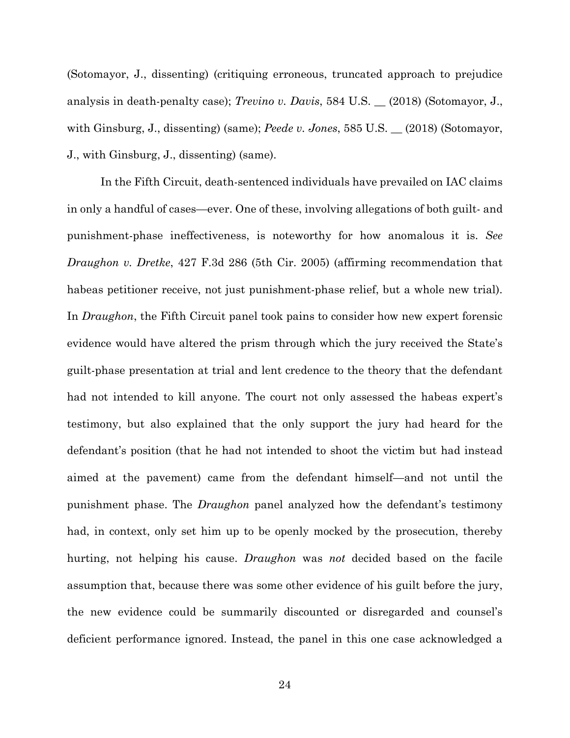(Sotomayor, J., dissenting) (critiquing erroneous, truncated approach to prejudice analysis in death-penalty case); *Trevino v. Davis*, 584 U.S. __ (2018) (Sotomayor, J., with Ginsburg, J., dissenting) (same); *Peede v. Jones*, 585 U.S. __ (2018) (Sotomayor, J., with Ginsburg, J., dissenting) (same).

In the Fifth Circuit, death-sentenced individuals have prevailed on IAC claims in only a handful of cases—ever. One of these, involving allegations of both guilt- and punishment-phase ineffectiveness, is noteworthy for how anomalous it is. *See Draughon v. Dretke*, 427 F.3d 286 (5th Cir. 2005) (affirming recommendation that habeas petitioner receive, not just punishment-phase relief, but a whole new trial). In *Draughon*, the Fifth Circuit panel took pains to consider how new expert forensic evidence would have altered the prism through which the jury received the State's guilt-phase presentation at trial and lent credence to the theory that the defendant had not intended to kill anyone. The court not only assessed the habeas expert's testimony, but also explained that the only support the jury had heard for the defendant's position (that he had not intended to shoot the victim but had instead aimed at the pavement) came from the defendant himself—and not until the punishment phase. The *Draughon* panel analyzed how the defendant's testimony had, in context, only set him up to be openly mocked by the prosecution, thereby hurting, not helping his cause. *Draughon* was *not* decided based on the facile assumption that, because there was some other evidence of his guilt before the jury, the new evidence could be summarily discounted or disregarded and counsel's deficient performance ignored. Instead, the panel in this one case acknowledged a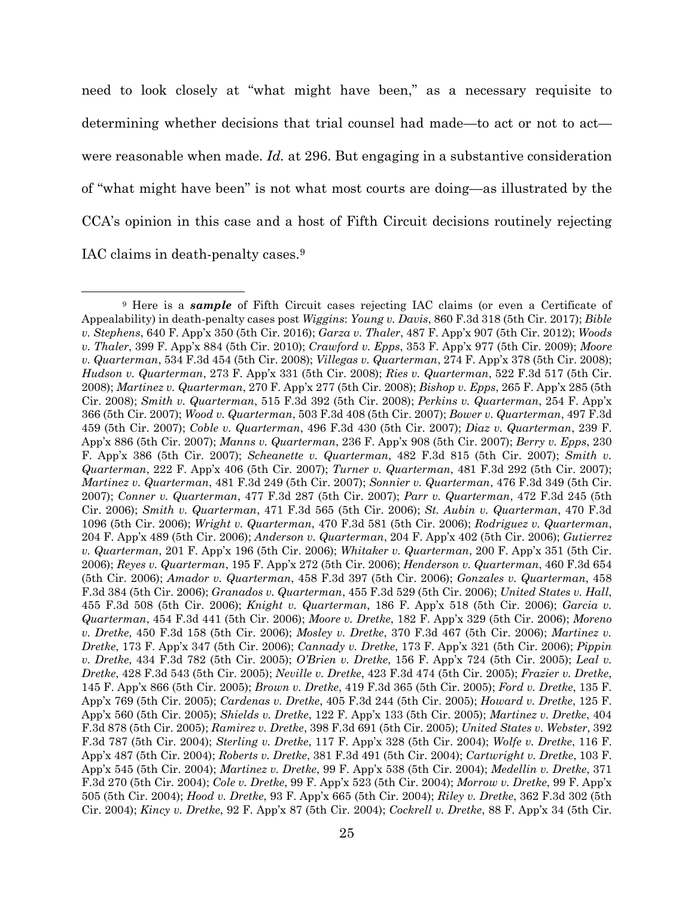need to look closely at "what might have been," as a necessary requisite to determining whether decisions that trial counsel had made—to act or not to act—were reasonable when made. *Id.* at 296. But engaging in a substantive consideration of "what might have been" is not what most courts are doing—as illustrated by the CCA's opinion in this case and a host of Fifth Circuit decisions routinely rejecting IAC claims in death-penalty cases.[9]

[9] Here is a ***sample*** of Fifth Circuit cases rejecting IAC claims (or even a Certificate of Appealability) in death-penalty cases post *Wiggins*: *Young v. Davis*, 860 F.3d 318 (5th Cir. 2017); *Bible v. Stephens*, 640 F. App'x 350 (5th Cir. 2016); *Garza v. Thaler*, 487 F. App'x 907 (5th Cir. 2012); *Woods v. Thaler*, 399 F. App'x 884 (5th Cir. 2010); *Crawford v. Epps*, 353 F. App'x 977 (5th Cir. 2009); *Moore v. Quarterman*, 534 F.3d 454 (5th Cir. 2008); *Villegas v. Quarterman*, 274 F. App'x 378 (5th Cir. 2008); *Hudson v. Quarterman*, 273 F. App'x 331 (5th Cir. 2008); *Ries v. Quarterman*, 522 F.3d 517 (5th Cir. 2008); *Martinez v. Quarterman*, 270 F. App'x 277 (5th Cir. 2008); *Bishop v. Epps*, 265 F. App'x 285 (5th Cir. 2008); *Smith v. Quarterman*, 515 F.3d 392 (5th Cir. 2008); *Perkins v. Quarterman*, 254 F. App'x 366 (5th Cir. 2007); *Wood v. Quarterman*, 503 F.3d 408 (5th Cir. 2007); *Bower v. Quarterman*, 497 F.3d 459 (5th Cir. 2007); *Coble v. Quarterman*, 496 F.3d 430 (5th Cir. 2007); *Diaz v. Quarterman*, 239 F. App'x 886 (5th Cir. 2007); *Manns v. Quarterman*, 236 F. App'x 908 (5th Cir. 2007); *Berry v. Epps*, 230 F. App'x 386 (5th Cir. 2007); *Scheanette v. Quarterman*, 482 F.3d 815 (5th Cir. 2007); *Smith v. Quarterman*, 222 F. App'x 406 (5th Cir. 2007); *Turner v. Quarterman*, 481 F.3d 292 (5th Cir. 2007); *Martinez v. Quarterman*, 481 F.3d 249 (5th Cir. 2007); *Sonnier v. Quarterman*, 476 F.3d 349 (5th Cir. 2007); *Conner v. Quarterman*, 477 F.3d 287 (5th Cir. 2007); *Parr v. Quarterman*, 472 F.3d 245 (5th Cir. 2006); *Smith v. Quarterman*, 471 F.3d 565 (5th Cir. 2006); *St. Aubin v. Quarterman*, 470 F.3d 1096 (5th Cir. 2006); *Wright v. Quarterman*, 470 F.3d 581 (5th Cir. 2006); *Rodriguez v. Quarterman*, 204 F. App'x 489 (5th Cir. 2006); *Anderson v. Quarterman*, 204 F. App'x 402 (5th Cir. 2006); *Gutierrez v. Quarterman*, 201 F. App'x 196 (5th Cir. 2006); *Whitaker v. Quarterman*, 200 F. App'x 351 (5th Cir. 2006); *Reyes v. Quarterman*, 195 F. App'x 272 (5th Cir. 2006); *Henderson v. Quarterman*, 460 F.3d 654 (5th Cir. 2006); *Amador v. Quarterman*, 458 F.3d 397 (5th Cir. 2006); *Gonzales v. Quarterman*, 458 F.3d 384 (5th Cir. 2006); *Granados v. Quarterman*, 455 F.3d 529 (5th Cir. 2006); *United States v. Hall*, 455 F.3d 508 (5th Cir. 2006); *Knight v. Quarterman*, 186 F. App'x 518 (5th Cir. 2006); *Garcia v. Quarterman*, 454 F.3d 441 (5th Cir. 2006); *Moore v. Dretke*, 182 F. App'x 329 (5th Cir. 2006); *Moreno v. Dretke*, 450 F.3d 158 (5th Cir. 2006); *Mosley v. Dretke*, 370 F.3d 467 (5th Cir. 2006); *Martinez v. Dretke*, 173 F. App'x 347 (5th Cir. 2006); *Cannady v. Dretke*, 173 F. App'x 321 (5th Cir. 2006); *Pippin v. Dretke*, 434 F.3d 782 (5th Cir. 2005); *O'Brien v. Dretke*, 156 F. App'x 724 (5th Cir. 2005); *Leal v. Dretke*, 428 F.3d 543 (5th Cir. 2005); *Neville v. Dretke*, 423 F.3d 474 (5th Cir. 2005); *Frazier v. Dretke*, 145 F. App'x 866 (5th Cir. 2005); *Brown v. Dretke*, 419 F.3d 365 (5th Cir. 2005); *Ford v. Dretke*, 135 F. App'x 769 (5th Cir. 2005); *Cardenas v. Dretke*, 405 F.3d 244 (5th Cir. 2005); *Howard v. Dretke*, 125 F. App'x 560 (5th Cir. 2005); *Shields v. Dretke*, 122 F. App'x 133 (5th Cir. 2005); *Martinez v. Dretke*, 404 F.3d 878 (5th Cir. 2005); *Ramirez v. Dretke*, 398 F.3d 691 (5th Cir. 2005); *United States v. Webster*, 392 F.3d 787 (5th Cir. 2004); *Sterling v. Dretke*, 117 F. App'x 328 (5th Cir. 2004); *Wolfe v. Dretke*, 116 F. App'x 487 (5th Cir. 2004); *Roberts v. Dretke*, 381 F.3d 491 (5th Cir. 2004); *Cartwright v. Dretke*, 103 F. App'x 545 (5th Cir. 2004); *Martinez v. Dretke*, 99 F. App'x 538 (5th Cir. 2004); *Medellin v. Dretke*, 371 F.3d 270 (5th Cir. 2004); *Cole v. Dretke*, 99 F. App'x 523 (5th Cir. 2004); *Morrow v. Dretke*, 99 F. App'x 505 (5th Cir. 2004); *Hood v. Dretke*, 93 F. App'x 665 (5th Cir. 2004); *Riley v. Dretke*, 362 F.3d 302 (5th Cir. 2004); *Kincy v. Dretke*, 92 F. App'x 87 (5th Cir. 2004); *Cockrell v. Dretke*, 88 F. App'x 34 (5th Cir.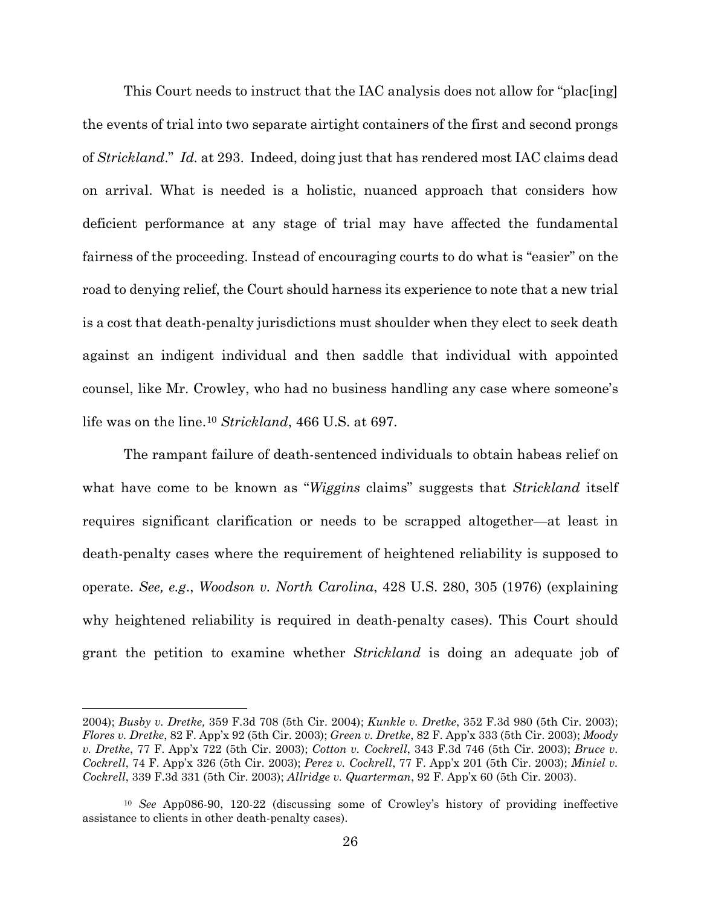This Court needs to instruct that the IAC analysis does not allow for "plac[ing] the events of trial into two separate airtight containers of the first and second prongs of *Strickland*." *Id.* at 293. Indeed, doing just that has rendered most IAC claims dead on arrival. What is needed is a holistic, nuanced approach that considers how deficient performance at any stage of trial may have affected the fundamental fairness of the proceeding. Instead of encouraging courts to do what is "easier" on the road to denying relief, the Court should harness its experience to note that a new trial is a cost that death-penalty jurisdictions must shoulder when they elect to seek death against an indigent individual and then saddle that individual with appointed counsel, like Mr. Crowley, who had no business handling any case where someone's life was on the line.[10] *Strickland*, 466 U.S. at 697.

The rampant failure of death-sentenced individuals to obtain habeas relief on what have come to be known as "*Wiggins* claims" suggests that *Strickland* itself requires significant clarification or needs to be scrapped altogether—at least in death-penalty cases where the requirement of heightened reliability is supposed to operate. *See, e.g.*, *Woodson v. North Carolina*, 428 U.S. 280, 305 (1976) (explaining why heightened reliability is required in death-penalty cases). This Court should grant the petition to examine whether *Strickland* is doing an adequate job of

---

2004); *Busby v. Dretke,* 359 F.3d 708 (5th Cir. 2004); *Kunkle v. Dretke*, 352 F.3d 980 (5th Cir. 2003); *Flores v. Dretke*, 82 F. App'x 92 (5th Cir. 2003); *Green v. Dretke*, 82 F. App'x 333 (5th Cir. 2003); *Moody v. Dretke*, 77 F. App'x 722 (5th Cir. 2003); *Cotton v. Cockrell*, 343 F.3d 746 (5th Cir. 2003); *Bruce v. Cockrell*, 74 F. App'x 326 (5th Cir. 2003); *Perez v. Cockrell*, 77 F. App'x 201 (5th Cir. 2003); *Miniel v. Cockrell*, 339 F.3d 331 (5th Cir. 2003); *Allridge v. Quarterman*, 92 F. App'x 60 (5th Cir. 2003).

[10] *See* App086-90, 120-22 (discussing some of Crowley's history of providing ineffective assistance to clients in other death-penalty cases).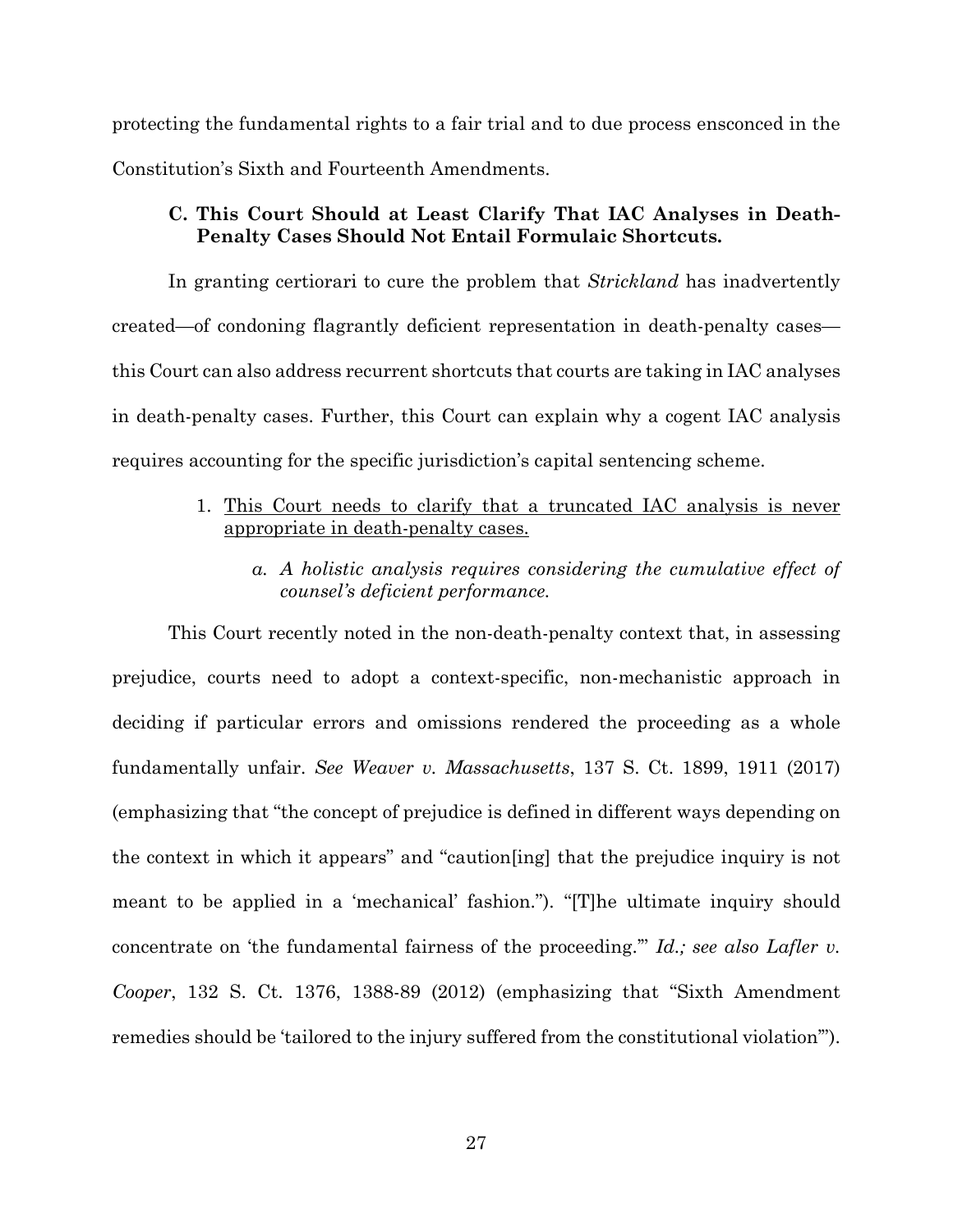protecting the fundamental rights to a fair trial and to due process ensconced in the Constitution's Sixth and Fourteenth Amendments.

### C. This Court Should at Least Clarify That IAC Analyses in Death-Penalty Cases Should Not Entail Formulaic Shortcuts.

In granting certiorari to cure the problem that *Strickland* has inadvertently created—of condoning flagrantly deficient representation in death-penalty cases—this Court can also address recurrent shortcuts that courts are taking in IAC analyses in death-penalty cases. Further, this Court can explain why a cogent IAC analysis requires accounting for the specific jurisdiction's capital sentencing scheme.

1. <u>This Court needs to clarify that a truncated IAC analysis is never appropriate in death-penalty cases.</u>

    a. *A holistic analysis requires considering the cumulative effect of counsel's deficient performance.*

This Court recently noted in the non-death-penalty context that, in assessing prejudice, courts need to adopt a context-specific, non-mechanistic approach in deciding if particular errors and omissions rendered the proceeding as a whole fundamentally unfair. *See Weaver v. Massachusetts*, 137 S. Ct. 1899, 1911 (2017) (emphasizing that "the concept of prejudice is defined in different ways depending on the context in which it appears" and "caution[ing] that the prejudice inquiry is not meant to be applied in a 'mechanical' fashion."). "[T]he ultimate inquiry should concentrate on 'the fundamental fairness of the proceeding.'" *Id.; see also Lafler v. Cooper*, 132 S. Ct. 1376, 1388-89 (2012) (emphasizing that "Sixth Amendment remedies should be 'tailored to the injury suffered from the constitutional violation'").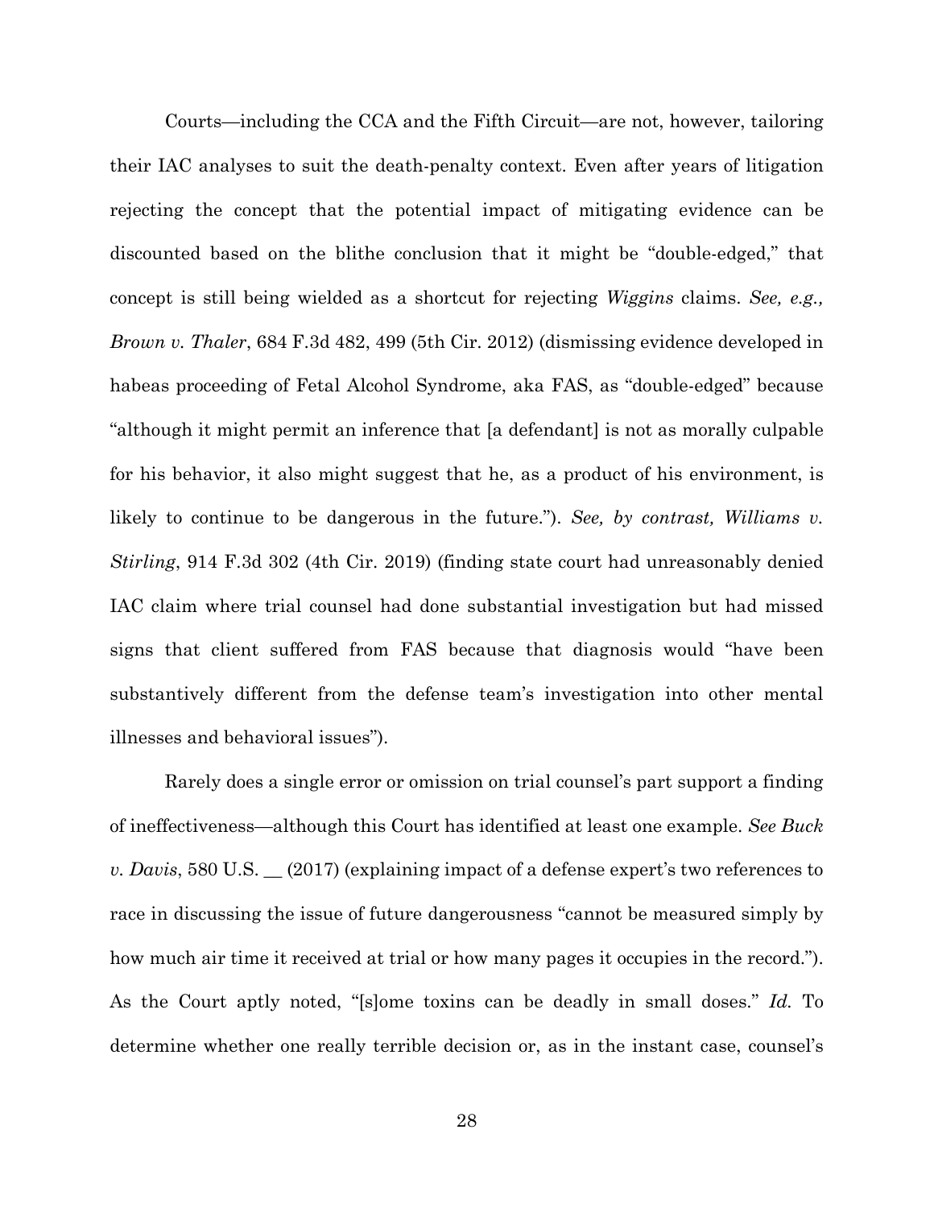Courts—including the CCA and the Fifth Circuit—are not, however, tailoring their IAC analyses to suit the death-penalty context. Even after years of litigation rejecting the concept that the potential impact of mitigating evidence can be discounted based on the blithe conclusion that it might be "double-edged," that concept is still being wielded as a shortcut for rejecting *Wiggins* claims. *See, e.g., Brown v. Thaler*, 684 F.3d 482, 499 (5th Cir. 2012) (dismissing evidence developed in habeas proceeding of Fetal Alcohol Syndrome, aka FAS, as "double-edged" because "although it might permit an inference that [a defendant] is not as morally culpable for his behavior, it also might suggest that he, as a product of his environment, is likely to continue to be dangerous in the future."). *See, by contrast, Williams v. Stirling*, 914 F.3d 302 (4th Cir. 2019) (finding state court had unreasonably denied IAC claim where trial counsel had done substantial investigation but had missed signs that client suffered from FAS because that diagnosis would "have been substantively different from the defense team's investigation into other mental illnesses and behavioral issues").

Rarely does a single error or omission on trial counsel's part support a finding of ineffectiveness—although this Court has identified at least one example. *See Buck v. Davis*, 580 U.S. __ (2017) (explaining impact of a defense expert's two references to race in discussing the issue of future dangerousness "cannot be measured simply by how much air time it received at trial or how many pages it occupies in the record."). As the Court aptly noted, "[s]ome toxins can be deadly in small doses." *Id.* To determine whether one really terrible decision or, as in the instant case, counsel's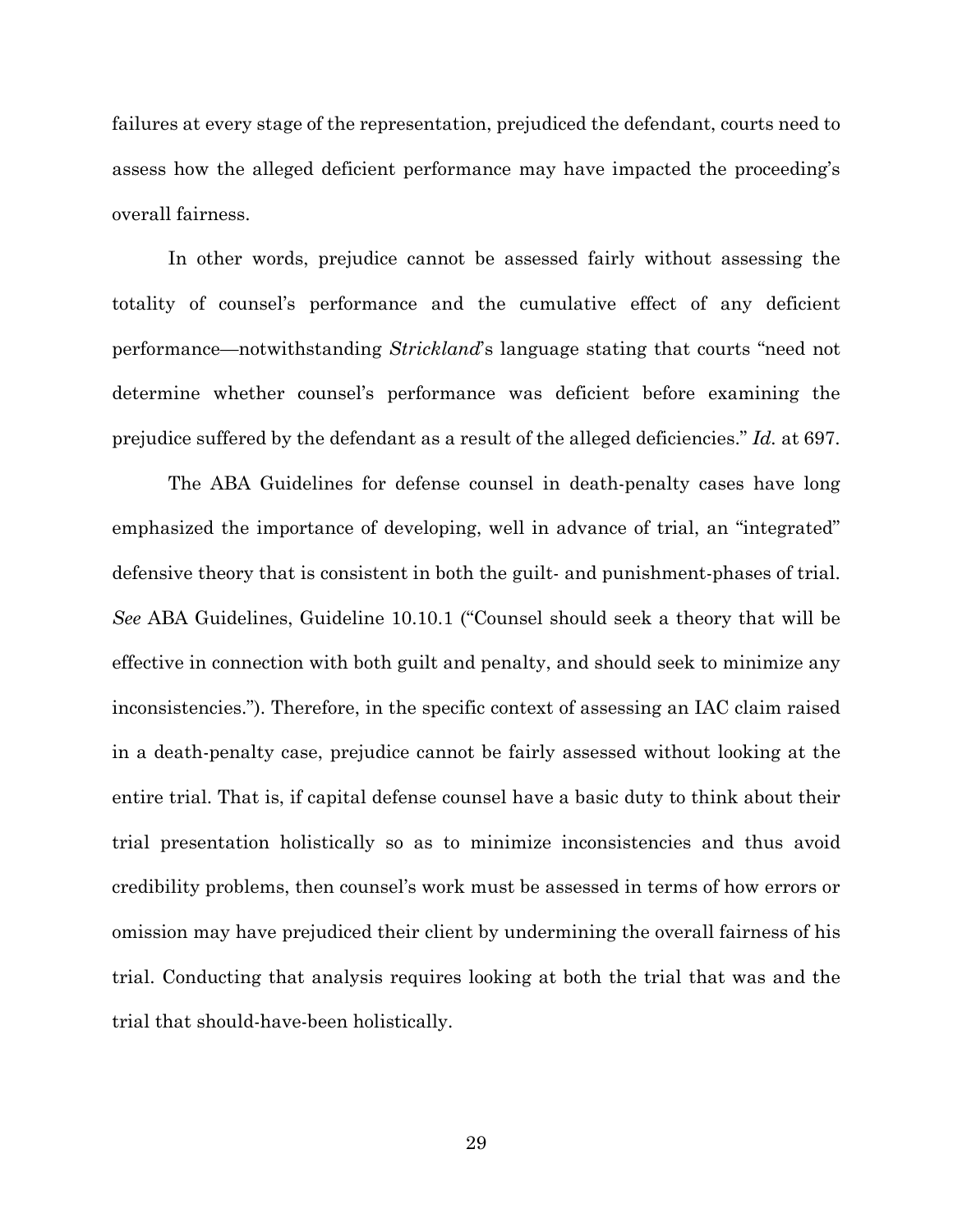failures at every stage of the representation, prejudiced the defendant, courts need to assess how the alleged deficient performance may have impacted the proceeding's overall fairness.

In other words, prejudice cannot be assessed fairly without assessing the totality of counsel's performance and the cumulative effect of any deficient performance—notwithstanding *Strickland*'s language stating that courts "need not determine whether counsel's performance was deficient before examining the prejudice suffered by the defendant as a result of the alleged deficiencies." *Id.* at 697.

The ABA Guidelines for defense counsel in death-penalty cases have long emphasized the importance of developing, well in advance of trial, an "integrated" defensive theory that is consistent in both the guilt- and punishment-phases of trial. *See* ABA Guidelines, Guideline 10.10.1 ("Counsel should seek a theory that will be effective in connection with both guilt and penalty, and should seek to minimize any inconsistencies."). Therefore, in the specific context of assessing an IAC claim raised in a death-penalty case, prejudice cannot be fairly assessed without looking at the entire trial. That is, if capital defense counsel have a basic duty to think about their trial presentation holistically so as to minimize inconsistencies and thus avoid credibility problems, then counsel's work must be assessed in terms of how errors or omission may have prejudiced their client by undermining the overall fairness of his trial. Conducting that analysis requires looking at both the trial that was and the trial that should-have-been holistically.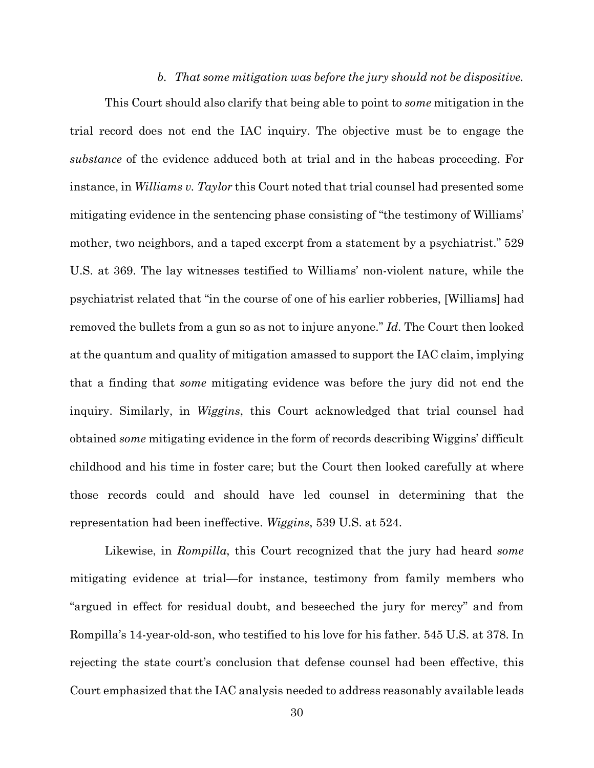*b. That some mitigation was before the jury should not be dispositive.*

This Court should also clarify that being able to point to *some* mitigation in the trial record does not end the IAC inquiry. The objective must be to engage the *substance* of the evidence adduced both at trial and in the habeas proceeding. For instance, in *Williams v. Taylor* this Court noted that trial counsel had presented some mitigating evidence in the sentencing phase consisting of "the testimony of Williams' mother, two neighbors, and a taped excerpt from a statement by a psychiatrist." 529 U.S. at 369. The lay witnesses testified to Williams' non-violent nature, while the psychiatrist related that "in the course of one of his earlier robberies, [Williams] had removed the bullets from a gun so as not to injure anyone." *Id.* The Court then looked at the quantum and quality of mitigation amassed to support the IAC claim, implying that a finding that *some* mitigating evidence was before the jury did not end the inquiry. Similarly, in *Wiggins*, this Court acknowledged that trial counsel had obtained *some* mitigating evidence in the form of records describing Wiggins' difficult childhood and his time in foster care; but the Court then looked carefully at where those records could and should have led counsel in determining that the representation had been ineffective. *Wiggins*, 539 U.S. at 524.

Likewise, in *Rompilla*, this Court recognized that the jury had heard *some* mitigating evidence at trial—for instance, testimony from family members who "argued in effect for residual doubt, and beseeched the jury for mercy" and from Rompilla's 14-year-old-son, who testified to his love for his father. 545 U.S. at 378. In rejecting the state court's conclusion that defense counsel had been effective, this Court emphasized that the IAC analysis needed to address reasonably available leads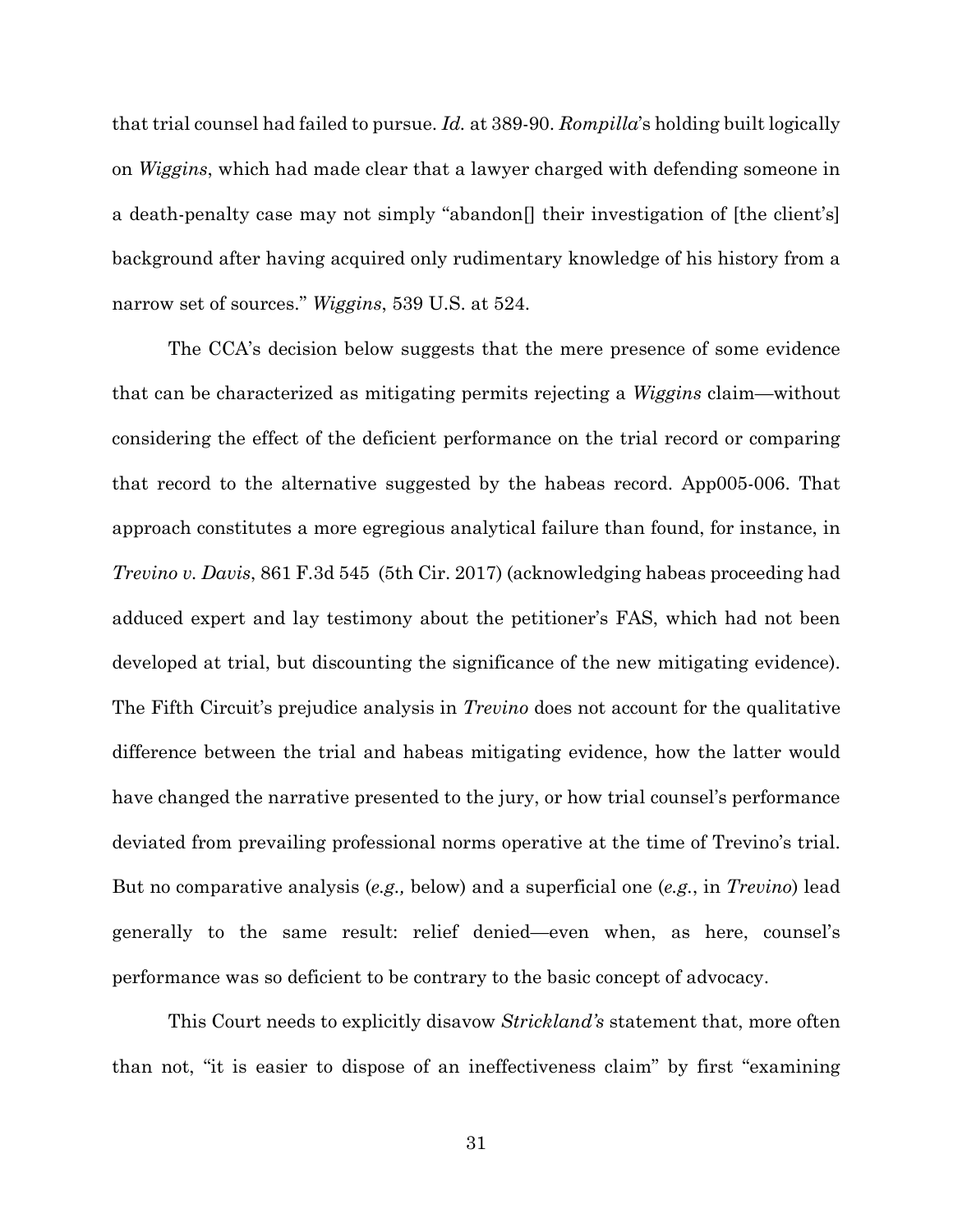that trial counsel had failed to pursue. *Id.* at 389-90. *Rompilla*'s holding built logically on *Wiggins*, which had made clear that a lawyer charged with defending someone in a death-penalty case may not simply "abandon[] their investigation of [the client's] background after having acquired only rudimentary knowledge of his history from a narrow set of sources." *Wiggins*, 539 U.S. at 524.

The CCA's decision below suggests that the mere presence of some evidence that can be characterized as mitigating permits rejecting a *Wiggins* claim—without considering the effect of the deficient performance on the trial record or comparing that record to the alternative suggested by the habeas record. App005-006. That approach constitutes a more egregious analytical failure than found, for instance, in *Trevino v. Davis*, 861 F.3d 545 (5th Cir. 2017) (acknowledging habeas proceeding had adduced expert and lay testimony about the petitioner's FAS, which had not been developed at trial, but discounting the significance of the new mitigating evidence). The Fifth Circuit's prejudice analysis in *Trevino* does not account for the qualitative difference between the trial and habeas mitigating evidence, how the latter would have changed the narrative presented to the jury, or how trial counsel's performance deviated from prevailing professional norms operative at the time of Trevino's trial. But no comparative analysis (*e.g.,* below) and a superficial one (*e.g.*, in *Trevino*) lead generally to the same result: relief denied—even when, as here, counsel's performance was so deficient to be contrary to the basic concept of advocacy.

This Court needs to explicitly disavow *Strickland's* statement that, more often than not, "it is easier to dispose of an ineffectiveness claim" by first "examining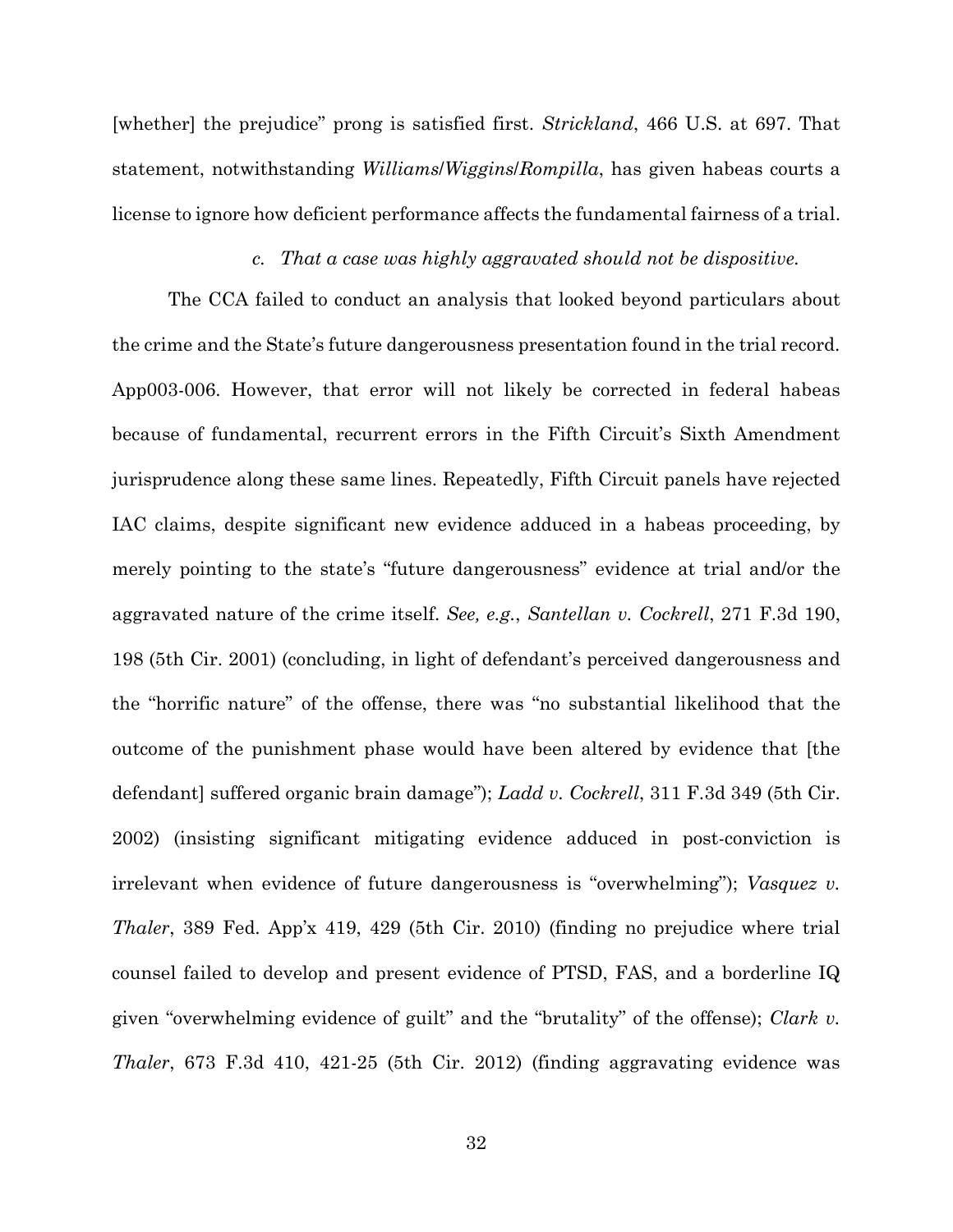[whether] the prejudice" prong is satisfied first. *Strickland*, 466 U.S. at 697. That statement, notwithstanding *Williams*/*Wiggins*/*Rompilla*, has given habeas courts a license to ignore how deficient performance affects the fundamental fairness of a trial.

*c. That a case was highly aggravated should not be dispositive.*

The CCA failed to conduct an analysis that looked beyond particulars about the crime and the State's future dangerousness presentation found in the trial record. App003-006. However, that error will not likely be corrected in federal habeas because of fundamental, recurrent errors in the Fifth Circuit's Sixth Amendment jurisprudence along these same lines. Repeatedly, Fifth Circuit panels have rejected IAC claims, despite significant new evidence adduced in a habeas proceeding, by merely pointing to the state's "future dangerousness" evidence at trial and/or the aggravated nature of the crime itself. *See, e.g.*, *Santellan v. Cockrell*, 271 F.3d 190, 198 (5th Cir. 2001) (concluding, in light of defendant's perceived dangerousness and the "horrific nature" of the offense, there was "no substantial likelihood that the outcome of the punishment phase would have been altered by evidence that [the defendant] suffered organic brain damage"); *Ladd v. Cockrell*, 311 F.3d 349 (5th Cir. 2002) (insisting significant mitigating evidence adduced in post-conviction is irrelevant when evidence of future dangerousness is "overwhelming"); *Vasquez v. Thaler*, 389 Fed. App'x 419, 429 (5th Cir. 2010) (finding no prejudice where trial counsel failed to develop and present evidence of PTSD, FAS, and a borderline IQ given "overwhelming evidence of guilt" and the "brutality" of the offense); *Clark v. Thaler*, 673 F.3d 410, 421-25 (5th Cir. 2012) (finding aggravating evidence was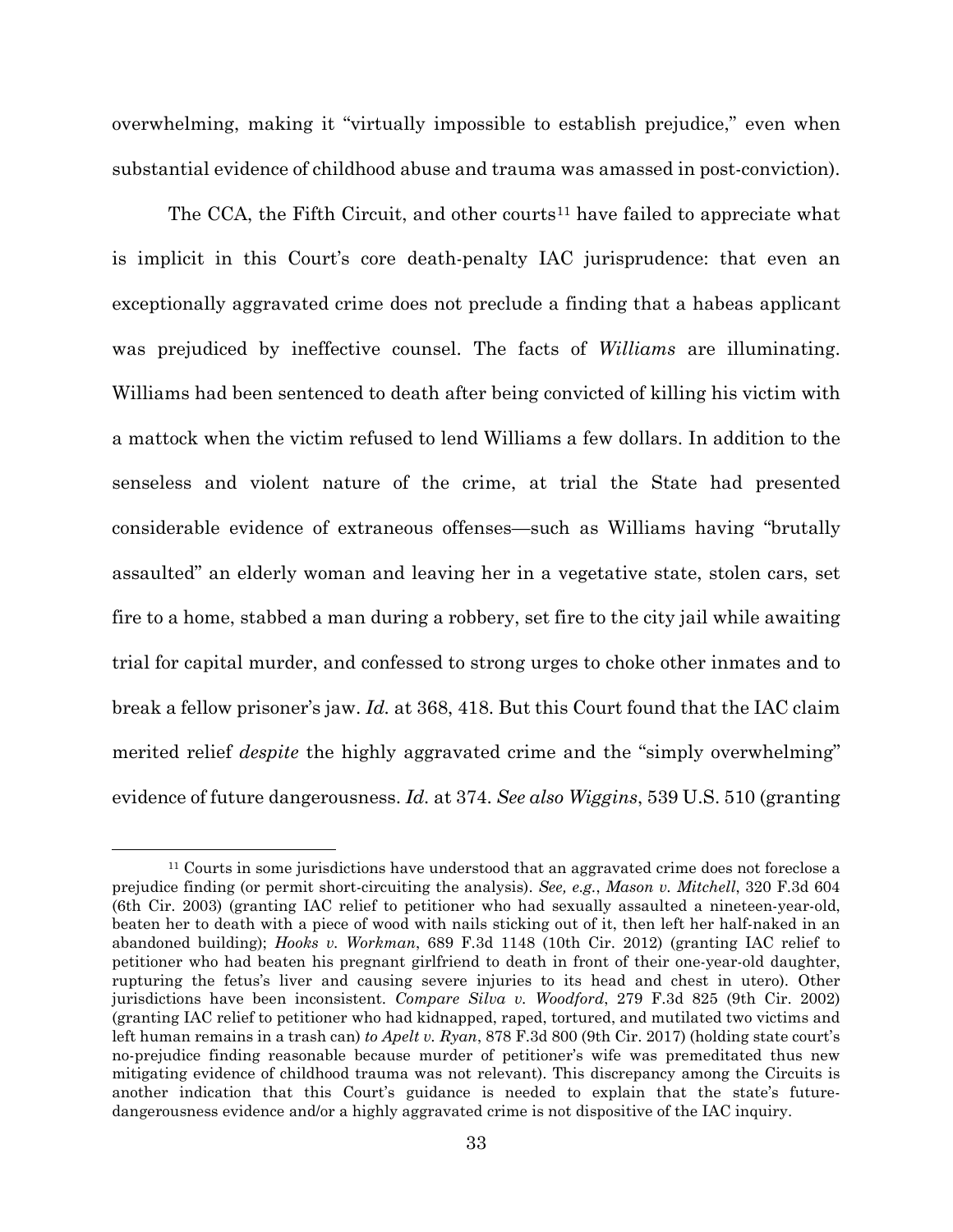overwhelming, making it "virtually impossible to establish prejudice," even when substantial evidence of childhood abuse and trauma was amassed in post-conviction).

The CCA, the Fifth Circuit, and other courts[11] have failed to appreciate what is implicit in this Court's core death-penalty IAC jurisprudence: that even an exceptionally aggravated crime does not preclude a finding that a habeas applicant was prejudiced by ineffective counsel. The facts of *Williams* are illuminating. Williams had been sentenced to death after being convicted of killing his victim with a mattock when the victim refused to lend Williams a few dollars. In addition to the senseless and violent nature of the crime, at trial the State had presented considerable evidence of extraneous offenses—such as Williams having "brutally assaulted" an elderly woman and leaving her in a vegetative state, stolen cars, set fire to a home, stabbed a man during a robbery, set fire to the city jail while awaiting trial for capital murder, and confessed to strong urges to choke other inmates and to break a fellow prisoner's jaw. *Id.* at 368, 418. But this Court found that the IAC claim merited relief *despite* the highly aggravated crime and the "simply overwhelming" evidence of future dangerousness. *Id.* at 374. *See also Wiggins*, 539 U.S. 510 (granting

---

[11] Courts in some jurisdictions have understood that an aggravated crime does not foreclose a prejudice finding (or permit short-circuiting the analysis). *See, e.g.*, *Mason v. Mitchell*, 320 F.3d 604 (6th Cir. 2003) (granting IAC relief to petitioner who had sexually assaulted a nineteen-year-old, beaten her to death with a piece of wood with nails sticking out of it, then left her half-naked in an abandoned building); *Hooks v. Workman*, 689 F.3d 1148 (10th Cir. 2012) (granting IAC relief to petitioner who had beaten his pregnant girlfriend to death in front of their one-year-old daughter, rupturing the fetus's liver and causing severe injuries to its head and chest in utero). Other jurisdictions have been inconsistent. *Compare Silva v. Woodford*, 279 F.3d 825 (9th Cir. 2002) (granting IAC relief to petitioner who had kidnapped, raped, tortured, and mutilated two victims and left human remains in a trash can) *to Apelt v. Ryan*, 878 F.3d 800 (9th Cir. 2017) (holding state court's no-prejudice finding reasonable because murder of petitioner's wife was premeditated thus new mitigating evidence of childhood trauma was not relevant). This discrepancy among the Circuits is another indication that this Court's guidance is needed to explain that the state's future-dangerousness evidence and/or a highly aggravated crime is not dispositive of the IAC inquiry.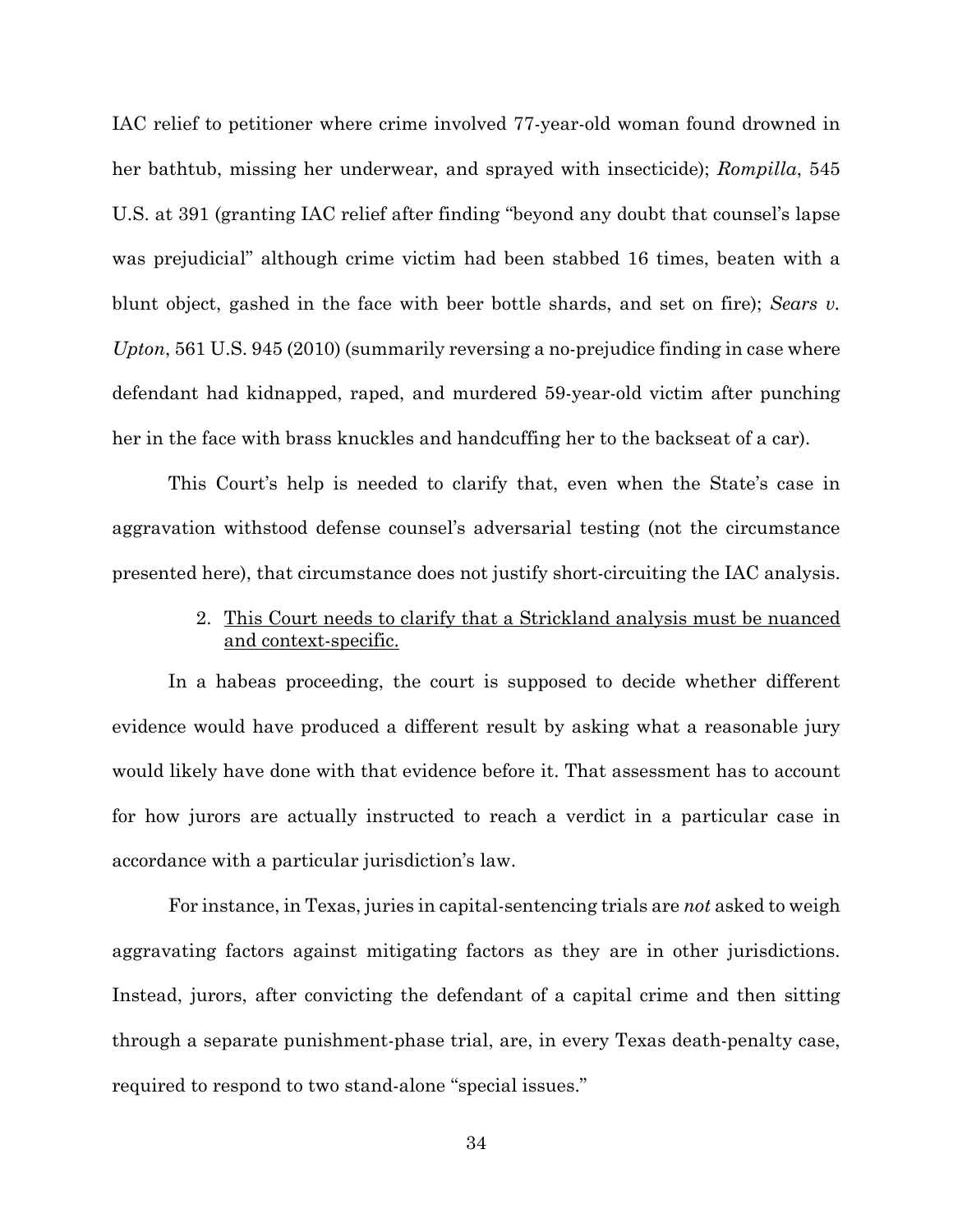IAC relief to petitioner where crime involved 77-year-old woman found drowned in her bathtub, missing her underwear, and sprayed with insecticide); *Rompilla*, 545 U.S. at 391 (granting IAC relief after finding "beyond any doubt that counsel's lapse was prejudicial" although crime victim had been stabbed 16 times, beaten with a blunt object, gashed in the face with beer bottle shards, and set on fire); *Sears v. Upton*, 561 U.S. 945 (2010) (summarily reversing a no-prejudice finding in case where defendant had kidnapped, raped, and murdered 59-year-old victim after punching her in the face with brass knuckles and handcuffing her to the backseat of a car).

This Court's help is needed to clarify that, even when the State's case in aggravation withstood defense counsel's adversarial testing (not the circumstance presented here), that circumstance does not justify short-circuiting the IAC analysis.

2. <u>This Court needs to clarify that a Strickland analysis must be nuanced and context-specific.</u>

In a habeas proceeding, the court is supposed to decide whether different evidence would have produced a different result by asking what a reasonable jury would likely have done with that evidence before it. That assessment has to account for how jurors are actually instructed to reach a verdict in a particular case in accordance with a particular jurisdiction's law.

For instance, in Texas, juries in capital-sentencing trials are *not* asked to weigh aggravating factors against mitigating factors as they are in other jurisdictions. Instead, jurors, after convicting the defendant of a capital crime and then sitting through a separate punishment-phase trial, are, in every Texas death-penalty case, required to respond to two stand-alone "special issues."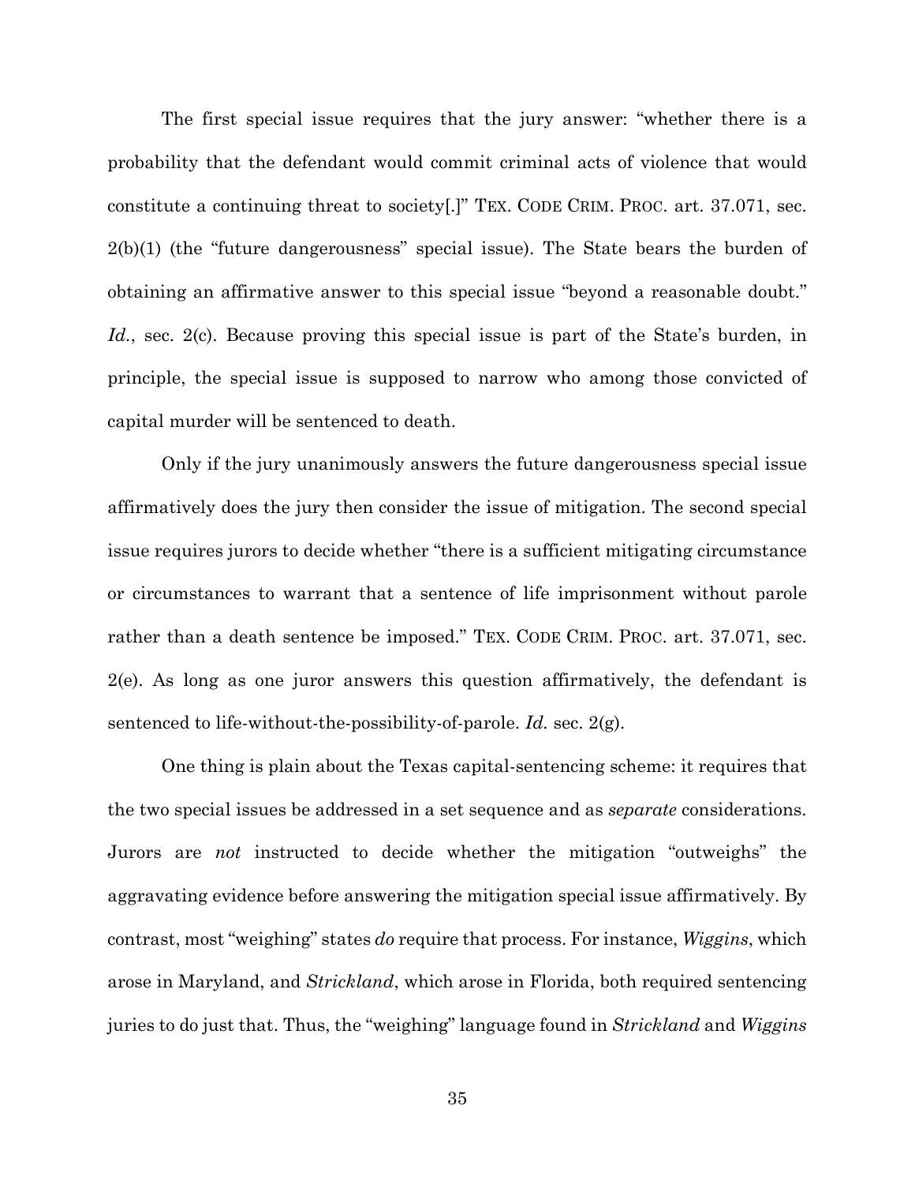The first special issue requires that the jury answer: "whether there is a probability that the defendant would commit criminal acts of violence that would constitute a continuing threat to society[.]" TEX. CODE CRIM. PROC. art. 37.071, sec. 2(b)(1) (the "future dangerousness" special issue). The State bears the burden of obtaining an affirmative answer to this special issue "beyond a reasonable doubt." *Id.*, sec. 2(c). Because proving this special issue is part of the State's burden, in principle, the special issue is supposed to narrow who among those convicted of capital murder will be sentenced to death.

Only if the jury unanimously answers the future dangerousness special issue affirmatively does the jury then consider the issue of mitigation. The second special issue requires jurors to decide whether "there is a sufficient mitigating circumstance or circumstances to warrant that a sentence of life imprisonment without parole rather than a death sentence be imposed." TEX. CODE CRIM. PROC. art. 37.071, sec. 2(e). As long as one juror answers this question affirmatively, the defendant is sentenced to life-without-the-possibility-of-parole. *Id.* sec. 2(g).

One thing is plain about the Texas capital-sentencing scheme: it requires that the two special issues be addressed in a set sequence and as *separate* considerations. Jurors are *not* instructed to decide whether the mitigation "outweighs" the aggravating evidence before answering the mitigation special issue affirmatively. By contrast, most "weighing" states *do* require that process. For instance, *Wiggins*, which arose in Maryland, and *Strickland*, which arose in Florida, both required sentencing juries to do just that. Thus, the "weighing" language found in *Strickland* and *Wiggins*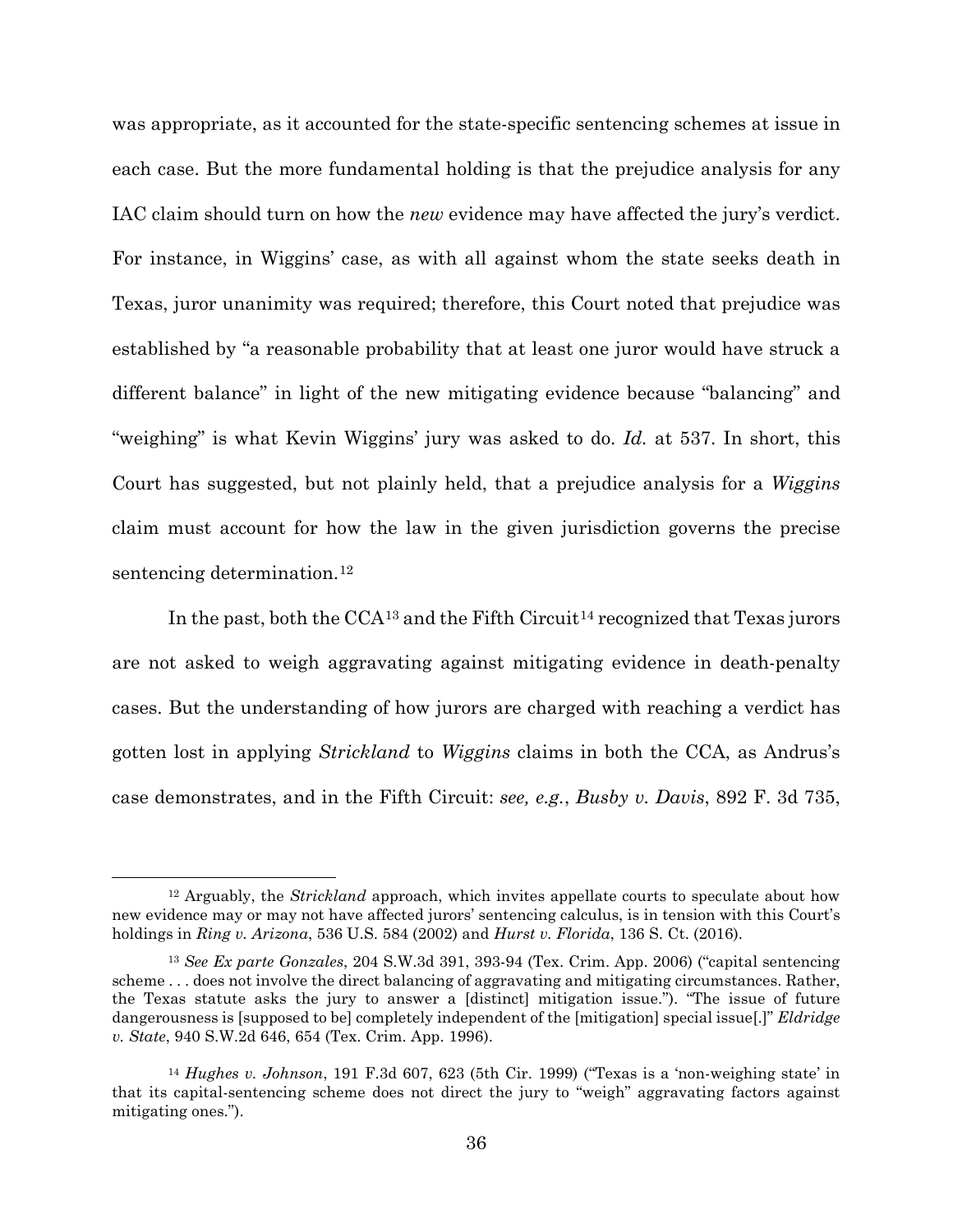was appropriate, as it accounted for the state-specific sentencing schemes at issue in each case. But the more fundamental holding is that the prejudice analysis for any IAC claim should turn on how the *new* evidence may have affected the jury's verdict. For instance, in Wiggins' case, as with all against whom the state seeks death in Texas, juror unanimity was required; therefore, this Court noted that prejudice was established by "a reasonable probability that at least one juror would have struck a different balance" in light of the new mitigating evidence because "balancing" and "weighing" is what Kevin Wiggins' jury was asked to do. *Id.* at 537. In short, this Court has suggested, but not plainly held, that a prejudice analysis for a *Wiggins* claim must account for how the law in the given jurisdiction governs the precise sentencing determination.[12]

In the past, both the CCA[13] and the Fifth Circuit[14] recognized that Texas jurors are not asked to weigh aggravating against mitigating evidence in death-penalty cases. But the understanding of how jurors are charged with reaching a verdict has gotten lost in applying *Strickland* to *Wiggins* claims in both the CCA, as Andrus's case demonstrates, and in the Fifth Circuit: *see, e.g.*, *Busby v. Davis*, 892 F. 3d 735,

---

[12] Arguably, the *Strickland* approach, which invites appellate courts to speculate about how new evidence may or may not have affected jurors' sentencing calculus, is in tension with this Court's holdings in *Ring v. Arizona*, 536 U.S. 584 (2002) and *Hurst v. Florida*, 136 S. Ct. (2016).

[13] *See Ex parte Gonzales*, 204 S.W.3d 391, 393-94 (Tex. Crim. App. 2006) ("capital sentencing scheme . . . does not involve the direct balancing of aggravating and mitigating circumstances. Rather, the Texas statute asks the jury to answer a [distinct] mitigation issue."). "The issue of future dangerousness is [supposed to be] completely independent of the [mitigation] special issue[.]" *Eldridge v. State*, 940 S.W.2d 646, 654 (Tex. Crim. App. 1996).

[14] *Hughes v. Johnson*, 191 F.3d 607, 623 (5th Cir. 1999) ("Texas is a 'non-weighing state' in that its capital-sentencing scheme does not direct the jury to "weigh" aggravating factors against mitigating ones.").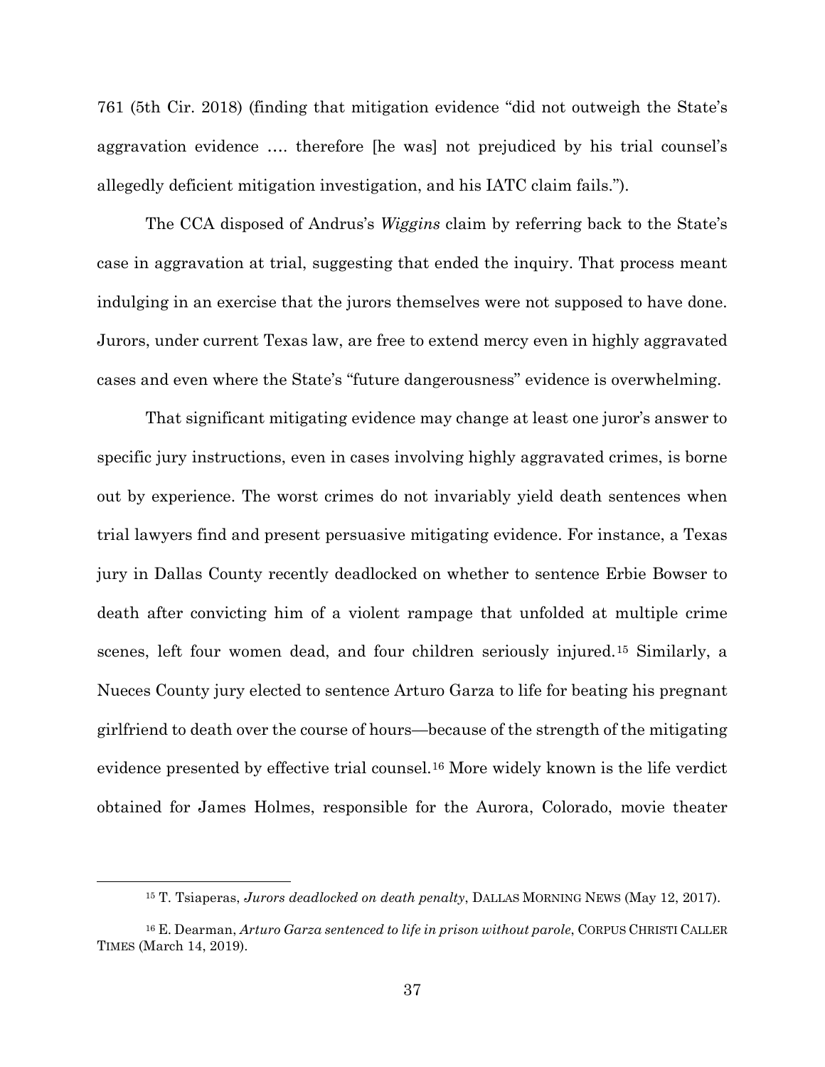761 (5th Cir. 2018) (finding that mitigation evidence "did not outweigh the State's aggravation evidence …. therefore [he was] not prejudiced by his trial counsel's allegedly deficient mitigation investigation, and his IATC claim fails.").

The CCA disposed of Andrus's *Wiggins* claim by referring back to the State's case in aggravation at trial, suggesting that ended the inquiry. That process meant indulging in an exercise that the jurors themselves were not supposed to have done. Jurors, under current Texas law, are free to extend mercy even in highly aggravated cases and even where the State's "future dangerousness" evidence is overwhelming.

That significant mitigating evidence may change at least one juror's answer to specific jury instructions, even in cases involving highly aggravated crimes, is borne out by experience. The worst crimes do not invariably yield death sentences when trial lawyers find and present persuasive mitigating evidence. For instance, a Texas jury in Dallas County recently deadlocked on whether to sentence Erbie Bowser to death after convicting him of a violent rampage that unfolded at multiple crime scenes, left four women dead, and four children seriously injured.[15] Similarly, a Nueces County jury elected to sentence Arturo Garza to life for beating his pregnant girlfriend to death over the course of hours—because of the strength of the mitigating evidence presented by effective trial counsel.[16] More widely known is the life verdict obtained for James Holmes, responsible for the Aurora, Colorado, movie theater

---

[15] T. Tsiaperas, *Jurors deadlocked on death penalty*, DALLAS MORNING NEWS (May 12, 2017).

[16] E. Dearman, *Arturo Garza sentenced to life in prison without parole*, CORPUS CHRISTI CALLER TIMES (March 14, 2019).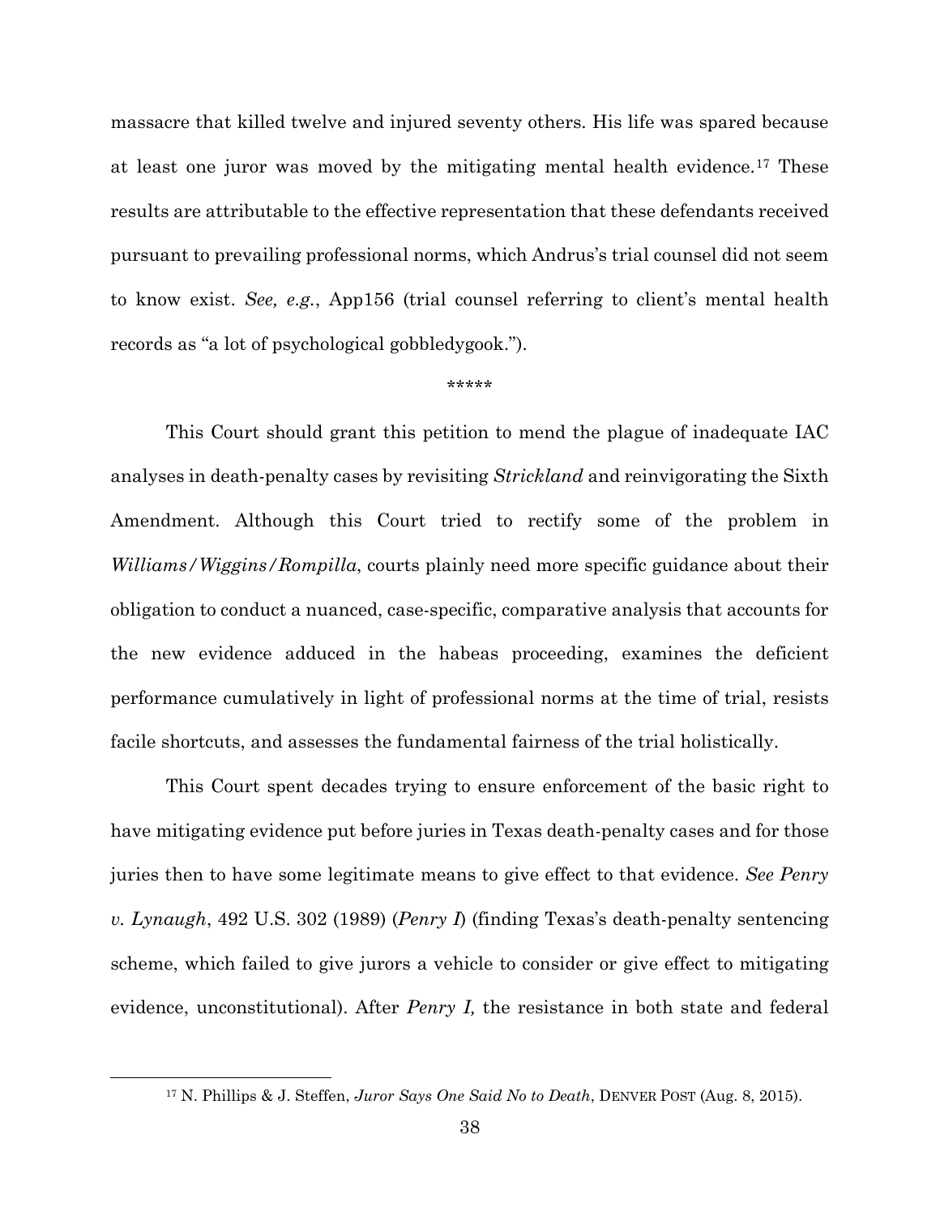massacre that killed twelve and injured seventy others. His life was spared because at least one juror was moved by the mitigating mental health evidence.[17] These results are attributable to the effective representation that these defendants received pursuant to prevailing professional norms, which Andrus's trial counsel did not seem to know exist. *See, e.g.*, App156 (trial counsel referring to client's mental health records as "a lot of psychological gobbledygook.").

\*\*\*\*\*

This Court should grant this petition to mend the plague of inadequate IAC analyses in death-penalty cases by revisiting *Strickland* and reinvigorating the Sixth Amendment. Although this Court tried to rectify some of the problem in *Williams/Wiggins/Rompilla*, courts plainly need more specific guidance about their obligation to conduct a nuanced, case-specific, comparative analysis that accounts for the new evidence adduced in the habeas proceeding, examines the deficient performance cumulatively in light of professional norms at the time of trial, resists facile shortcuts, and assesses the fundamental fairness of the trial holistically.

This Court spent decades trying to ensure enforcement of the basic right to have mitigating evidence put before juries in Texas death-penalty cases and for those juries then to have some legitimate means to give effect to that evidence. *See Penry v. Lynaugh*, 492 U.S. 302 (1989) (*Penry I*) (finding Texas's death-penalty sentencing scheme, which failed to give jurors a vehicle to consider or give effect to mitigating evidence, unconstitutional). After *Penry I,* the resistance in both state and federal

[17] N. Phillips & J. Steffen, *Juror Says One Said No to Death*, DENVER POST (Aug. 8, 2015).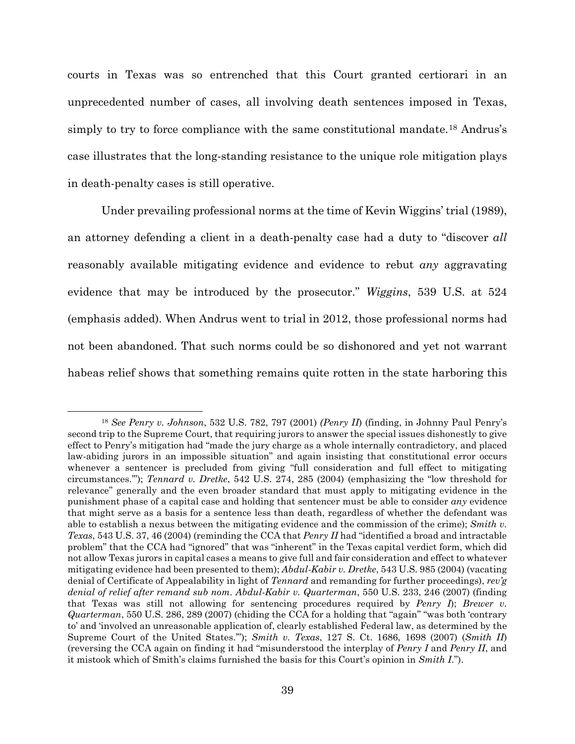courts in Texas was so entrenched that this Court granted certiorari in an unprecedented number of cases, all involving death sentences imposed in Texas, simply to try to force compliance with the same constitutional mandate.[18] Andrus's case illustrates that the long-standing resistance to the unique role mitigation plays in death-penalty cases is still operative.

Under prevailing professional norms at the time of Kevin Wiggins' trial (1989), an attorney defending a client in a death-penalty case had a duty to "discover *all* reasonably available mitigating evidence and evidence to rebut *any* aggravating evidence that may be introduced by the prosecutor." *Wiggins*, 539 U.S. at 524 (emphasis added). When Andrus went to trial in 2012, those professional norms had not been abandoned. That such norms could be so dishonored and yet not warrant habeas relief shows that something remains quite rotten in the state harboring this

---

[18] *See Penry v. Johnson*, 532 U.S. 782, 797 (2001) *(Penry II*) (finding, in Johnny Paul Penry's second trip to the Supreme Court, that requiring jurors to answer the special issues dishonestly to give effect to Penry's mitigation had "made the jury charge as a whole internally contradictory, and placed law-abiding jurors in an impossible situation" and again insisting that constitutional error occurs whenever a sentencer is precluded from giving "full consideration and full effect to mitigating circumstances.'"); *Tennard v. Dretke*, 542 U.S. 274, 285 (2004) (emphasizing the "low threshold for relevance" generally and the even broader standard that must apply to mitigating evidence in the punishment phase of a capital case and holding that sentencer must be able to consider *any* evidence that might serve as a basis for a sentence less than death, regardless of whether the defendant was able to establish a nexus between the mitigating evidence and the commission of the crime); *Smith v. Texas*, 543 U.S. 37, 46 (2004) (reminding the CCA that *Penry II* had "identified a broad and intractable problem" that the CCA had "ignored" that was "inherent" in the Texas capital verdict form, which did not allow Texas jurors in capital cases a means to give full and fair consideration and effect to whatever mitigating evidence had been presented to them); *Abdul-Kabir v. Dretke*, 543 U.S. 985 (2004) (vacating denial of Certificate of Appealability in light of *Tennard* and remanding for further proceedings), *rev'g denial of relief after remand sub nom. Abdul-Kabir v. Quarterman*, 550 U.S. 233, 246 (2007) (finding that Texas was still not allowing for sentencing procedures required by *Penry I*); *Brewer v. Quarterman*, 550 U.S. 286, 289 (2007) (chiding the CCA for a holding that "again" "was both 'contrary to' and 'involved an unreasonable application of, clearly established Federal law, as determined by the Supreme Court of the United States.'"); *Smith v. Texas*, 127 S. Ct. 1686, 1698 (2007) (*Smith II*) (reversing the CCA again on finding it had "misunderstood the interplay of *Penry I* and *Penry II*, and it mistook which of Smith's claims furnished the basis for this Court's opinion in *Smith I*.").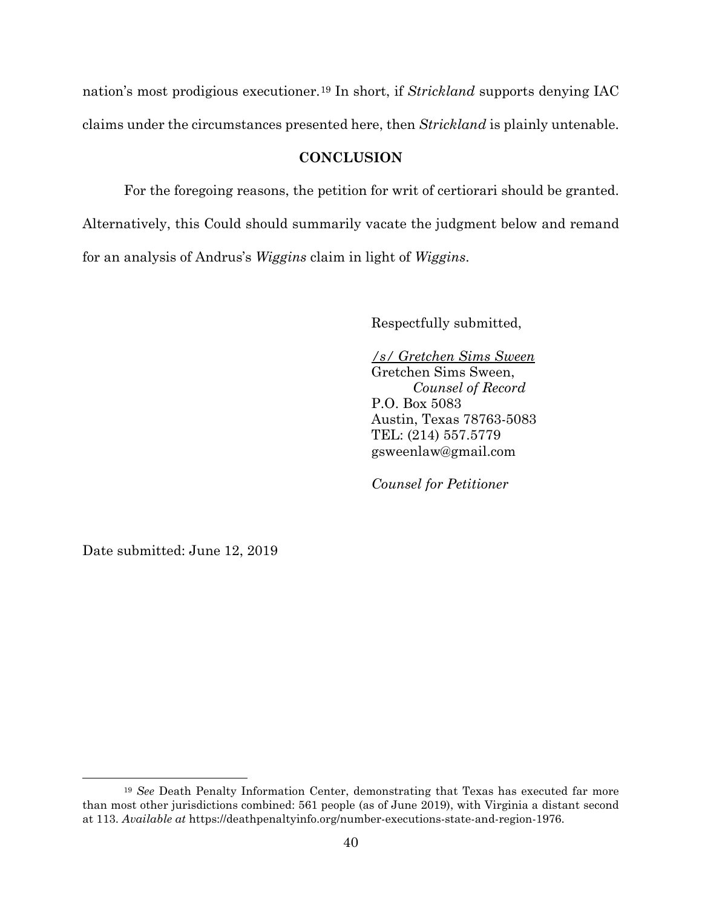nation's most prodigious executioner.[19] In short, if *Strickland* supports denying IAC claims under the circumstances presented here, then *Strickland* is plainly untenable.

## CONCLUSION

For the foregoing reasons, the petition for writ of certiorari should be granted. Alternatively, this Could should summarily vacate the judgment below and remand for an analysis of Andrus's *Wiggins* claim in light of *Wiggins*.

Respectfully submitted,

*/s/ Gretchen Sims Sween*
Gretchen Sims Sween,
*Counsel of Record*
P.O. Box 5083
Austin, Texas 78763-5083
TEL: (214) 557.5779
gsweenlaw@gmail.com

*Counsel for Petitioner*

Date submitted: June 12, 2019

---

[19] *See* Death Penalty Information Center, demonstrating that Texas has executed far more than most other jurisdictions combined: 561 people (as of June 2019), with Virginia a distant second at 113. *Available at* https://deathpenaltyinfo.org/number-executions-state-and-region-1976.